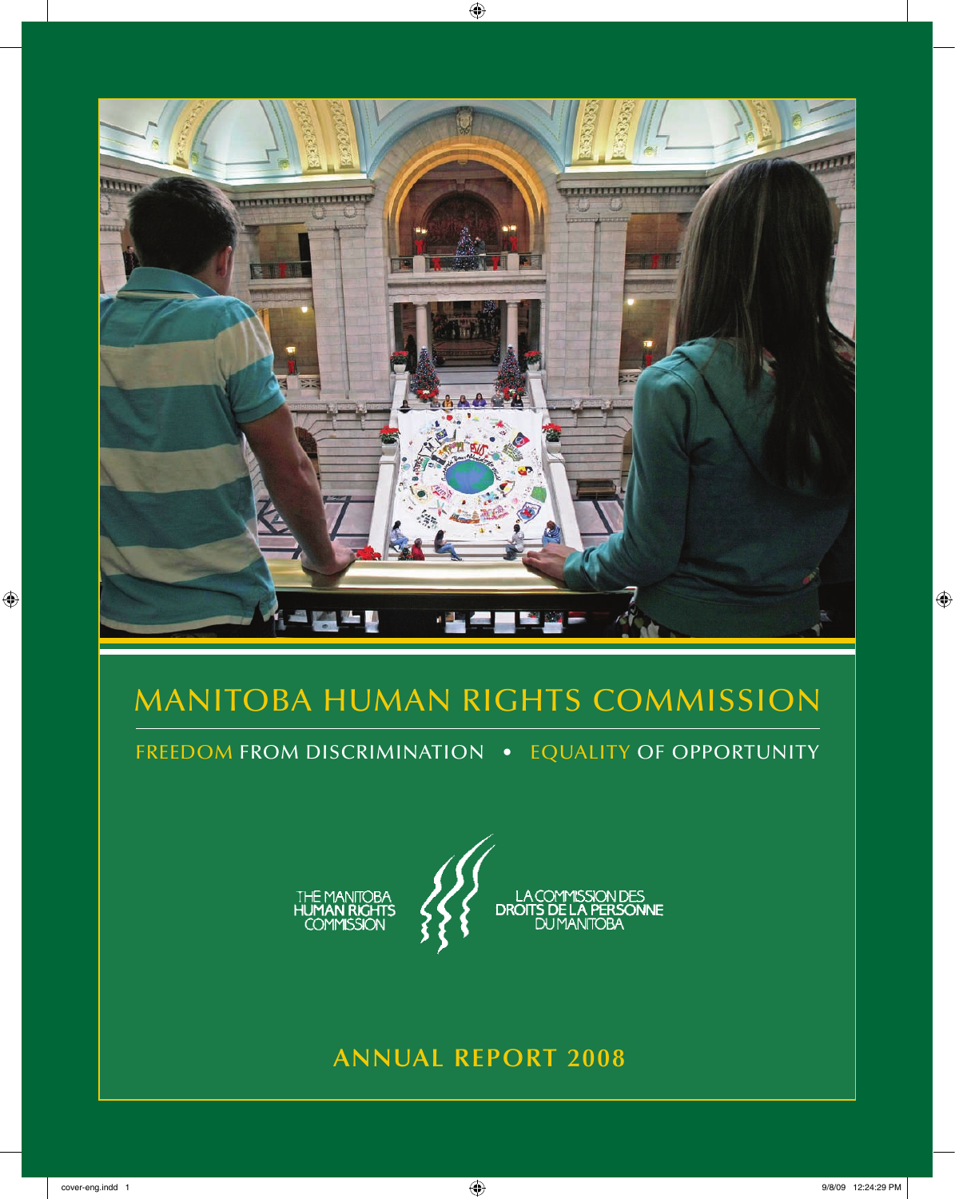# MANITOBA HUMAN RIGHTS COMMISSION

FREEDOM FROM DISCRIMINATION • EQUALITY OF OPPORTUNITY

THE MANITOBA HUMAN RIGHTS COMMISSION

LA COMMISSION DES DROITS DE LA PERSONNE DU MANITOBA

## ANNUAL REPORT 2008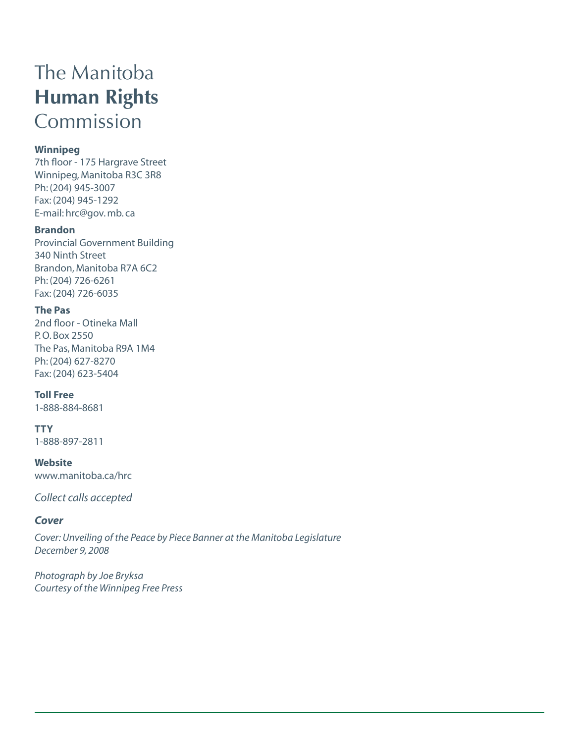# The Manitoba **Human Rights** Commission

**Winnipeg**
7th floor - 175 Hargrave Street
Winnipeg, Manitoba R3C 3R8
Ph: (204) 945-3007
Fax: (204) 945-1292
E-mail: hrc@gov. mb. ca

**Brandon**
Provincial Government Building
340 Ninth Street
Brandon, Manitoba R7A 6C2
Ph: (204) 726-6261
Fax: (204) 726-6035

**The Pas**
2nd floor - Otineka Mall
P. O. Box 2550
The Pas, Manitoba R9A 1M4
Ph: (204) 627-8270
Fax: (204) 623-5404

**Toll Free**
1-888-884-8681

**TTY**
1-888-897-2811

**Website**
www.manitoba.ca/hrc

*Collect calls accepted*

***Cover***

*Cover: Unveiling of the Peace by Piece Banner at the Manitoba Legislature*
*December 9, 2008*

*Photograph by Joe Bryksa*
*Courtesy of the Winnipeg Free Press*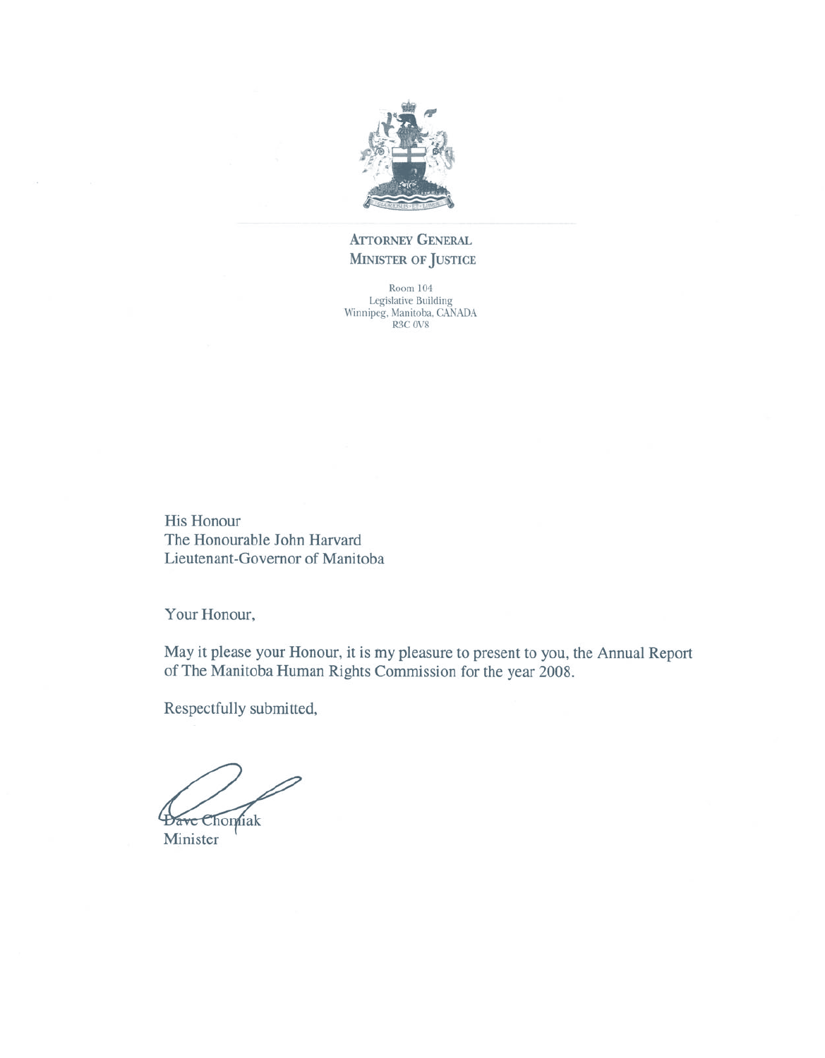**ATTORNEY GENERAL**
**MINISTER OF JUSTICE**

Room 104
Legislative Building
Winnipeg, Manitoba, CANADA
R3C 0V8

His Honour
The Honourable John Harvard
Lieutenant-Governor of Manitoba

Your Honour,

May it please your Honour, it is my pleasure to present to you, the Annual Report of The Manitoba Human Rights Commission for the year 2008.

Respectfully submitted,

Dave Chomiak
Minister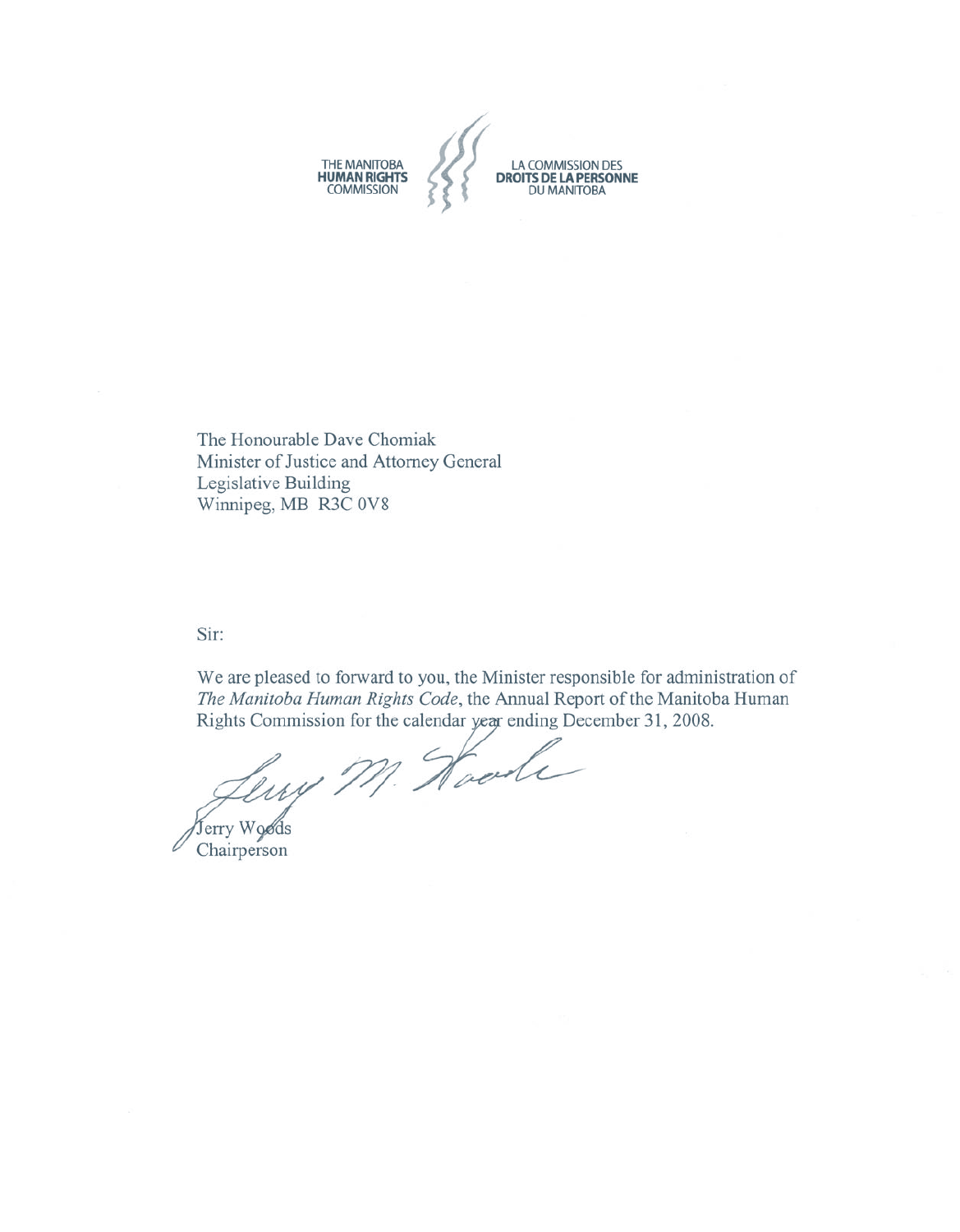THE MANITOBA **HUMAN RIGHTS** COMMISSION

LA COMMISSION DES **DROITS DE LA PERSONNE** DU MANITOBA

The Honourable Dave Chomiak
Minister of Justice and Attorney General
Legislative Building
Winnipeg, MB R3C 0V8

Sir:

We are pleased to forward to you, the Minister responsible for administration of *The Manitoba Human Rights Code*, the Annual Report of the Manitoba Human Rights Commission for the calendar year ending December 31, 2008.

Jerry Woods
Chairperson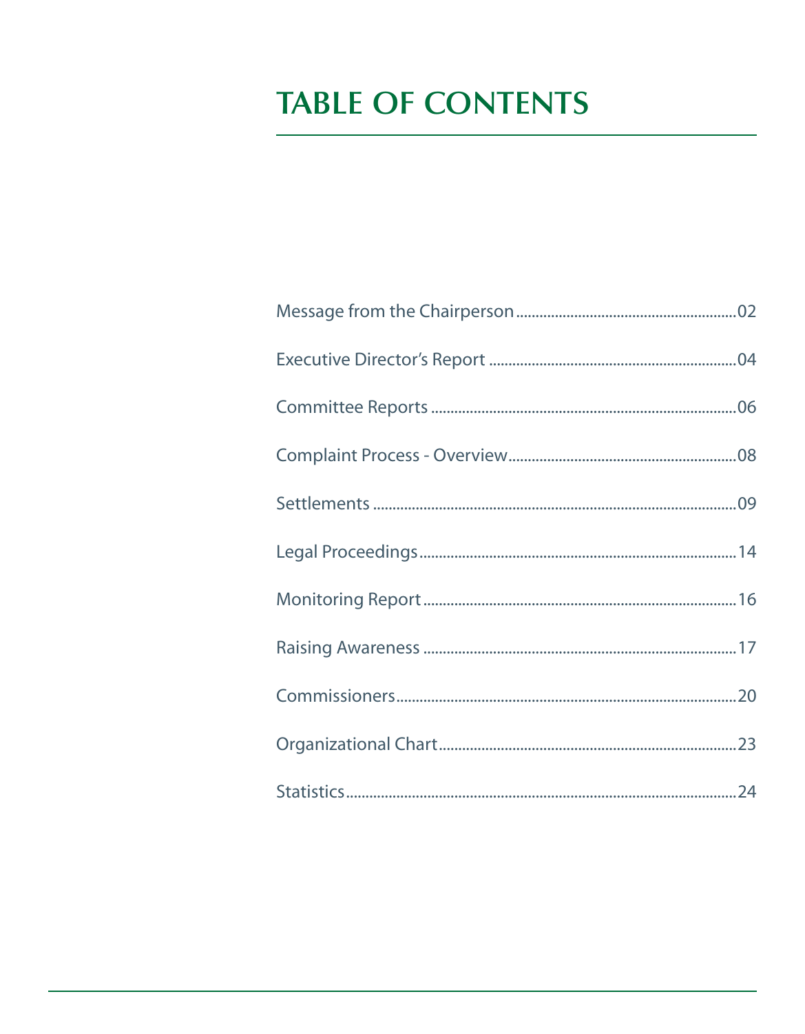# TABLE OF CONTENTS

Message from the Chairperson........................................................02

Executive Director's Report ...............................................................04

Committee Reports .............................................................................06

Complaint Process - Overview..........................................................08

Settlements ............................................................................................09

Legal Proceedings.................................................................................14

Monitoring Report ...............................................................................16

Raising Awareness ...............................................................................17

Commissioners......................................................................................20

Organizational Chart...........................................................................23

Statistics..................................................................................................24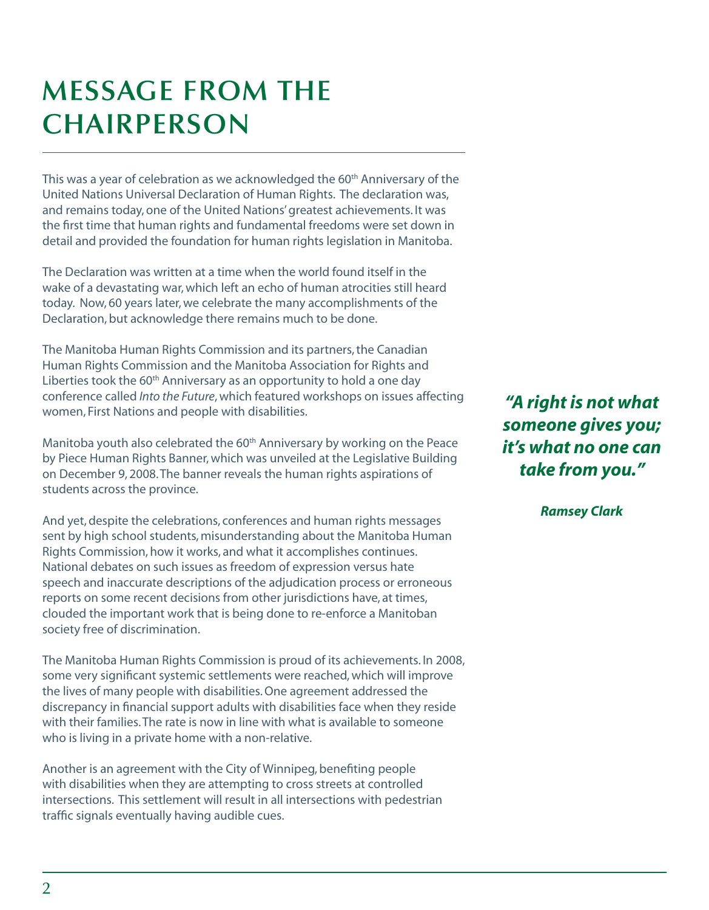# MESSAGE FROM THE CHAIRPERSON

This was a year of celebration as we acknowledged the 60th Anniversary of the United Nations Universal Declaration of Human Rights. The declaration was, and remains today, one of the United Nations' greatest achievements. It was the first time that human rights and fundamental freedoms were set down in detail and provided the foundation for human rights legislation in Manitoba.

The Declaration was written at a time when the world found itself in the wake of a devastating war, which left an echo of human atrocities still heard today. Now, 60 years later, we celebrate the many accomplishments of the Declaration, but acknowledge there remains much to be done.

The Manitoba Human Rights Commission and its partners, the Canadian Human Rights Commission and the Manitoba Association for Rights and Liberties took the 60th Anniversary as an opportunity to hold a one day conference called *Into the Future*, which featured workshops on issues affecting women, First Nations and people with disabilities.

Manitoba youth also celebrated the 60th Anniversary by working on the Peace by Piece Human Rights Banner, which was unveiled at the Legislative Building on December 9, 2008. The banner reveals the human rights aspirations of students across the province.

And yet, despite the celebrations, conferences and human rights messages sent by high school students, misunderstanding about the Manitoba Human Rights Commission, how it works, and what it accomplishes continues. National debates on such issues as freedom of expression versus hate speech and inaccurate descriptions of the adjudication process or erroneous reports on some recent decisions from other jurisdictions have, at times, clouded the important work that is being done to re-enforce a Manitoban society free of discrimination.

The Manitoba Human Rights Commission is proud of its achievements. In 2008, some very significant systemic settlements were reached, which will improve the lives of many people with disabilities. One agreement addressed the discrepancy in financial support adults with disabilities face when they reside with their families. The rate is now in line with what is available to someone who is living in a private home with a non-relative.

Another is an agreement with the City of Winnipeg, benefiting people with disabilities when they are attempting to cross streets at controlled intersections. This settlement will result in all intersections with pedestrian traffic signals eventually having audible cues.

***"A right is not what someone gives you; it's what no one can take from you."***

***Ramsey Clark***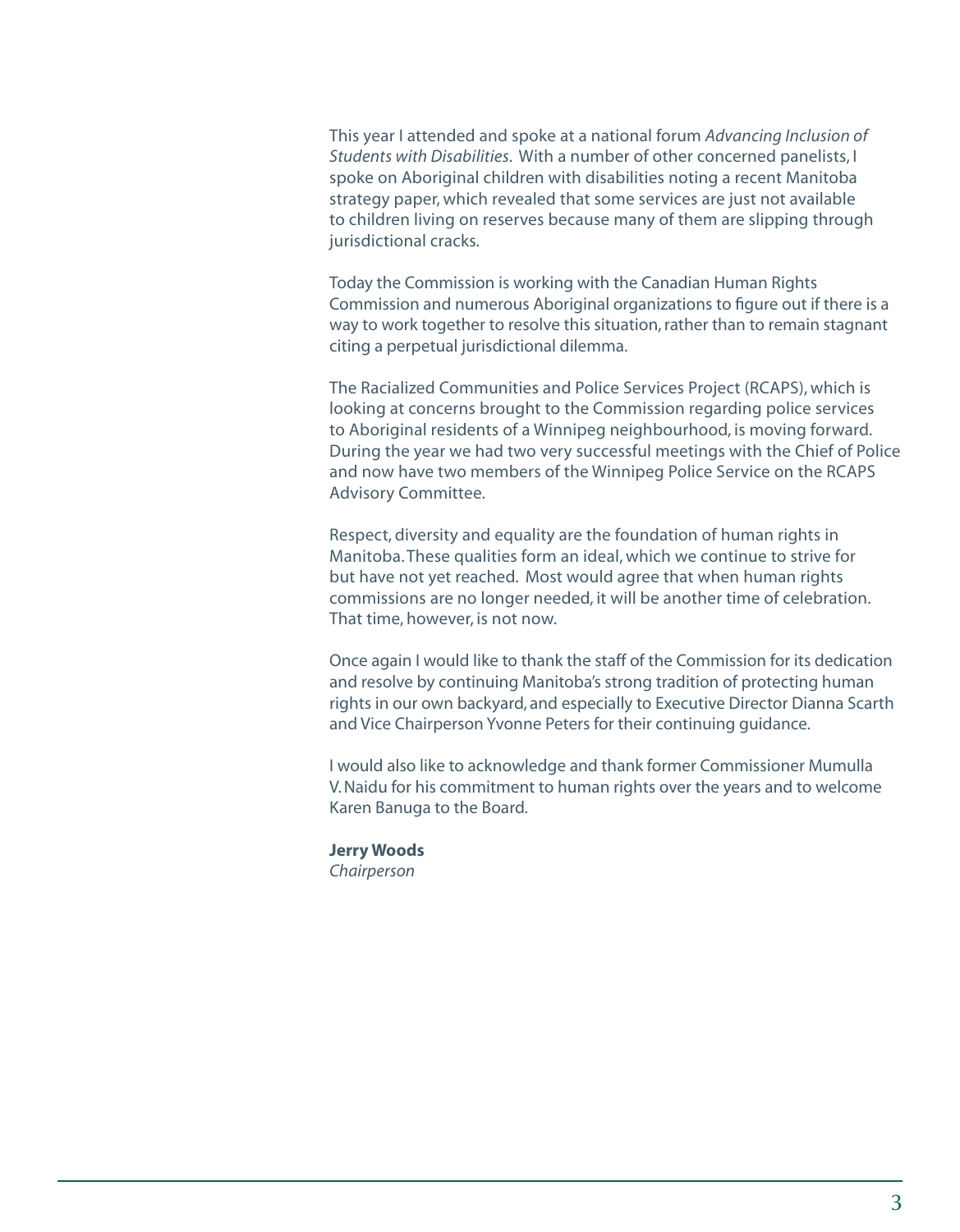This year I attended and spoke at a national forum *Advancing Inclusion of Students with Disabilities*. With a number of other concerned panelists, I spoke on Aboriginal children with disabilities noting a recent Manitoba strategy paper, which revealed that some services are just not available to children living on reserves because many of them are slipping through jurisdictional cracks.

Today the Commission is working with the Canadian Human Rights Commission and numerous Aboriginal organizations to figure out if there is a way to work together to resolve this situation, rather than to remain stagnant citing a perpetual jurisdictional dilemma.

The Racialized Communities and Police Services Project (RCAPS), which is looking at concerns brought to the Commission regarding police services to Aboriginal residents of a Winnipeg neighbourhood, is moving forward. During the year we had two very successful meetings with the Chief of Police and now have two members of the Winnipeg Police Service on the RCAPS Advisory Committee.

Respect, diversity and equality are the foundation of human rights in Manitoba. These qualities form an ideal, which we continue to strive for but have not yet reached. Most would agree that when human rights commissions are no longer needed, it will be another time of celebration. That time, however, is not now.

Once again I would like to thank the staff of the Commission for its dedication and resolve by continuing Manitoba's strong tradition of protecting human rights in our own backyard, and especially to Executive Director Dianna Scarth and Vice Chairperson Yvonne Peters for their continuing guidance.

I would also like to acknowledge and thank former Commissioner Mumulla V. Naidu for his commitment to human rights over the years and to welcome Karen Banuga to the Board.

**Jerry Woods**
*Chairperson*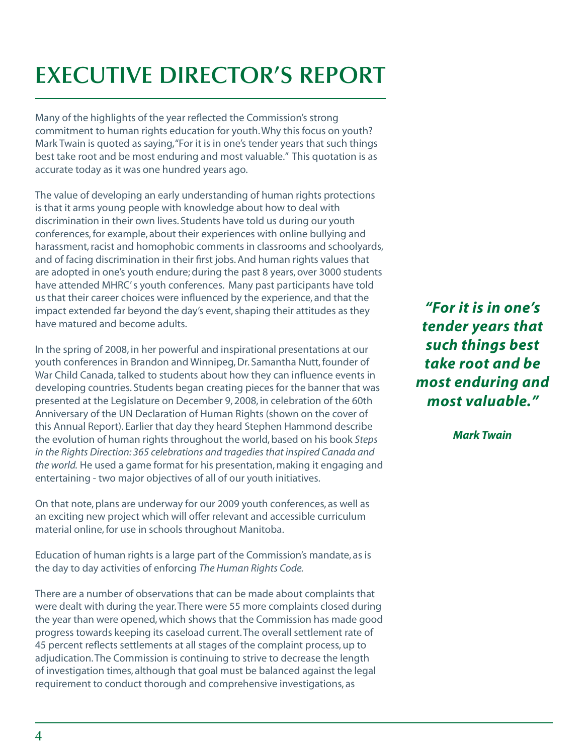# EXECUTIVE DIRECTOR'S REPORT

Many of the highlights of the year reflected the Commission's strong commitment to human rights education for youth. Why this focus on youth? Mark Twain is quoted as saying, "For it is in one's tender years that such things best take root and be most enduring and most valuable." This quotation is as accurate today as it was one hundred years ago.

The value of developing an early understanding of human rights protections is that it arms young people with knowledge about how to deal with discrimination in their own lives. Students have told us during our youth conferences, for example, about their experiences with online bullying and harassment, racist and homophobic comments in classrooms and schoolyards, and of facing discrimination in their first jobs. And human rights values that are adopted in one's youth endure; during the past 8 years, over 3000 students have attended MHRC's youth conferences. Many past participants have told us that their career choices were influenced by the experience, and that the impact extended far beyond the day's event, shaping their attitudes as they have matured and become adults.

***"For it is in one's tender years that such things best take root and be most enduring and most valuable."***

***Mark Twain***

In the spring of 2008, in her powerful and inspirational presentations at our youth conferences in Brandon and Winnipeg, Dr. Samantha Nutt, founder of War Child Canada, talked to students about how they can influence events in developing countries. Students began creating pieces for the banner that was presented at the Legislature on December 9, 2008, in celebration of the 60th Anniversary of the UN Declaration of Human Rights (shown on the cover of this Annual Report). Earlier that day they heard Stephen Hammond describe the evolution of human rights throughout the world, based on his book *Steps in the Rights Direction: 365 celebrations and tragedies that inspired Canada and the world.* He used a game format for his presentation, making it engaging and entertaining - two major objectives of all of our youth initiatives.

On that note, plans are underway for our 2009 youth conferences, as well as an exciting new project which will offer relevant and accessible curriculum material online, for use in schools throughout Manitoba.

Education of human rights is a large part of the Commission's mandate, as is the day to day activities of enforcing *The Human Rights Code.*

There are a number of observations that can be made about complaints that were dealt with during the year. There were 55 more complaints closed during the year than were opened, which shows that the Commission has made good progress towards keeping its caseload current. The overall settlement rate of 45 percent reflects settlements at all stages of the complaint process, up to adjudication. The Commission is continuing to strive to decrease the length of investigation times, although that goal must be balanced against the legal requirement to conduct thorough and comprehensive investigations, as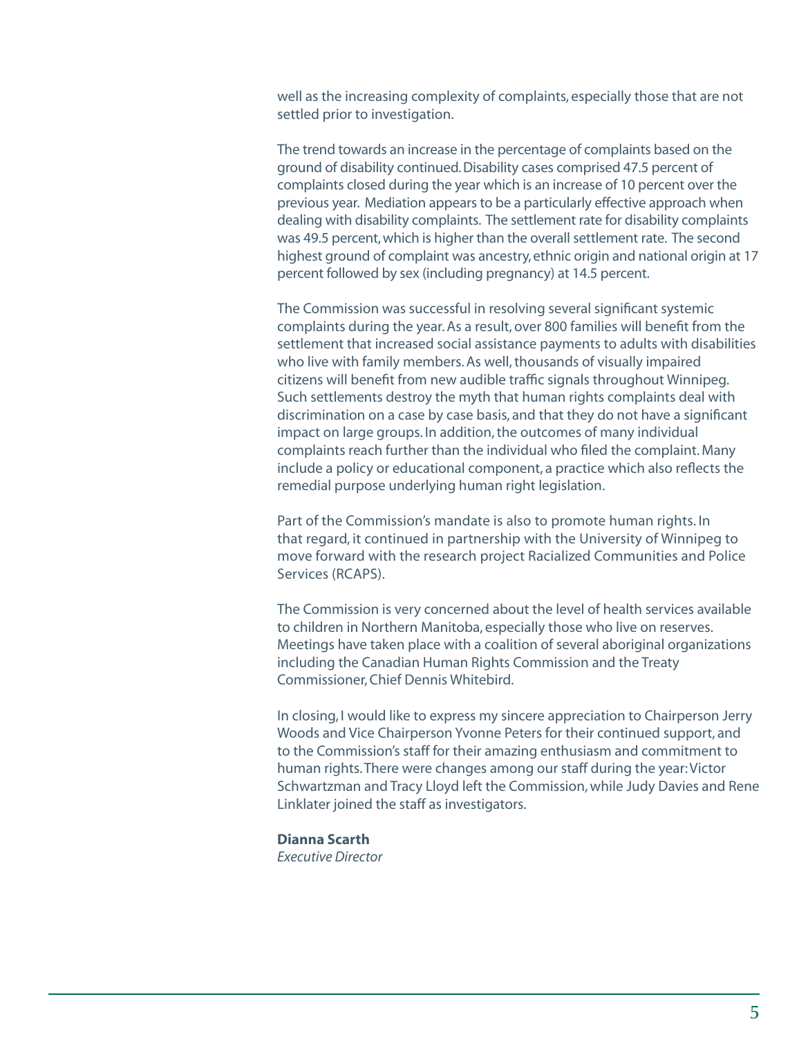well as the increasing complexity of complaints, especially those that are not settled prior to investigation.

The trend towards an increase in the percentage of complaints based on the ground of disability continued. Disability cases comprised 47.5 percent of complaints closed during the year which is an increase of 10 percent over the previous year. Mediation appears to be a particularly effective approach when dealing with disability complaints. The settlement rate for disability complaints was 49.5 percent, which is higher than the overall settlement rate. The second highest ground of complaint was ancestry, ethnic origin and national origin at 17 percent followed by sex (including pregnancy) at 14.5 percent.

The Commission was successful in resolving several significant systemic complaints during the year. As a result, over 800 families will benefit from the settlement that increased social assistance payments to adults with disabilities who live with family members. As well, thousands of visually impaired citizens will benefit from new audible traffic signals throughout Winnipeg. Such settlements destroy the myth that human rights complaints deal with discrimination on a case by case basis, and that they do not have a significant impact on large groups. In addition, the outcomes of many individual complaints reach further than the individual who filed the complaint. Many include a policy or educational component, a practice which also reflects the remedial purpose underlying human right legislation.

Part of the Commission's mandate is also to promote human rights. In that regard, it continued in partnership with the University of Winnipeg to move forward with the research project Racialized Communities and Police Services (RCAPS).

The Commission is very concerned about the level of health services available to children in Northern Manitoba, especially those who live on reserves. Meetings have taken place with a coalition of several aboriginal organizations including the Canadian Human Rights Commission and the Treaty Commissioner, Chief Dennis Whitebird.

In closing, I would like to express my sincere appreciation to Chairperson Jerry Woods and Vice Chairperson Yvonne Peters for their continued support, and to the Commission's staff for their amazing enthusiasm and commitment to human rights. There were changes among our staff during the year: Victor Schwartzman and Tracy Lloyd left the Commission, while Judy Davies and Rene Linklater joined the staff as investigators.

**Dianna Scarth**
*Executive Director*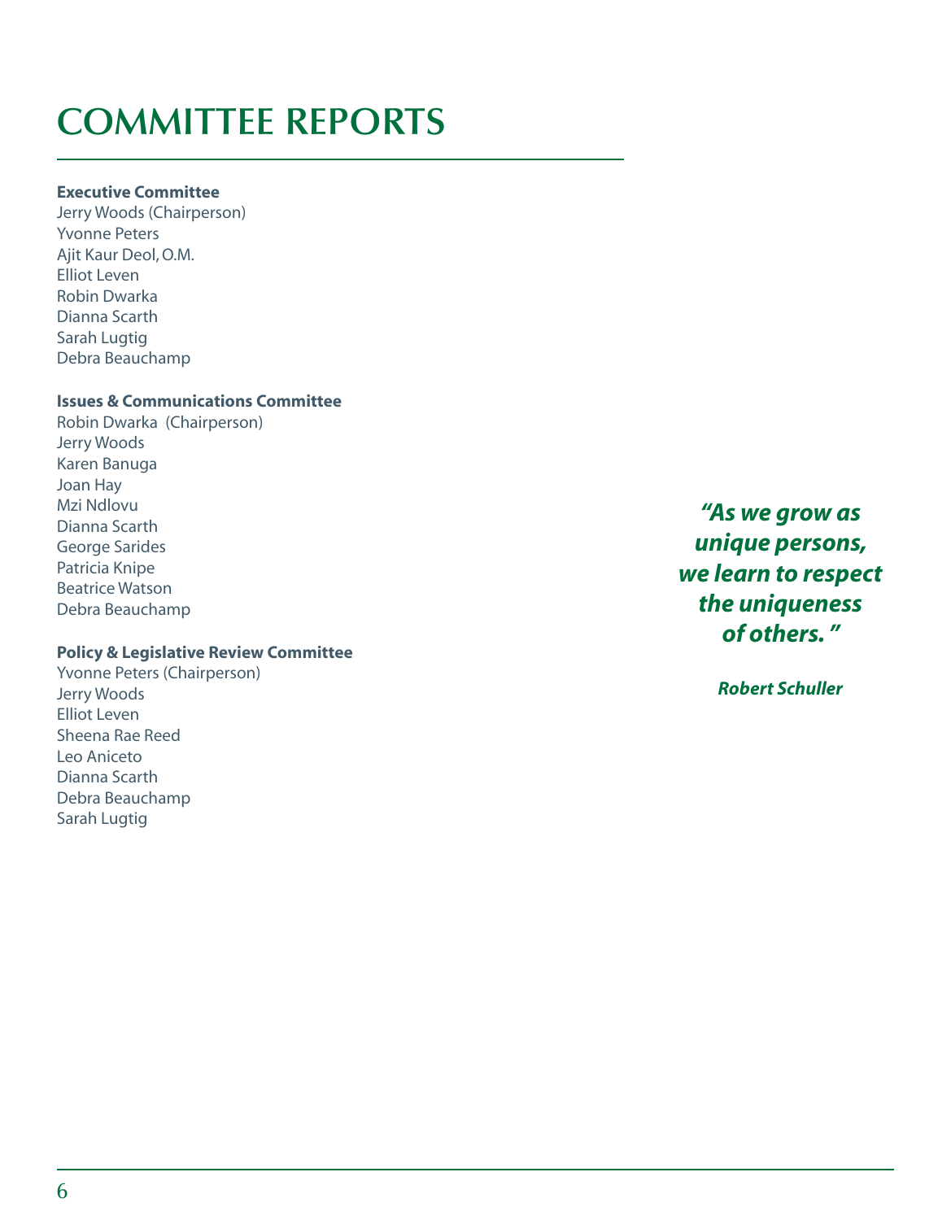# COMMITTEE REPORTS

**Executive Committee**
Jerry Woods (Chairperson)
Yvonne Peters
Ajit Kaur Deol, O.M.
Elliot Leven
Robin Dwarka
Dianna Scarth
Sarah Lugtig
Debra Beauchamp

**Issues & Communications Committee**
Robin Dwarka (Chairperson)
Jerry Woods
Karen Banuga
Joan Hay
Mzi Ndlovu
Dianna Scarth
George Sarides
Patricia Knipe
Beatrice Watson
Debra Beauchamp

**Policy & Legislative Review Committee**
Yvonne Peters (Chairperson)
Jerry Woods
Elliot Leven
Sheena Rae Reed
Leo Aniceto
Dianna Scarth
Debra Beauchamp
Sarah Lugtig

***"As we grow as unique persons, we learn to respect the uniqueness of others."***

***Robert Schuller***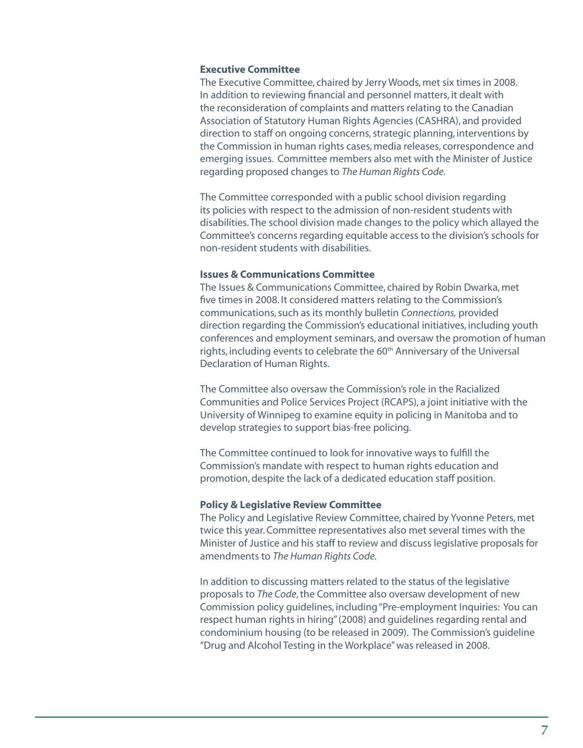### Executive Committee

The Executive Committee, chaired by Jerry Woods, met six times in 2008. In addition to reviewing financial and personnel matters, it dealt with the reconsideration of complaints and matters relating to the Canadian Association of Statutory Human Rights Agencies (CASHRA), and provided direction to staff on ongoing concerns, strategic planning, interventions by the Commission in human rights cases, media releases, correspondence and emerging issues. Committee members also met with the Minister of Justice regarding proposed changes to *The Human Rights Code.*

The Committee corresponded with a public school division regarding its policies with respect to the admission of non-resident students with disabilities. The school division made changes to the policy which allayed the Committee's concerns regarding equitable access to the division's schools for non-resident students with disabilities.

### Issues & Communications Committee

The Issues & Communications Committee, chaired by Robin Dwarka, met five times in 2008. It considered matters relating to the Commission's communications, such as its monthly bulletin *Connections,* provided direction regarding the Commission's educational initiatives, including youth conferences and employment seminars, and oversaw the promotion of human rights, including events to celebrate the 60th Anniversary of the Universal Declaration of Human Rights.

The Committee also oversaw the Commission's role in the Racialized Communities and Police Services Project (RCAPS), a joint initiative with the University of Winnipeg to examine equity in policing in Manitoba and to develop strategies to support bias-free policing.

The Committee continued to look for innovative ways to fulfill the Commission's mandate with respect to human rights education and promotion, despite the lack of a dedicated education staff position.

### Policy & Legislative Review Committee

The Policy and Legislative Review Committee, chaired by Yvonne Peters, met twice this year. Committee representatives also met several times with the Minister of Justice and his staff to review and discuss legislative proposals for amendments to *The Human Rights Code.*

In addition to discussing matters related to the status of the legislative proposals to *The Code*, the Committee also oversaw development of new Commission policy guidelines, including "Pre-employment Inquiries: You can respect human rights in hiring" (2008) and guidelines regarding rental and condominium housing (to be released in 2009). The Commission's guideline "Drug and Alcohol Testing in the Workplace" was released in 2008.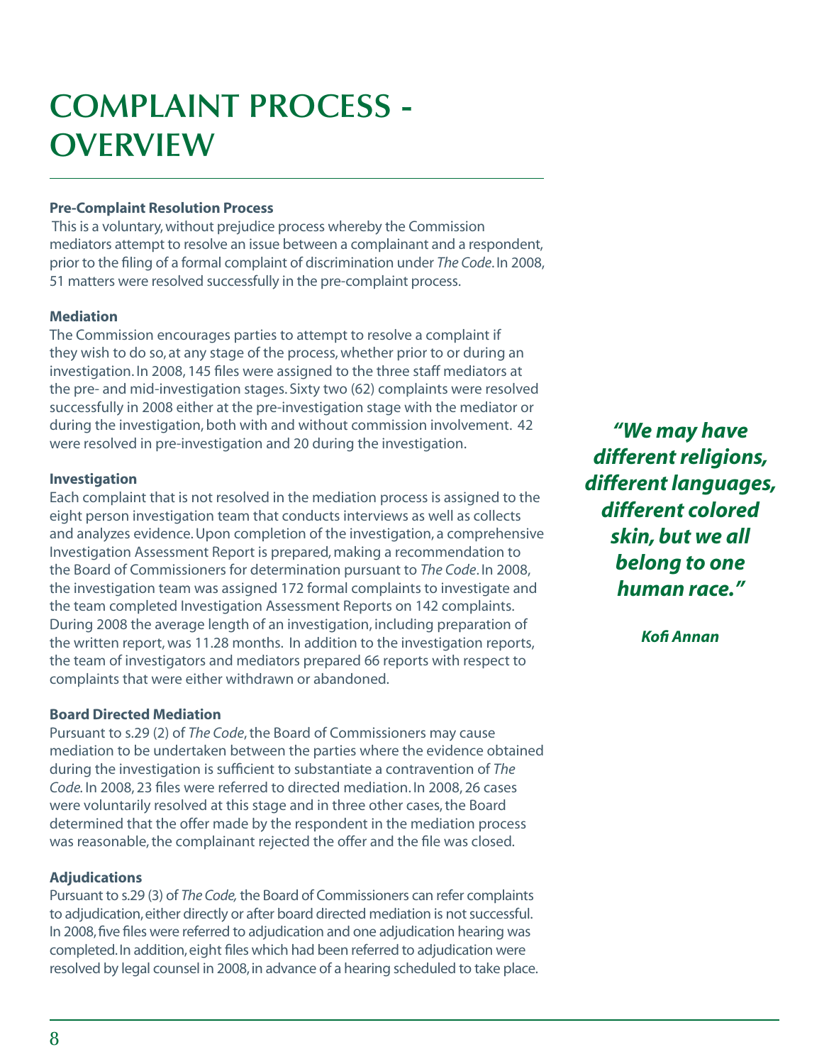# COMPLAINT PROCESS - OVERVIEW

**Pre-Complaint Resolution Process**

This is a voluntary, without prejudice process whereby the Commission mediators attempt to resolve an issue between a complainant and a respondent, prior to the filing of a formal complaint of discrimination under *The Code*. In 2008, 51 matters were resolved successfully in the pre-complaint process.

**Mediation**

The Commission encourages parties to attempt to resolve a complaint if they wish to do so, at any stage of the process, whether prior to or during an investigation. In 2008, 145 files were assigned to the three staff mediators at the pre- and mid-investigation stages. Sixty two (62) complaints were resolved successfully in 2008 either at the pre-investigation stage with the mediator or during the investigation, both with and without commission involvement. 42 were resolved in pre-investigation and 20 during the investigation.

**Investigation**

Each complaint that is not resolved in the mediation process is assigned to the eight person investigation team that conducts interviews as well as collects and analyzes evidence. Upon completion of the investigation, a comprehensive Investigation Assessment Report is prepared, making a recommendation to the Board of Commissioners for determination pursuant to *The Code*. In 2008, the investigation team was assigned 172 formal complaints to investigate and the team completed Investigation Assessment Reports on 142 complaints. During 2008 the average length of an investigation, including preparation of the written report, was 11.28 months. In addition to the investigation reports, the team of investigators and mediators prepared 66 reports with respect to complaints that were either withdrawn or abandoned.

**Board Directed Mediation**

Pursuant to s.29 (2) of *The Code*, the Board of Commissioners may cause mediation to be undertaken between the parties where the evidence obtained during the investigation is sufficient to substantiate a contravention of *The Code*. In 2008, 23 files were referred to directed mediation. In 2008, 26 cases were voluntarily resolved at this stage and in three other cases, the Board determined that the offer made by the respondent in the mediation process was reasonable, the complainant rejected the offer and the file was closed.

**Adjudications**

Pursuant to s.29 (3) of *The Code,* the Board of Commissioners can refer complaints to adjudication, either directly or after board directed mediation is not successful. In 2008, five files were referred to adjudication and one adjudication hearing was completed. In addition, eight files which had been referred to adjudication were resolved by legal counsel in 2008, in advance of a hearing scheduled to take place.

***"We may have different religions, different languages, different colored skin, but we all belong to one human race."***

***Kofi Annan***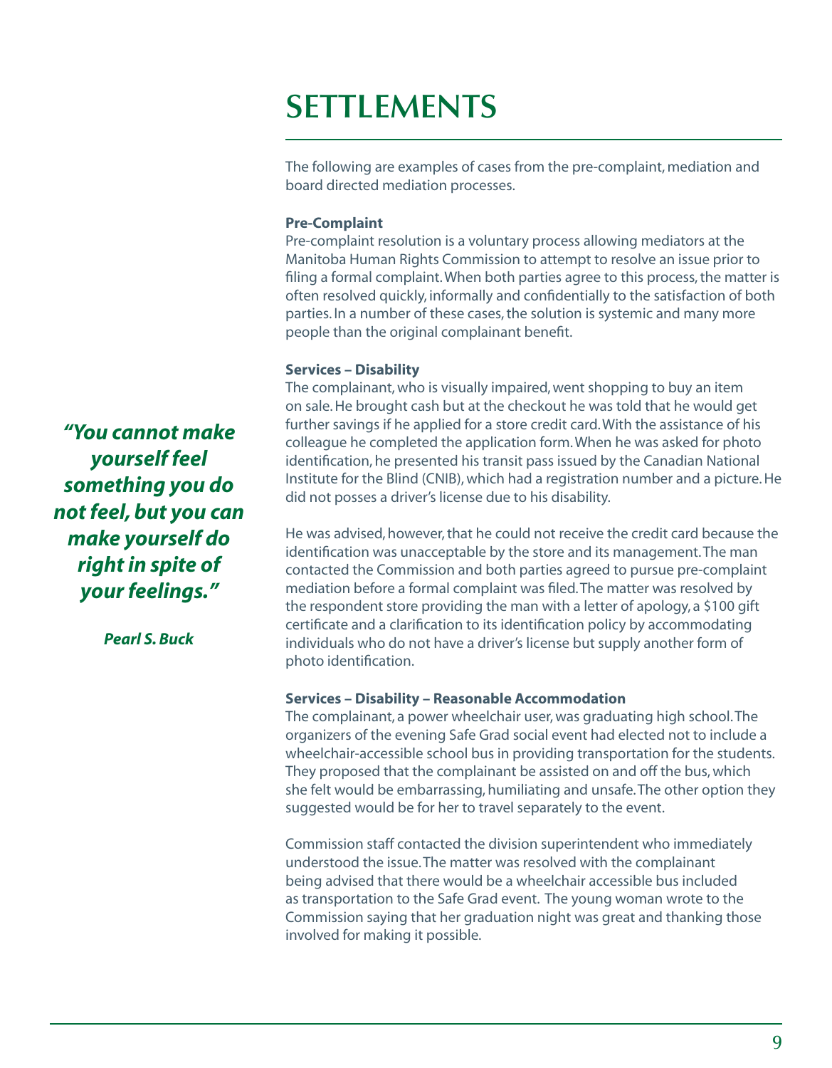# SETTLEMENTS

The following are examples of cases from the pre-complaint, mediation and board directed mediation processes.

**Pre-Complaint**

Pre-complaint resolution is a voluntary process allowing mediators at the Manitoba Human Rights Commission to attempt to resolve an issue prior to filing a formal complaint. When both parties agree to this process, the matter is often resolved quickly, informally and confidentially to the satisfaction of both parties. In a number of these cases, the solution is systemic and many more people than the original complainant benefit.

**Services – Disability**

The complainant, who is visually impaired, went shopping to buy an item on sale. He brought cash but at the checkout he was told that he would get further savings if he applied for a store credit card. With the assistance of his colleague he completed the application form. When he was asked for photo identification, he presented his transit pass issued by the Canadian National Institute for the Blind (CNIB), which had a registration number and a picture. He did not posses a driver's license due to his disability.

He was advised, however, that he could not receive the credit card because the identification was unacceptable by the store and its management. The man contacted the Commission and both parties agreed to pursue pre-complaint mediation before a formal complaint was filed. The matter was resolved by the respondent store providing the man with a letter of apology, a $100 gift certificate and a clarification to its identification policy by accommodating individuals who do not have a driver's license but supply another form of photo identification.

***"You cannot make yourself feel something you do not feel, but you can make yourself do right in spite of your feelings."***

***Pearl S. Buck***

**Services – Disability – Reasonable Accommodation**

The complainant, a power wheelchair user, was graduating high school. The organizers of the evening Safe Grad social event had elected not to include a wheelchair-accessible school bus in providing transportation for the students. They proposed that the complainant be assisted on and off the bus, which she felt would be embarrassing, humiliating and unsafe. The other option they suggested would be for her to travel separately to the event.

Commission staff contacted the division superintendent who immediately understood the issue. The matter was resolved with the complainant being advised that there would be a wheelchair accessible bus included as transportation to the Safe Grad event. The young woman wrote to the Commission saying that her graduation night was great and thanking those involved for making it possible.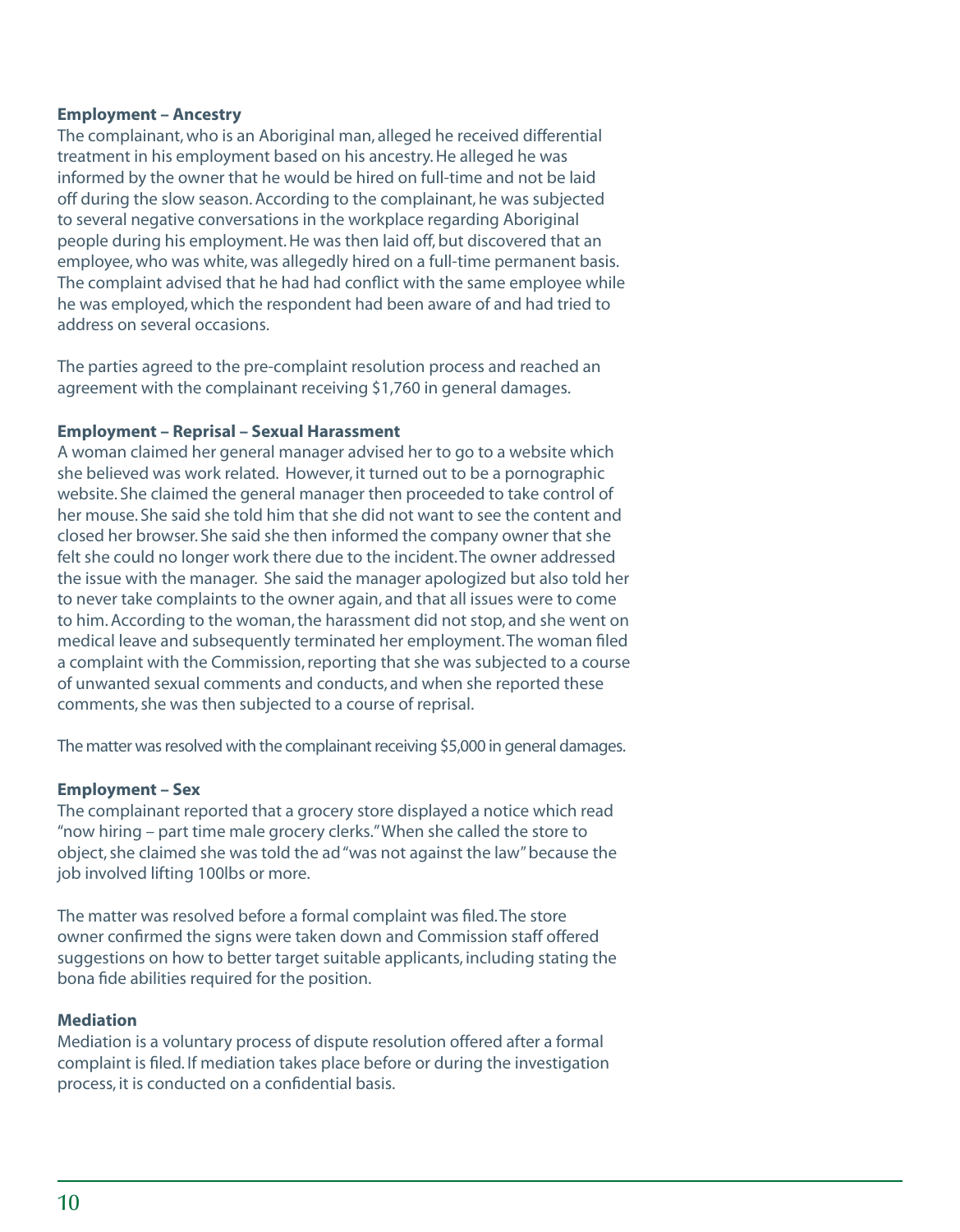**Employment – Ancestry**

The complainant, who is an Aboriginal man, alleged he received differential treatment in his employment based on his ancestry. He alleged he was informed by the owner that he would be hired on full-time and not be laid off during the slow season. According to the complainant, he was subjected to several negative conversations in the workplace regarding Aboriginal people during his employment. He was then laid off, but discovered that an employee, who was white, was allegedly hired on a full-time permanent basis. The complaint advised that he had had conflict with the same employee while he was employed, which the respondent had been aware of and had tried to address on several occasions.

The parties agreed to the pre-complaint resolution process and reached an agreement with the complainant receiving $1,760 in general damages.

**Employment – Reprisal – Sexual Harassment**

A woman claimed her general manager advised her to go to a website which she believed was work related. However, it turned out to be a pornographic website. She claimed the general manager then proceeded to take control of her mouse. She said she told him that she did not want to see the content and closed her browser. She said she then informed the company owner that she felt she could no longer work there due to the incident. The owner addressed the issue with the manager. She said the manager apologized but also told her to never take complaints to the owner again, and that all issues were to come to him. According to the woman, the harassment did not stop, and she went on medical leave and subsequently terminated her employment. The woman filed a complaint with the Commission, reporting that she was subjected to a course of unwanted sexual comments and conducts, and when she reported these comments, she was then subjected to a course of reprisal.

The matter was resolved with the complainant receiving $5,000 in general damages.

**Employment – Sex**

The complainant reported that a grocery store displayed a notice which read "now hiring – part time male grocery clerks." When she called the store to object, she claimed she was told the ad "was not against the law" because the job involved lifting 100lbs or more.

The matter was resolved before a formal complaint was filed. The store owner confirmed the signs were taken down and Commission staff offered suggestions on how to better target suitable applicants, including stating the bona fide abilities required for the position.

**Mediation**

Mediation is a voluntary process of dispute resolution offered after a formal complaint is filed. If mediation takes place before or during the investigation process, it is conducted on a confidential basis.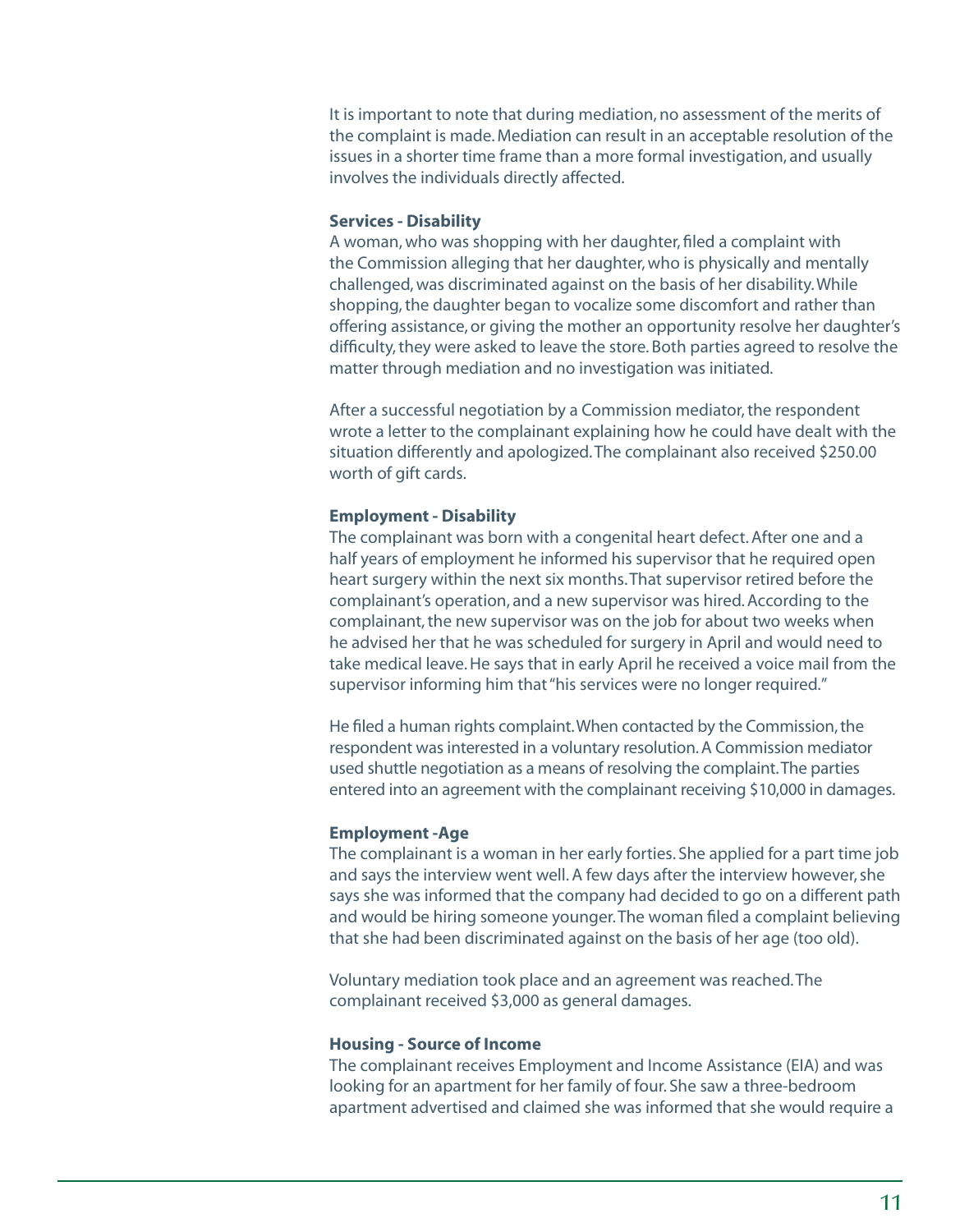It is important to note that during mediation, no assessment of the merits of the complaint is made. Mediation can result in an acceptable resolution of the issues in a shorter time frame than a more formal investigation, and usually involves the individuals directly affected.

**Services - Disability**

A woman, who was shopping with her daughter, filed a complaint with the Commission alleging that her daughter, who is physically and mentally challenged, was discriminated against on the basis of her disability. While shopping, the daughter began to vocalize some discomfort and rather than offering assistance, or giving the mother an opportunity resolve her daughter's difficulty, they were asked to leave the store. Both parties agreed to resolve the matter through mediation and no investigation was initiated.

After a successful negotiation by a Commission mediator, the respondent wrote a letter to the complainant explaining how he could have dealt with the situation differently and apologized. The complainant also received $250.00 worth of gift cards.

**Employment - Disability**

The complainant was born with a congenital heart defect. After one and a half years of employment he informed his supervisor that he required open heart surgery within the next six months. That supervisor retired before the complainant's operation, and a new supervisor was hired. According to the complainant, the new supervisor was on the job for about two weeks when he advised her that he was scheduled for surgery in April and would need to take medical leave. He says that in early April he received a voice mail from the supervisor informing him that "his services were no longer required."

He filed a human rights complaint. When contacted by the Commission, the respondent was interested in a voluntary resolution. A Commission mediator used shuttle negotiation as a means of resolving the complaint. The parties entered into an agreement with the complainant receiving $10,000 in damages.

**Employment -Age**

The complainant is a woman in her early forties. She applied for a part time job and says the interview went well. A few days after the interview however, she says she was informed that the company had decided to go on a different path and would be hiring someone younger. The woman filed a complaint believing that she had been discriminated against on the basis of her age (too old).

Voluntary mediation took place and an agreement was reached. The complainant received $3,000 as general damages.

**Housing - Source of Income**

The complainant receives Employment and Income Assistance (EIA) and was looking for an apartment for her family of four. She saw a three-bedroom apartment advertised and claimed she was informed that she would require a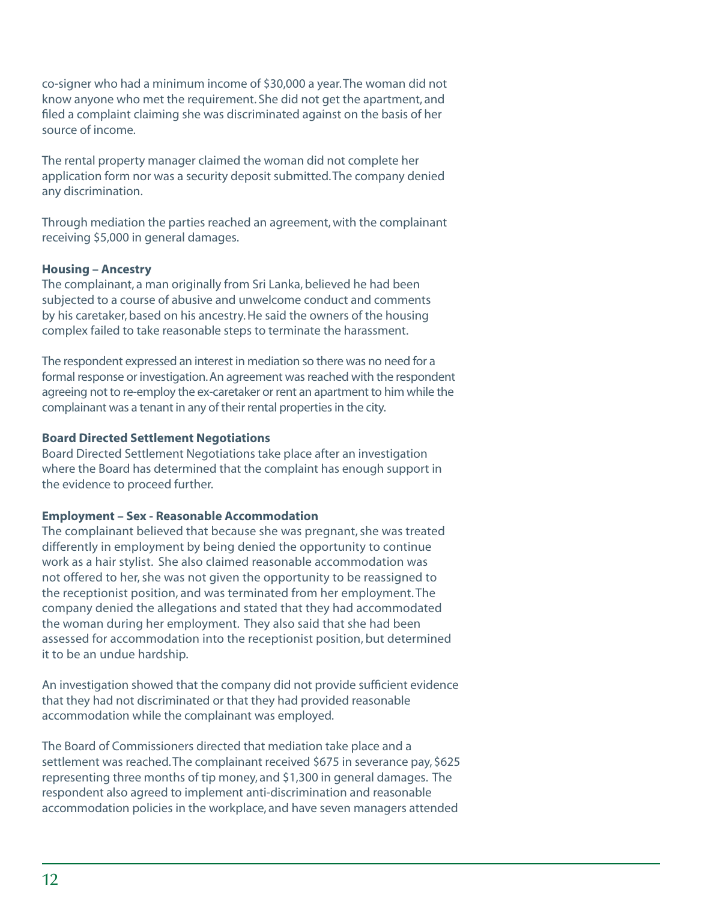co-signer who had a minimum income of $30,000 a year. The woman did not know anyone who met the requirement. She did not get the apartment, and filed a complaint claiming she was discriminated against on the basis of her source of income.

The rental property manager claimed the woman did not complete her application form nor was a security deposit submitted. The company denied any discrimination.

Through mediation the parties reached an agreement, with the complainant receiving $5,000 in general damages.

**Housing – Ancestry**
The complainant, a man originally from Sri Lanka, believed he had been subjected to a course of abusive and unwelcome conduct and comments by his caretaker, based on his ancestry. He said the owners of the housing complex failed to take reasonable steps to terminate the harassment.

The respondent expressed an interest in mediation so there was no need for a formal response or investigation. An agreement was reached with the respondent agreeing not to re-employ the ex-caretaker or rent an apartment to him while the complainant was a tenant in any of their rental properties in the city.

**Board Directed Settlement Negotiations**
Board Directed Settlement Negotiations take place after an investigation where the Board has determined that the complaint has enough support in the evidence to proceed further.

**Employment – Sex - Reasonable Accommodation**
The complainant believed that because she was pregnant, she was treated differently in employment by being denied the opportunity to continue work as a hair stylist. She also claimed reasonable accommodation was not offered to her, she was not given the opportunity to be reassigned to the receptionist position, and was terminated from her employment. The company denied the allegations and stated that they had accommodated the woman during her employment. They also said that she had been assessed for accommodation into the receptionist position, but determined it to be an undue hardship.

An investigation showed that the company did not provide sufficient evidence that they had not discriminated or that they had provided reasonable accommodation while the complainant was employed.

The Board of Commissioners directed that mediation take place and a settlement was reached. The complainant received $675 in severance pay, $625 representing three months of tip money, and $1,300 in general damages. The respondent also agreed to implement anti-discrimination and reasonable accommodation policies in the workplace, and have seven managers attended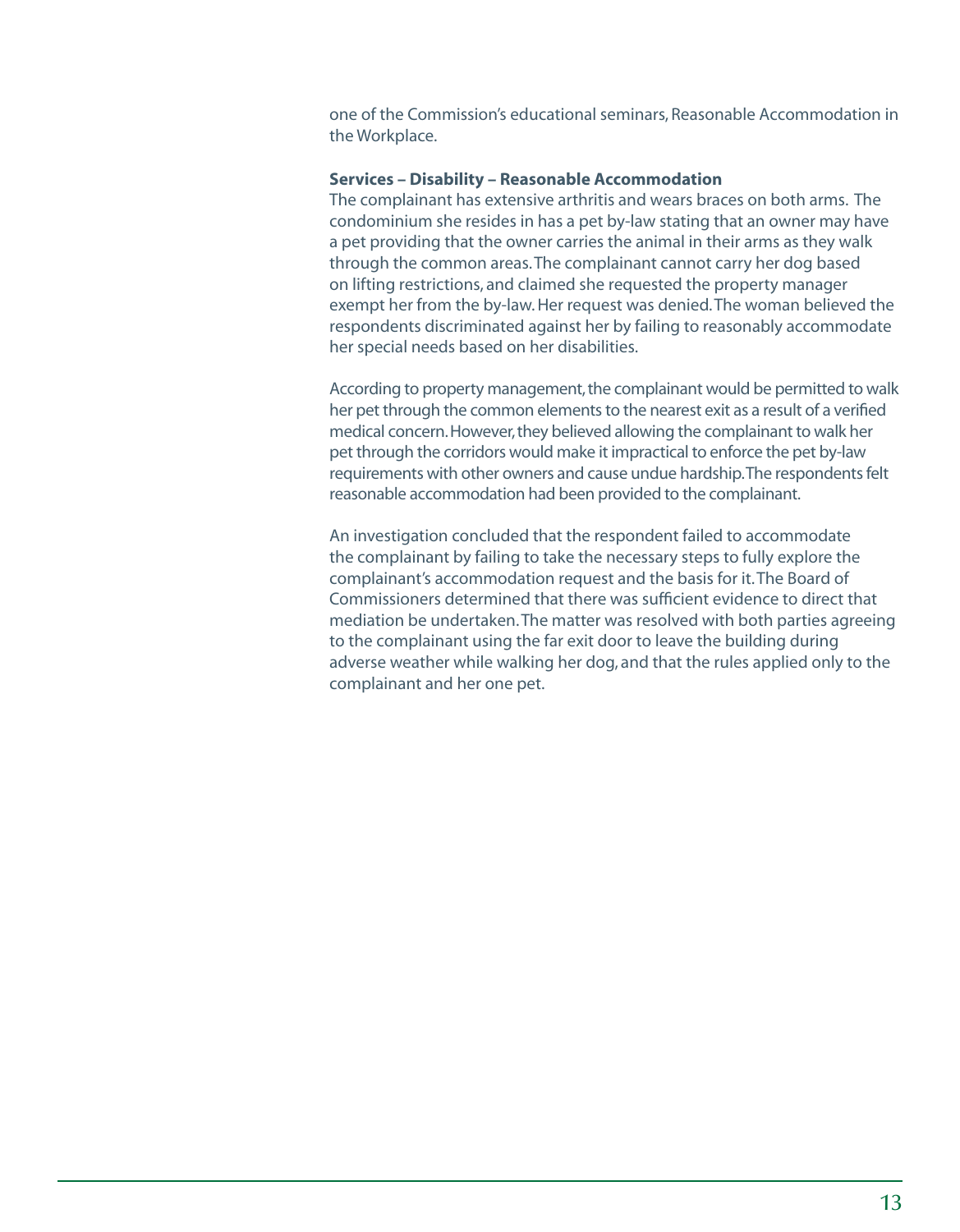one of the Commission's educational seminars, Reasonable Accommodation in the Workplace.

**Services – Disability – Reasonable Accommodation**

The complainant has extensive arthritis and wears braces on both arms. The condominium she resides in has a pet by-law stating that an owner may have a pet providing that the owner carries the animal in their arms as they walk through the common areas. The complainant cannot carry her dog based on lifting restrictions, and claimed she requested the property manager exempt her from the by-law. Her request was denied. The woman believed the respondents discriminated against her by failing to reasonably accommodate her special needs based on her disabilities.

According to property management, the complainant would be permitted to walk her pet through the common elements to the nearest exit as a result of a verified medical concern. However, they believed allowing the complainant to walk her pet through the corridors would make it impractical to enforce the pet by-law requirements with other owners and cause undue hardship. The respondents felt reasonable accommodation had been provided to the complainant.

An investigation concluded that the respondent failed to accommodate the complainant by failing to take the necessary steps to fully explore the complainant's accommodation request and the basis for it. The Board of Commissioners determined that there was sufficient evidence to direct that mediation be undertaken. The matter was resolved with both parties agreeing to the complainant using the far exit door to leave the building during adverse weather while walking her dog, and that the rules applied only to the complainant and her one pet.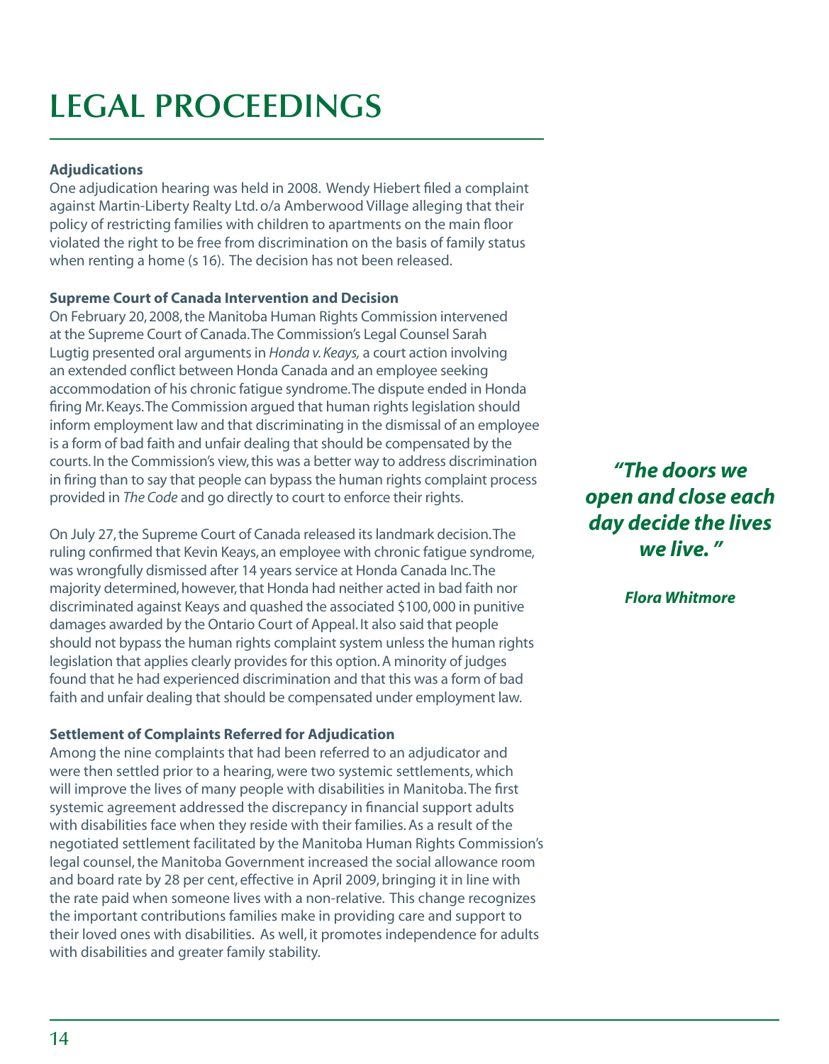# LEGAL PROCEEDINGS

**Adjudications**

One adjudication hearing was held in 2008. Wendy Hiebert filed a complaint against Martin-Liberty Realty Ltd. o/a Amberwood Village alleging that their policy of restricting families with children to apartments on the main floor violated the right to be free from discrimination on the basis of family status when renting a home (s 16). The decision has not been released.

**Supreme Court of Canada Intervention and Decision**

On February 20, 2008, the Manitoba Human Rights Commission intervened at the Supreme Court of Canada. The Commission's Legal Counsel Sarah Lugtig presented oral arguments in *Honda v. Keays,* a court action involving an extended conflict between Honda Canada and an employee seeking accommodation of his chronic fatigue syndrome. The dispute ended in Honda firing Mr. Keays. The Commission argued that human rights legislation should inform employment law and that discriminating in the dismissal of an employee is a form of bad faith and unfair dealing that should be compensated by the courts. In the Commission's view, this was a better way to address discrimination in firing than to say that people can bypass the human rights complaint process provided in *The Code* and go directly to court to enforce their rights.

On July 27, the Supreme Court of Canada released its landmark decision. The ruling confirmed that Kevin Keays, an employee with chronic fatigue syndrome, was wrongfully dismissed after 14 years service at Honda Canada Inc. The majority determined, however, that Honda had neither acted in bad faith nor discriminated against Keays and quashed the associated $100,000 in punitive damages awarded by the Ontario Court of Appeal. It also said that people should not bypass the human rights complaint system unless the human rights legislation that applies clearly provides for this option. A minority of judges found that he had experienced discrimination and that this was a form of bad faith and unfair dealing that should be compensated under employment law.

***"The doors we open and close each day decide the lives we live."***

***Flora Whitmore***

**Settlement of Complaints Referred for Adjudication**

Among the nine complaints that had been referred to an adjudicator and were then settled prior to a hearing, were two systemic settlements, which will improve the lives of many people with disabilities in Manitoba. The first systemic agreement addressed the discrepancy in financial support adults with disabilities face when they reside with their families. As a result of the negotiated settlement facilitated by the Manitoba Human Rights Commission's legal counsel, the Manitoba Government increased the social allowance room and board rate by 28 per cent, effective in April 2009, bringing it in line with the rate paid when someone lives with a non-relative. This change recognizes the important contributions families make in providing care and support to their loved ones with disabilities. As well, it promotes independence for adults with disabilities and greater family stability.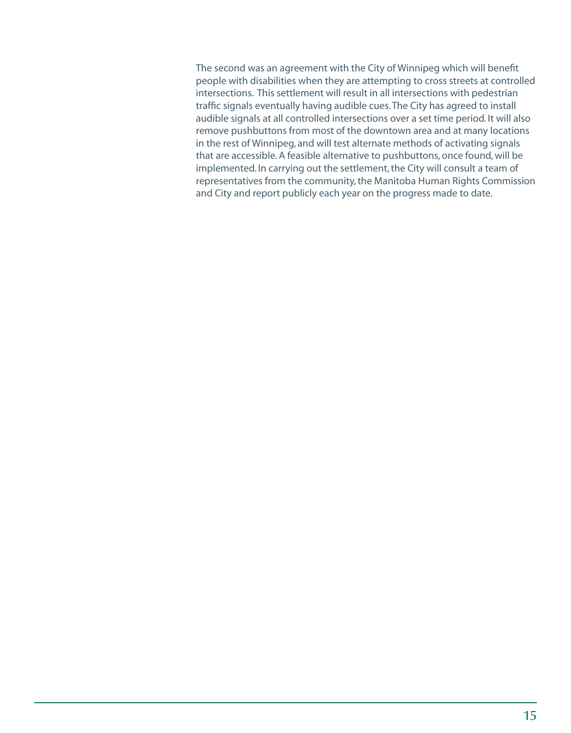The second was an agreement with the City of Winnipeg which will benefit people with disabilities when they are attempting to cross streets at controlled intersections. This settlement will result in all intersections with pedestrian traffic signals eventually having audible cues. The City has agreed to install audible signals at all controlled intersections over a set time period. It will also remove pushbuttons from most of the downtown area and at many locations in the rest of Winnipeg, and will test alternate methods of activating signals that are accessible. A feasible alternative to pushbuttons, once found, will be implemented. In carrying out the settlement, the City will consult a team of representatives from the community, the Manitoba Human Rights Commission and City and report publicly each year on the progress made to date.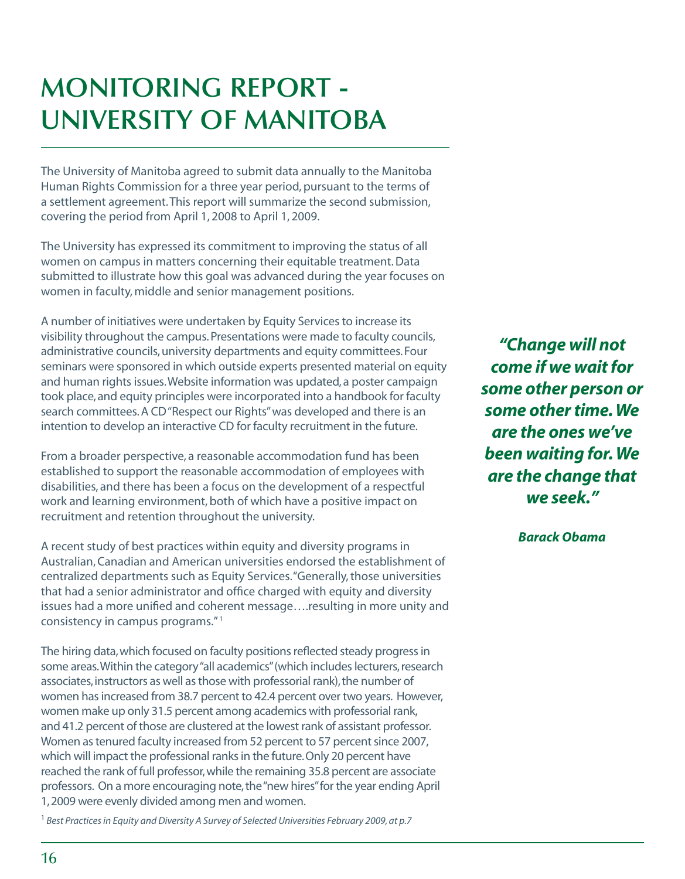# MONITORING REPORT - UNIVERSITY OF MANITOBA

The University of Manitoba agreed to submit data annually to the Manitoba Human Rights Commission for a three year period, pursuant to the terms of a settlement agreement. This report will summarize the second submission, covering the period from April 1, 2008 to April 1, 2009.

The University has expressed its commitment to improving the status of all women on campus in matters concerning their equitable treatment. Data submitted to illustrate how this goal was advanced during the year focuses on women in faculty, middle and senior management positions.

A number of initiatives were undertaken by Equity Services to increase its visibility throughout the campus. Presentations were made to faculty councils, administrative councils, university departments and equity committees. Four seminars were sponsored in which outside experts presented material on equity and human rights issues. Website information was updated, a poster campaign took place, and equity principles were incorporated into a handbook for faculty search committees. A CD "Respect our Rights" was developed and there is an intention to develop an interactive CD for faculty recruitment in the future.

From a broader perspective, a reasonable accommodation fund has been established to support the reasonable accommodation of employees with disabilities, and there has been a focus on the development of a respectful work and learning environment, both of which have a positive impact on recruitment and retention throughout the university.

A recent study of best practices within equity and diversity programs in Australian, Canadian and American universities endorsed the establishment of centralized departments such as Equity Services. "Generally, those universities that had a senior administrator and office charged with equity and diversity issues had a more unified and coherent message….resulting in more unity and consistency in campus programs." [1]

The hiring data, which focused on faculty positions reflected steady progress in some areas. Within the category "all academics" (which includes lecturers, research associates, instructors as well as those with professorial rank), the number of women has increased from 38.7 percent to 42.4 percent over two years. However, women make up only 31.5 percent among academics with professorial rank, and 41.2 percent of those are clustered at the lowest rank of assistant professor. Women as tenured faculty increased from 52 percent to 57 percent since 2007, which will impact the professional ranks in the future. Only 20 percent have reached the rank of full professor, while the remaining 35.8 percent are associate professors. On a more encouraging note, the "new hires" for the year ending April 1, 2009 were evenly divided among men and women.

***"Change will not come if we wait for some other person or some other time. We are the ones we've been waiting for. We are the change that we seek."***

***Barack Obama***

[1] *Best Practices in Equity and Diversity A Survey of Selected Universities February 2009, at p.7*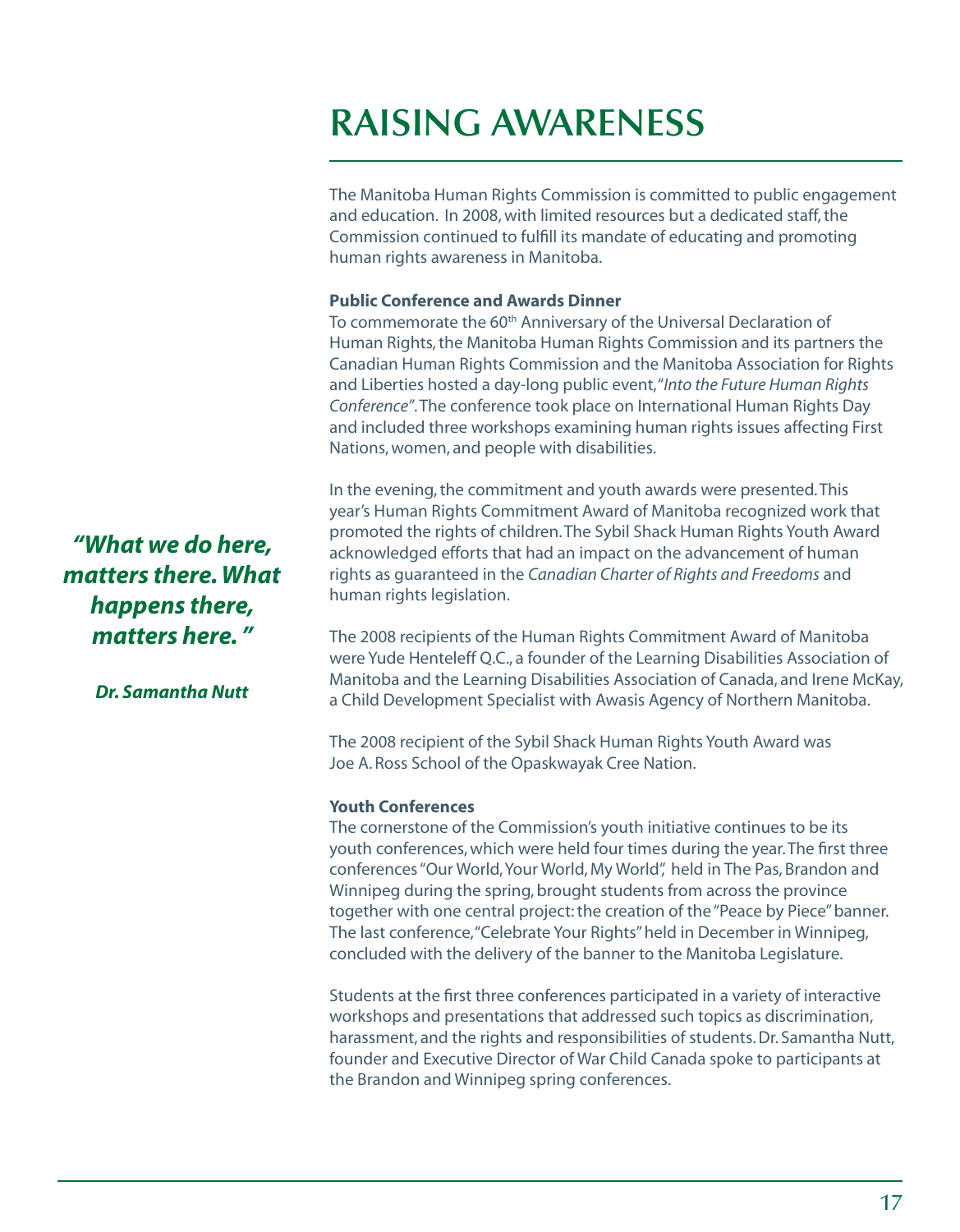# RAISING AWARENESS

The Manitoba Human Rights Commission is committed to public engagement and education. In 2008, with limited resources but a dedicated staff, the Commission continued to fulfill its mandate of educating and promoting human rights awareness in Manitoba.

**Public Conference and Awards Dinner**

To commemorate the 60th Anniversary of the Universal Declaration of Human Rights, the Manitoba Human Rights Commission and its partners the Canadian Human Rights Commission and the Manitoba Association for Rights and Liberties hosted a day-long public event, "*Into the Future Human Rights Conference"*. The conference took place on International Human Rights Day and included three workshops examining human rights issues affecting First Nations, women, and people with disabilities.

In the evening, the commitment and youth awards were presented. This year's Human Rights Commitment Award of Manitoba recognized work that promoted the rights of children. The Sybil Shack Human Rights Youth Award acknowledged efforts that had an impact on the advancement of human rights as guaranteed in the *Canadian Charter of Rights and Freedoms* and human rights legislation.

***"What we do here, matters there. What happens there, matters here."***

***Dr. Samantha Nutt***

The 2008 recipients of the Human Rights Commitment Award of Manitoba were Yude Henteleff Q.C., a founder of the Learning Disabilities Association of Manitoba and the Learning Disabilities Association of Canada, and Irene McKay, a Child Development Specialist with Awasis Agency of Northern Manitoba.

The 2008 recipient of the Sybil Shack Human Rights Youth Award was Joe A. Ross School of the Opaskwayak Cree Nation.

**Youth Conferences**

The cornerstone of the Commission's youth initiative continues to be its youth conferences, which were held four times during the year. The first three conferences "Our World, Your World, My World", held in The Pas, Brandon and Winnipeg during the spring, brought students from across the province together with one central project: the creation of the "Peace by Piece" banner. The last conference, "Celebrate Your Rights" held in December in Winnipeg, concluded with the delivery of the banner to the Manitoba Legislature.

Students at the first three conferences participated in a variety of interactive workshops and presentations that addressed such topics as discrimination, harassment, and the rights and responsibilities of students. Dr. Samantha Nutt, founder and Executive Director of War Child Canada spoke to participants at the Brandon and Winnipeg spring conferences.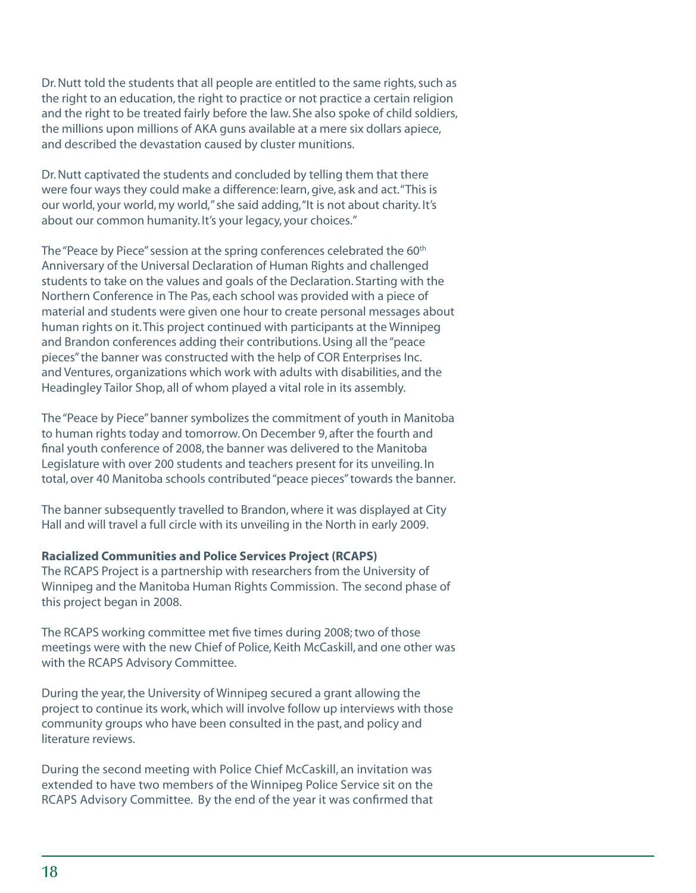Dr. Nutt told the students that all people are entitled to the same rights, such as the right to an education, the right to practice or not practice a certain religion and the right to be treated fairly before the law. She also spoke of child soldiers, the millions upon millions of AKA guns available at a mere six dollars apiece, and described the devastation caused by cluster munitions.

Dr. Nutt captivated the students and concluded by telling them that there were four ways they could make a difference: learn, give, ask and act. "This is our world, your world, my world," she said adding, "It is not about charity. It's about our common humanity. It's your legacy, your choices."

The "Peace by Piece" session at the spring conferences celebrated the 60th Anniversary of the Universal Declaration of Human Rights and challenged students to take on the values and goals of the Declaration. Starting with the Northern Conference in The Pas, each school was provided with a piece of material and students were given one hour to create personal messages about human rights on it. This project continued with participants at the Winnipeg and Brandon conferences adding their contributions. Using all the "peace pieces" the banner was constructed with the help of COR Enterprises Inc. and Ventures, organizations which work with adults with disabilities, and the Headingley Tailor Shop, all of whom played a vital role in its assembly.

The "Peace by Piece" banner symbolizes the commitment of youth in Manitoba to human rights today and tomorrow. On December 9, after the fourth and final youth conference of 2008, the banner was delivered to the Manitoba Legislature with over 200 students and teachers present for its unveiling. In total, over 40 Manitoba schools contributed "peace pieces" towards the banner.

The banner subsequently travelled to Brandon, where it was displayed at City Hall and will travel a full circle with its unveiling in the North in early 2009.

**Racialized Communities and Police Services Project (RCAPS)**

The RCAPS Project is a partnership with researchers from the University of Winnipeg and the Manitoba Human Rights Commission. The second phase of this project began in 2008.

The RCAPS working committee met five times during 2008; two of those meetings were with the new Chief of Police, Keith McCaskill, and one other was with the RCAPS Advisory Committee.

During the year, the University of Winnipeg secured a grant allowing the project to continue its work, which will involve follow up interviews with those community groups who have been consulted in the past, and policy and literature reviews.

During the second meeting with Police Chief McCaskill, an invitation was extended to have two members of the Winnipeg Police Service sit on the RCAPS Advisory Committee. By the end of the year it was confirmed that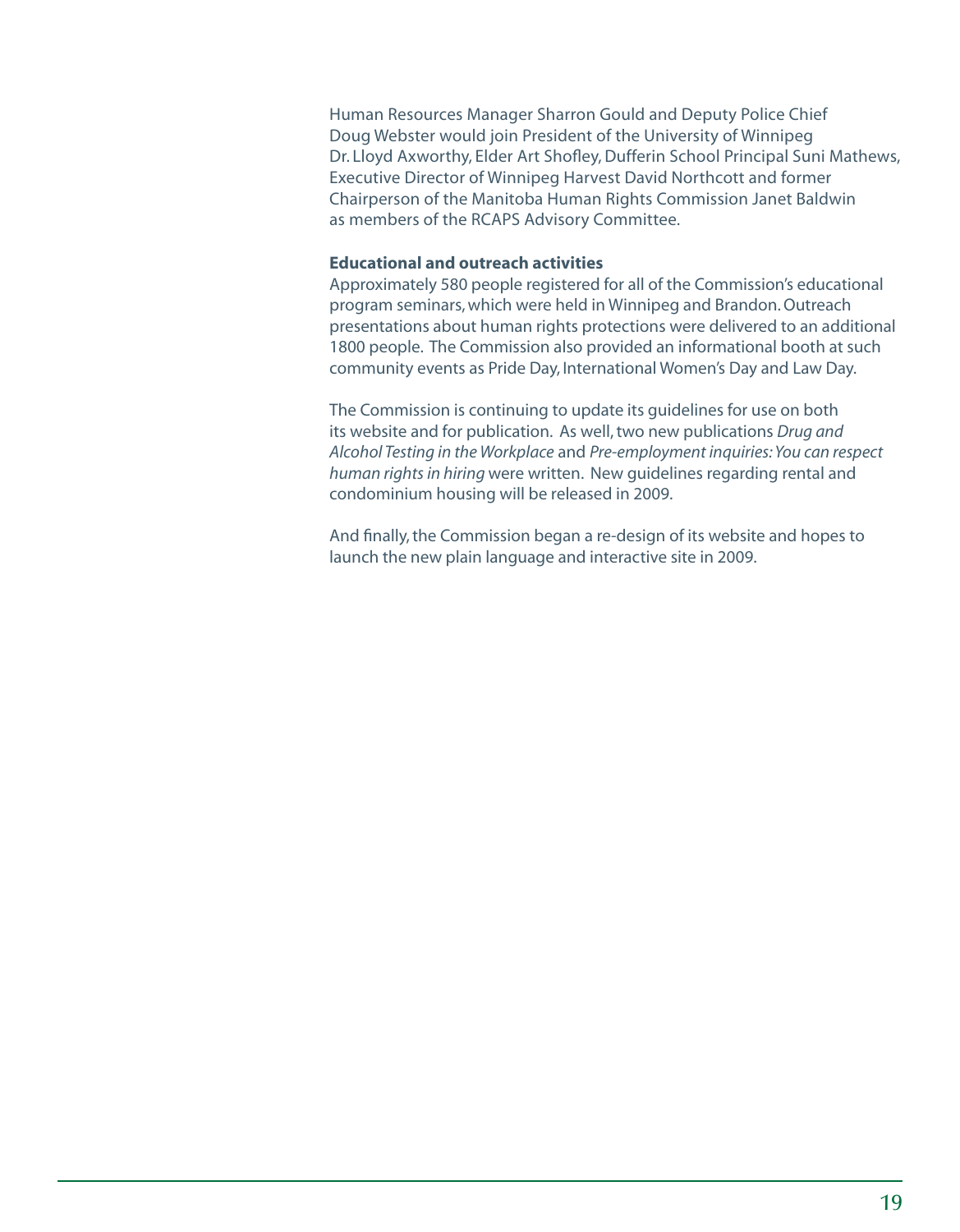Human Resources Manager Sharron Gould and Deputy Police Chief Doug Webster would join President of the University of Winnipeg Dr. Lloyd Axworthy, Elder Art Shofley, Dufferin School Principal Suni Mathews, Executive Director of Winnipeg Harvest David Northcott and former Chairperson of the Manitoba Human Rights Commission Janet Baldwin as members of the RCAPS Advisory Committee.

**Educational and outreach activities**

Approximately 580 people registered for all of the Commission's educational program seminars, which were held in Winnipeg and Brandon. Outreach presentations about human rights protections were delivered to an additional 1800 people. The Commission also provided an informational booth at such community events as Pride Day, International Women's Day and Law Day.

The Commission is continuing to update its guidelines for use on both its website and for publication. As well, two new publications *Drug and Alcohol Testing in the Workplace* and *Pre-employment inquiries: You can respect human rights in hiring* were written. New guidelines regarding rental and condominium housing will be released in 2009.

And finally, the Commission began a re-design of its website and hopes to launch the new plain language and interactive site in 2009.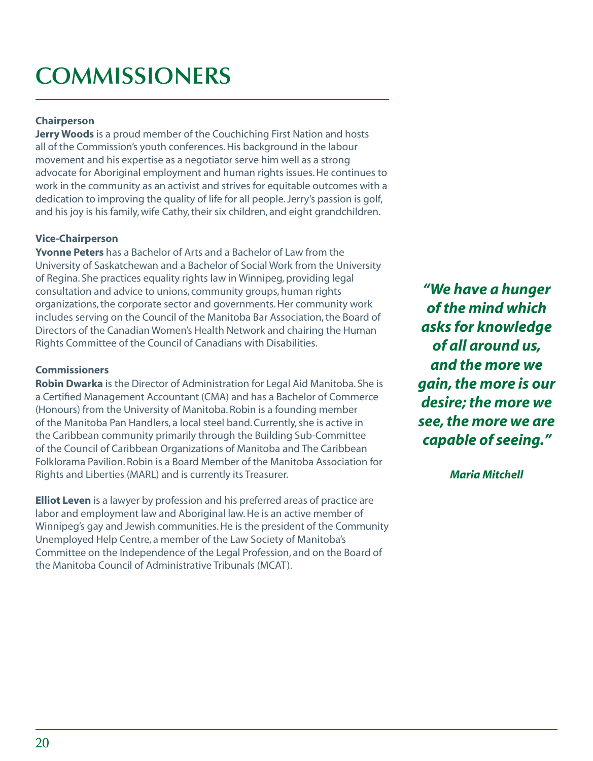# COMMISSIONERS

**Chairperson**

**Jerry Woods** is a proud member of the Couchiching First Nation and hosts all of the Commission's youth conferences. His background in the labour movement and his expertise as a negotiator serve him well as a strong advocate for Aboriginal employment and human rights issues. He continues to work in the community as an activist and strives for equitable outcomes with a dedication to improving the quality of life for all people. Jerry's passion is golf, and his joy is his family, wife Cathy, their six children, and eight grandchildren.

**Vice-Chairperson**

**Yvonne Peters** has a Bachelor of Arts and a Bachelor of Law from the University of Saskatchewan and a Bachelor of Social Work from the University of Regina. She practices equality rights law in Winnipeg, providing legal consultation and advice to unions, community groups, human rights organizations, the corporate sector and governments. Her community work includes serving on the Council of the Manitoba Bar Association, the Board of Directors of the Canadian Women's Health Network and chairing the Human Rights Committee of the Council of Canadians with Disabilities.

**Commissioners**

**Robin Dwarka** is the Director of Administration for Legal Aid Manitoba. She is a Certified Management Accountant (CMA) and has a Bachelor of Commerce (Honours) from the University of Manitoba. Robin is a founding member of the Manitoba Pan Handlers, a local steel band. Currently, she is active in the Caribbean community primarily through the Building Sub-Committee of the Council of Caribbean Organizations of Manitoba and The Caribbean Folklorama Pavilion. Robin is a Board Member of the Manitoba Association for Rights and Liberties (MARL) and is currently its Treasurer.

**Elliot Leven** is a lawyer by profession and his preferred areas of practice are labor and employment law and Aboriginal law. He is an active member of Winnipeg's gay and Jewish communities. He is the president of the Community Unemployed Help Centre, a member of the Law Society of Manitoba's Committee on the Independence of the Legal Profession, and on the Board of the Manitoba Council of Administrative Tribunals (MCAT).

***"We have a hunger of the mind which asks for knowledge of all around us, and the more we gain, the more is our desire; the more we see, the more we are capable of seeing."***

***Maria Mitchell***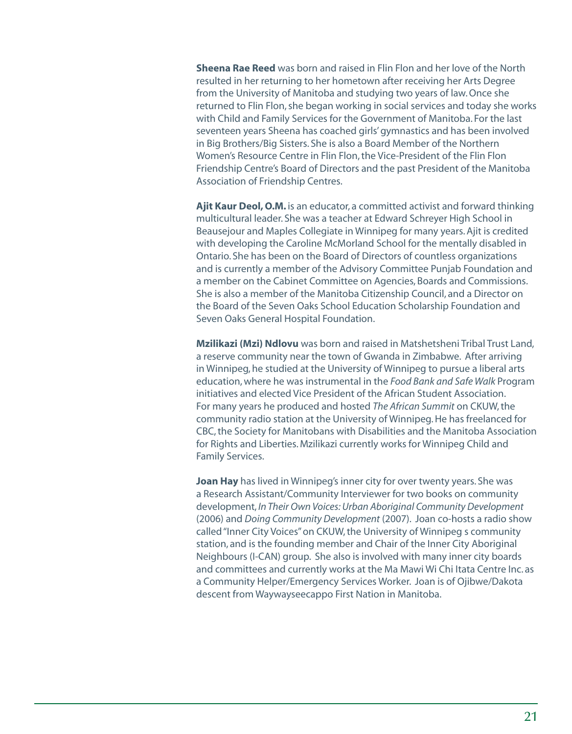**Sheena Rae Reed** was born and raised in Flin Flon and her love of the North resulted in her returning to her hometown after receiving her Arts Degree from the University of Manitoba and studying two years of law. Once she returned to Flin Flon, she began working in social services and today she works with Child and Family Services for the Government of Manitoba. For the last seventeen years Sheena has coached girls' gymnastics and has been involved in Big Brothers/Big Sisters. She is also a Board Member of the Northern Women's Resource Centre in Flin Flon, the Vice-President of the Flin Flon Friendship Centre's Board of Directors and the past President of the Manitoba Association of Friendship Centres.

**Ajit Kaur Deol, O.M.** is an educator, a committed activist and forward thinking multicultural leader. She was a teacher at Edward Schreyer High School in Beausejour and Maples Collegiate in Winnipeg for many years. Ajit is credited with developing the Caroline McMorland School for the mentally disabled in Ontario. She has been on the Board of Directors of countless organizations and is currently a member of the Advisory Committee Punjab Foundation and a member on the Cabinet Committee on Agencies, Boards and Commissions. She is also a member of the Manitoba Citizenship Council, and a Director on the Board of the Seven Oaks School Education Scholarship Foundation and Seven Oaks General Hospital Foundation.

**Mzilikazi (Mzi) Ndlovu** was born and raised in Matshetsheni Tribal Trust Land, a reserve community near the town of Gwanda in Zimbabwe. After arriving in Winnipeg, he studied at the University of Winnipeg to pursue a liberal arts education, where he was instrumental in the *Food Bank and Safe Walk* Program initiatives and elected Vice President of the African Student Association. For many years he produced and hosted *The African Summit* on CKUW, the community radio station at the University of Winnipeg. He has freelanced for CBC, the Society for Manitobans with Disabilities and the Manitoba Association for Rights and Liberties. Mzilikazi currently works for Winnipeg Child and Family Services.

**Joan Hay** has lived in Winnipeg's inner city for over twenty years. She was a Research Assistant/Community Interviewer for two books on community development, *In Their Own Voices: Urban Aboriginal Community Development* (2006) and *Doing Community Development* (2007). Joan co-hosts a radio show called "Inner City Voices" on CKUW, the University of Winnipeg s community station, and is the founding member and Chair of the Inner City Aboriginal Neighbours (I-CAN) group. She also is involved with many inner city boards and committees and currently works at the Ma Mawi Wi Chi Itata Centre Inc. as a Community Helper/Emergency Services Worker. Joan is of Ojibwe/Dakota descent from Waywayseecappo First Nation in Manitoba.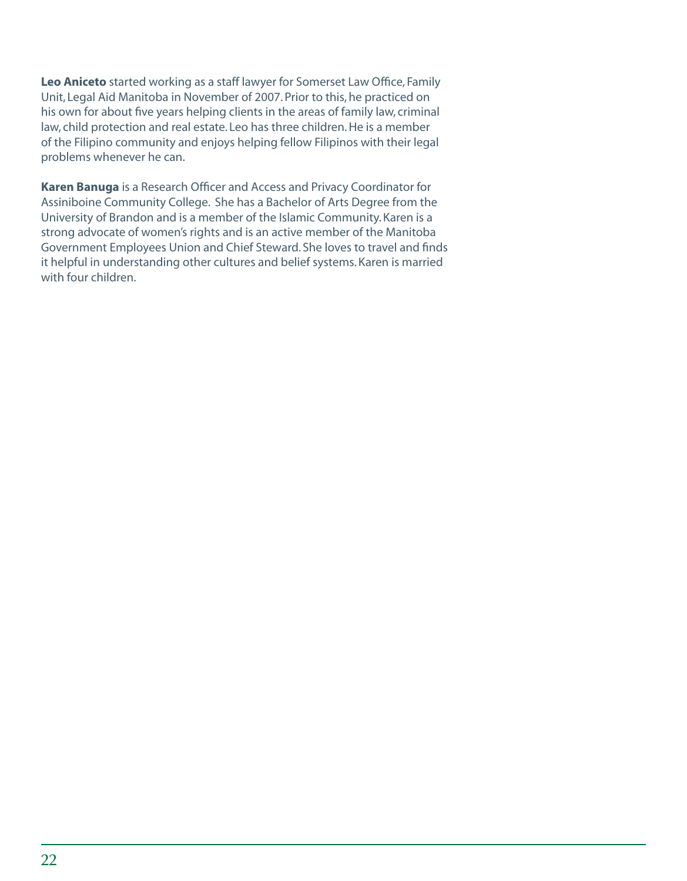**Leo Aniceto** started working as a staff lawyer for Somerset Law Office, Family Unit, Legal Aid Manitoba in November of 2007. Prior to this, he practiced on his own for about five years helping clients in the areas of family law, criminal law, child protection and real estate. Leo has three children. He is a member of the Filipino community and enjoys helping fellow Filipinos with their legal problems whenever he can.

**Karen Banuga** is a Research Officer and Access and Privacy Coordinator for Assiniboine Community College. She has a Bachelor of Arts Degree from the University of Brandon and is a member of the Islamic Community. Karen is a strong advocate of women's rights and is an active member of the Manitoba Government Employees Union and Chief Steward. She loves to travel and finds it helpful in understanding other cultures and belief systems. Karen is married with four children.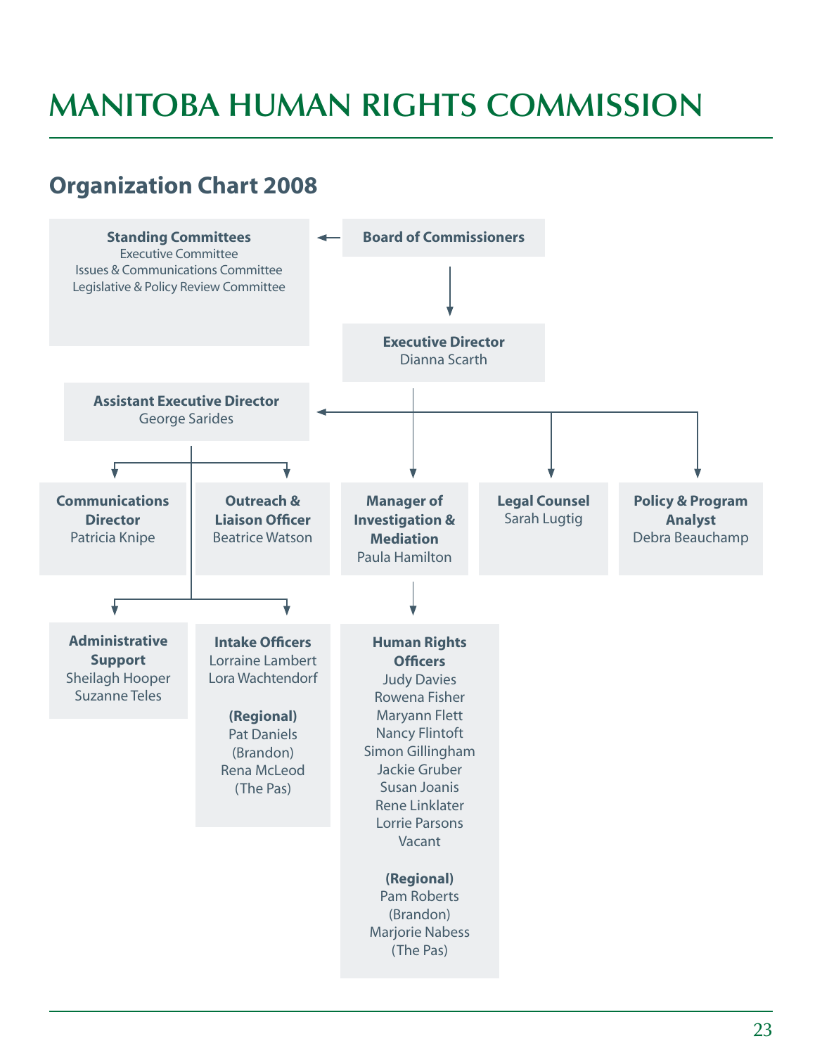# MANITOBA HUMAN RIGHTS COMMISSION

## Organization Chart 2008

**Board of Commissioners**

**Standing Committees**
Executive Committee
Issues & Communications Committee
Legislative & Policy Review Committee

**Executive Director**
Dianna Scarth

**Assistant Executive Director**
George Sarides

**Communications Director**
Patricia Knipe

**Outreach & Liaison Officer**
Beatrice Watson

**Manager of Investigation & Mediation**
Paula Hamilton

**Legal Counsel**
Sarah Lugtig

**Policy & Program Analyst**
Debra Beauchamp

**Administrative Support**
Sheilagh Hooper
Suzanne Teles

**Intake Officers**
Lorraine Lambert
Lora Wachtendorf

**(Regional)**
Pat Daniels
(Brandon)
Rena McLeod
(The Pas)

**Human Rights Officers**
Judy Davies
Rowena Fisher
Maryann Flett
Nancy Flintoft
Simon Gillingham
Jackie Gruber
Susan Joanis
Rene Linklater
Lorrie Parsons
Vacant

**(Regional)**
Pam Roberts
(Brandon)
Marjorie Nabess
(The Pas)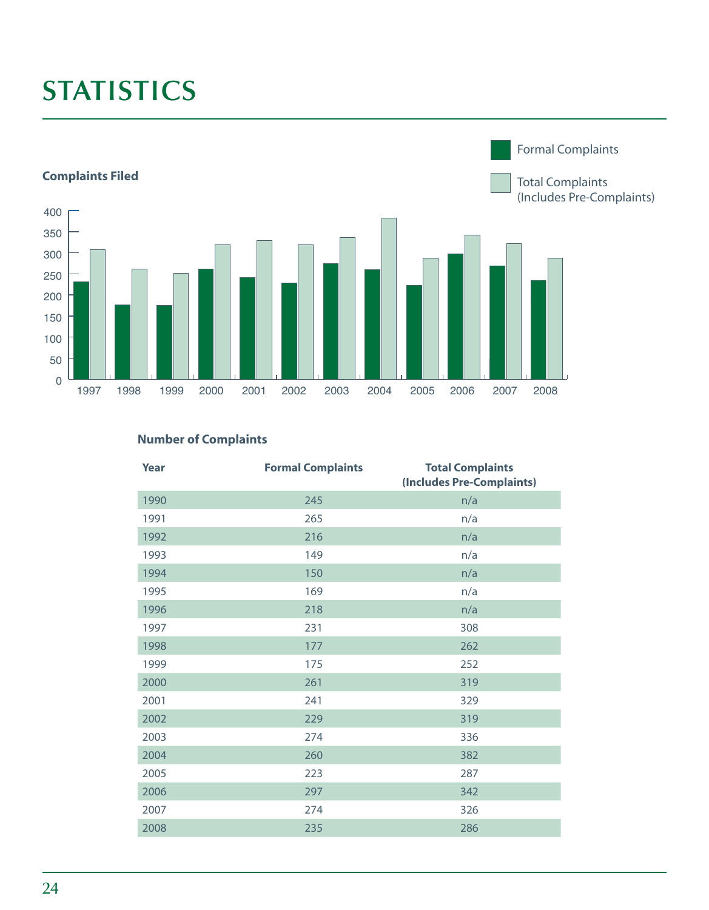# STATISTICS

**Complaints Filed**

Formal Complaints

Total Complaints (Includes Pre-Complaints)

**Number of Complaints**

| Year | Formal Complaints | Total Complaints (Includes Pre-Complaints) |
|---|---|---|
| 1990 | 245 | n/a |
| 1991 | 265 | n/a |
| 1992 | 216 | n/a |
| 1993 | 149 | n/a |
| 1994 | 150 | n/a |
| 1995 | 169 | n/a |
| 1996 | 218 | n/a |
| 1997 | 231 | 308 |
| 1998 | 177 | 262 |
| 1999 | 175 | 252 |
| 2000 | 261 | 319 |
| 2001 | 241 | 329 |
| 2002 | 229 | 319 |
| 2003 | 274 | 336 |
| 2004 | 260 | 382 |
| 2005 | 223 | 287 |
| 2006 | 297 | 342 |
| 2007 | 274 | 326 |
| 2008 | 235 | 286 |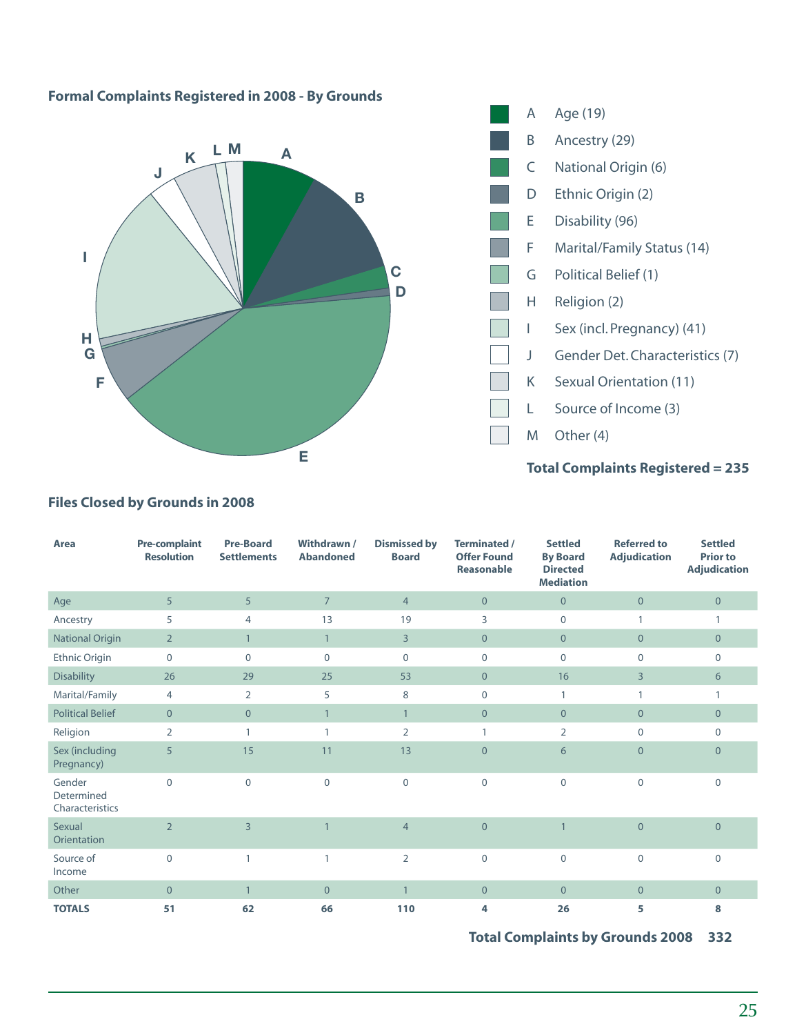### Formal Complaints Registered in 2008 - By Grounds

- A Age (19)
- B Ancestry (29)
- C National Origin (6)
- D Ethnic Origin (2)
- E Disability (96)
- F Marital/Family Status (14)
- G Political Belief (1)
- H Religion (2)
- I Sex (incl. Pregnancy) (41)
- J Gender Det. Characteristics (7)
- K Sexual Orientation (11)
- L Source of Income (3)
- M Other (4)

**Total Complaints Registered = 235**

### Files Closed by Grounds in 2008

| Area | Pre-complaint Resolution | Pre-Board Settlements | Withdrawn / Abandoned | Dismissed by Board | Terminated / Offer Found Reasonable | Settled By Board Directed Mediation | Referred to Adjudication | Settled Prior to Adjudication |
|---|---|---|---|---|---|---|---|---|
| Age | 5 | 5 | 7 | 4 | 0 | 0 | 0 | 0 |
| Ancestry | 5 | 4 | 13 | 19 | 3 | 0 | 1 | 1 |
| National Origin | 2 | 1 | 1 | 3 | 0 | 0 | 0 | 0 |
| Ethnic Origin | 0 | 0 | 0 | 0 | 0 | 0 | 0 | 0 |
| Disability | 26 | 29 | 25 | 53 | 0 | 16 | 3 | 6 |
| Marital/Family | 4 | 2 | 5 | 8 | 0 | 1 | 1 | 1 |
| Political Belief | 0 | 0 | 1 | 1 | 0 | 0 | 0 | 0 |
| Religion | 2 | 1 | 1 | 2 | 1 | 2 | 0 | 0 |
| Sex (including Pregnancy) | 5 | 15 | 11 | 13 | 0 | 6 | 0 | 0 |
| Gender Determined Characteristics | 0 | 0 | 0 | 0 | 0 | 0 | 0 | 0 |
| Sexual Orientation | 2 | 3 | 1 | 4 | 0 | 1 | 0 | 0 |
| Source of Income | 0 | 1 | 1 | 2 | 0 | 0 | 0 | 0 |
| Other | 0 | 1 | 0 | 1 | 0 | 0 | 0 | 0 |
| **TOTALS** | **51** | **62** | **66** | **110** | **4** | **26** | **5** | **8** |

**Total Complaints by Grounds 2008 332**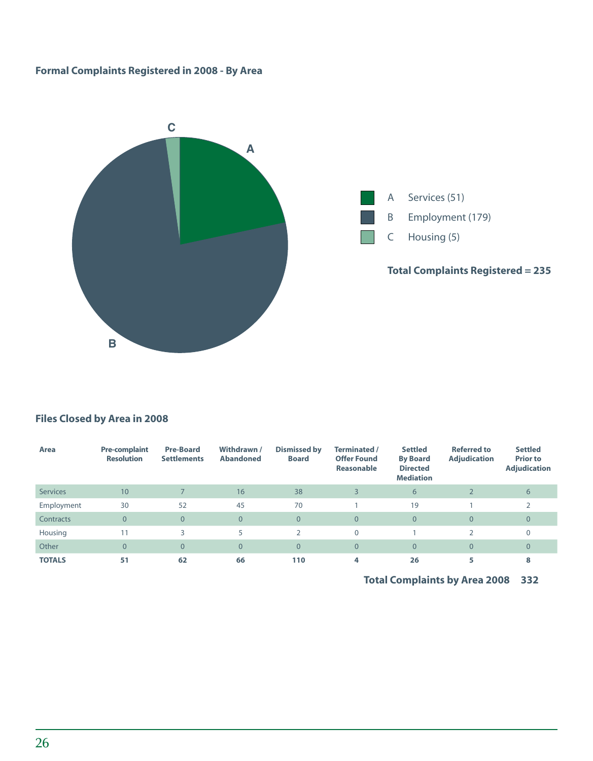### Formal Complaints Registered in 2008 - By Area

A Services (51)
B Employment (179)
C Housing (5)

**Total Complaints Registered = 235**

### Files Closed by Area in 2008

| Area | Pre-complaint Resolution | Pre-Board Settlements | Withdrawn / Abandoned | Dismissed by Board | Terminated / Offer Found Reasonable | Settled By Board Directed Mediation | Referred to Adjudication | Settled Prior to Adjudication |
|---|---|---|---|---|---|---|---|---|
| Services | 10 | 7 | 16 | 38 | 3 | 6 | 2 | 6 |
| Employment | 30 | 52 | 45 | 70 | 1 | 19 | 1 | 2 |
| Contracts | 0 | 0 | 0 | 0 | 0 | 0 | 0 | 0 |
| Housing | 11 | 3 | 5 | 2 | 0 | 1 | 2 | 0 |
| Other | 0 | 0 | 0 | 0 | 0 | 0 | 0 | 0 |
| **TOTALS** | **51** | **62** | **66** | **110** | **4** | **26** | **5** | **8** |

**Total Complaints by Area 2008 332**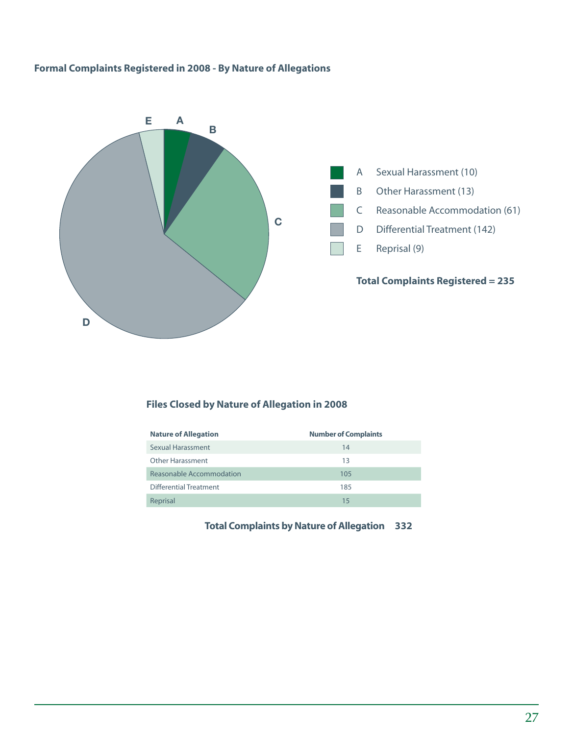**Formal Complaints Registered in 2008 - By Nature of Allegations**

- A — Sexual Harassment (10)
- B — Other Harassment (13)
- C — Reasonable Accommodation (61)
- D — Differential Treatment (142)
- E — Reprisal (9)

**Total Complaints Registered = 235**

**Files Closed by Nature of Allegation in 2008**

| Nature of Allegation | Number of Complaints |
| --- | --- |
| Sexual Harassment | 14 |
| Other Harassment | 13 |
| Reasonable Accommodation | 105 |
| Differential Treatment | 185 |
| Reprisal | 15 |

**Total Complaints by Nature of Allegation 332**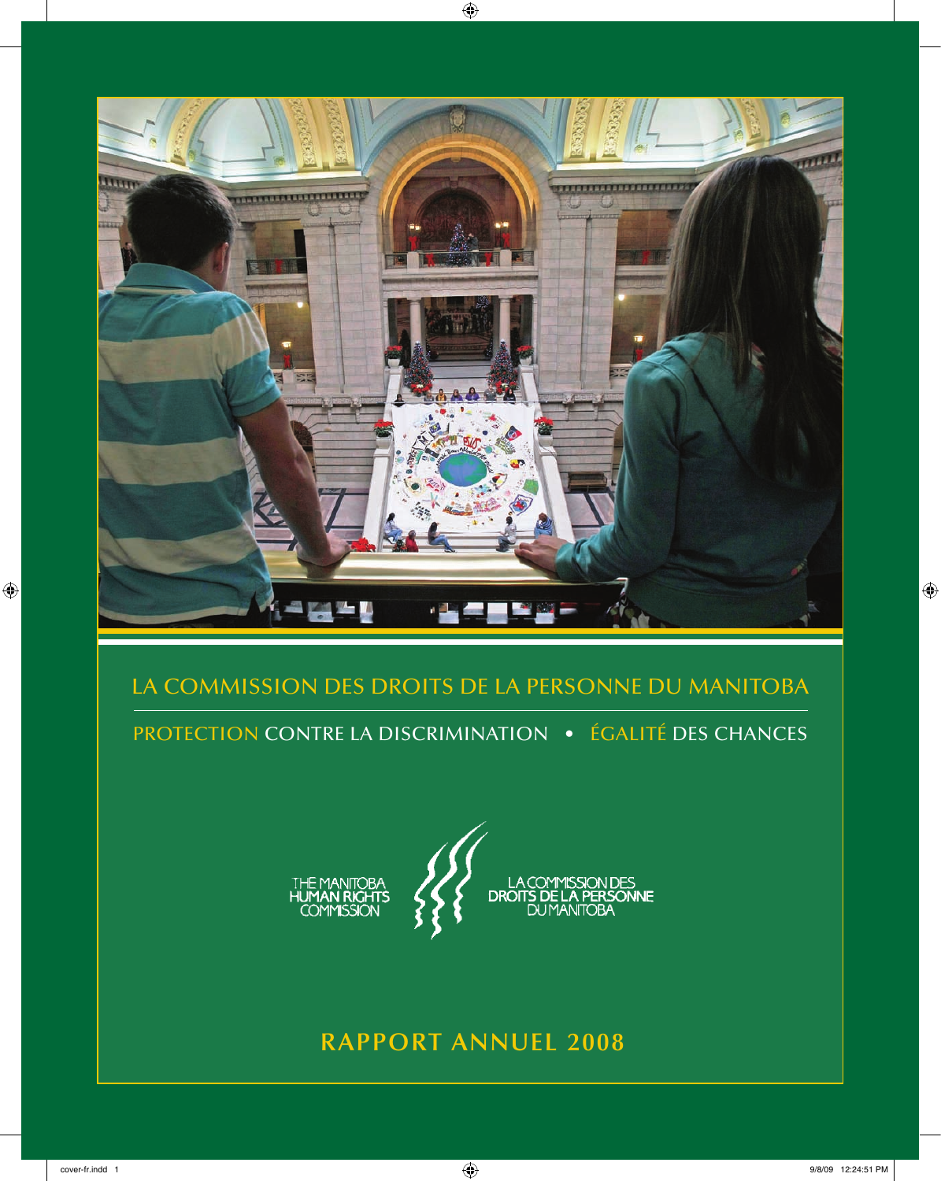# LA COMMISSION DES DROITS DE LA PERSONNE DU MANITOBA

PROTECTION CONTRE LA DISCRIMINATION • ÉGALITÉ DES CHANCES

THE MANITOBA HUMAN RIGHTS COMMISSION

LA COMMISSION DES DROITS DE LA PERSONNE DU MANITOBA

## RAPPORT ANNUEL 2008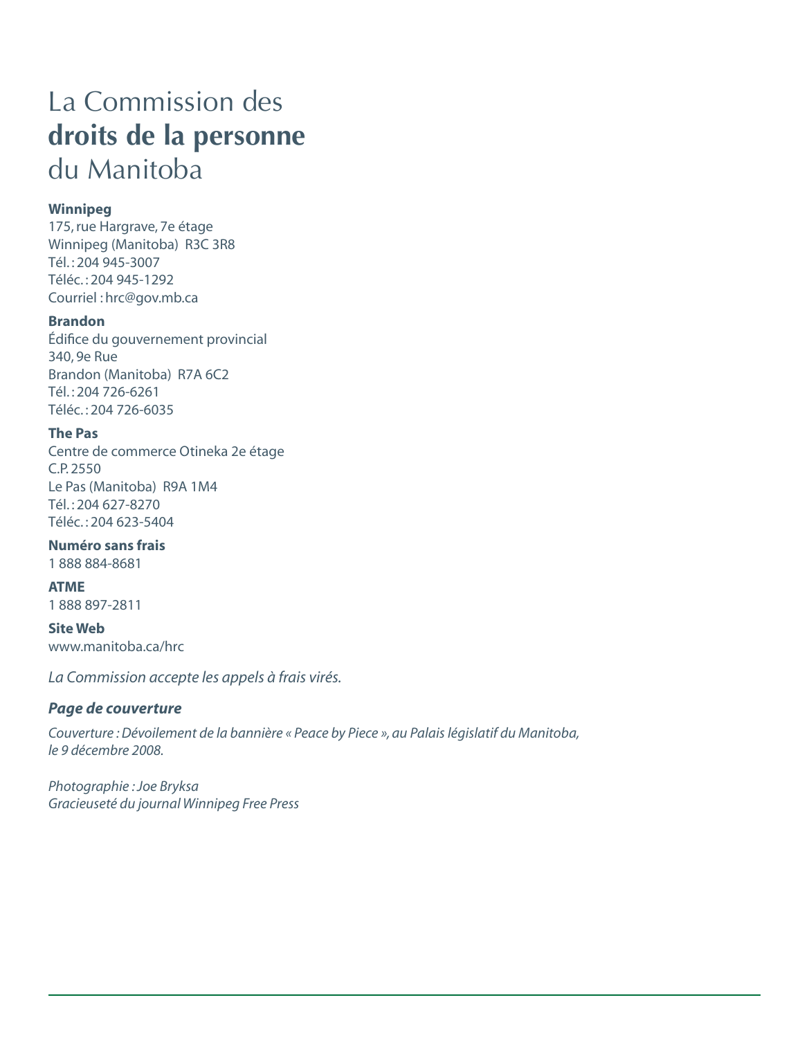# La Commission des **droits de la personne** du Manitoba

**Winnipeg**
175, rue Hargrave, 7e étage
Winnipeg (Manitoba)  R3C 3R8
Tél. : 204 945-3007
Téléc. : 204 945-1292
Courriel : hrc@gov.mb.ca

**Brandon**
Édifice du gouvernement provincial
340, 9e Rue
Brandon (Manitoba)  R7A 6C2
Tél. : 204 726-6261
Téléc. : 204 726-6035

**The Pas**
Centre de commerce Otineka 2e étage
C.P. 2550
Le Pas (Manitoba)  R9A 1M4
Tél. : 204 627-8270
Téléc. : 204 623-5404

**Numéro sans frais**
1 888 884-8681

**ATME**
1 888 897-2811

**Site Web**
www.manitoba.ca/hrc

*La Commission accepte les appels à frais virés.*

***Page de couverture***

*Couverture : Dévoilement de la bannière « Peace by Piece », au Palais législatif du Manitoba, le 9 décembre 2008.*

*Photographie : Joe Bryksa*
*Gracieuseté du journal Winnipeg Free Press*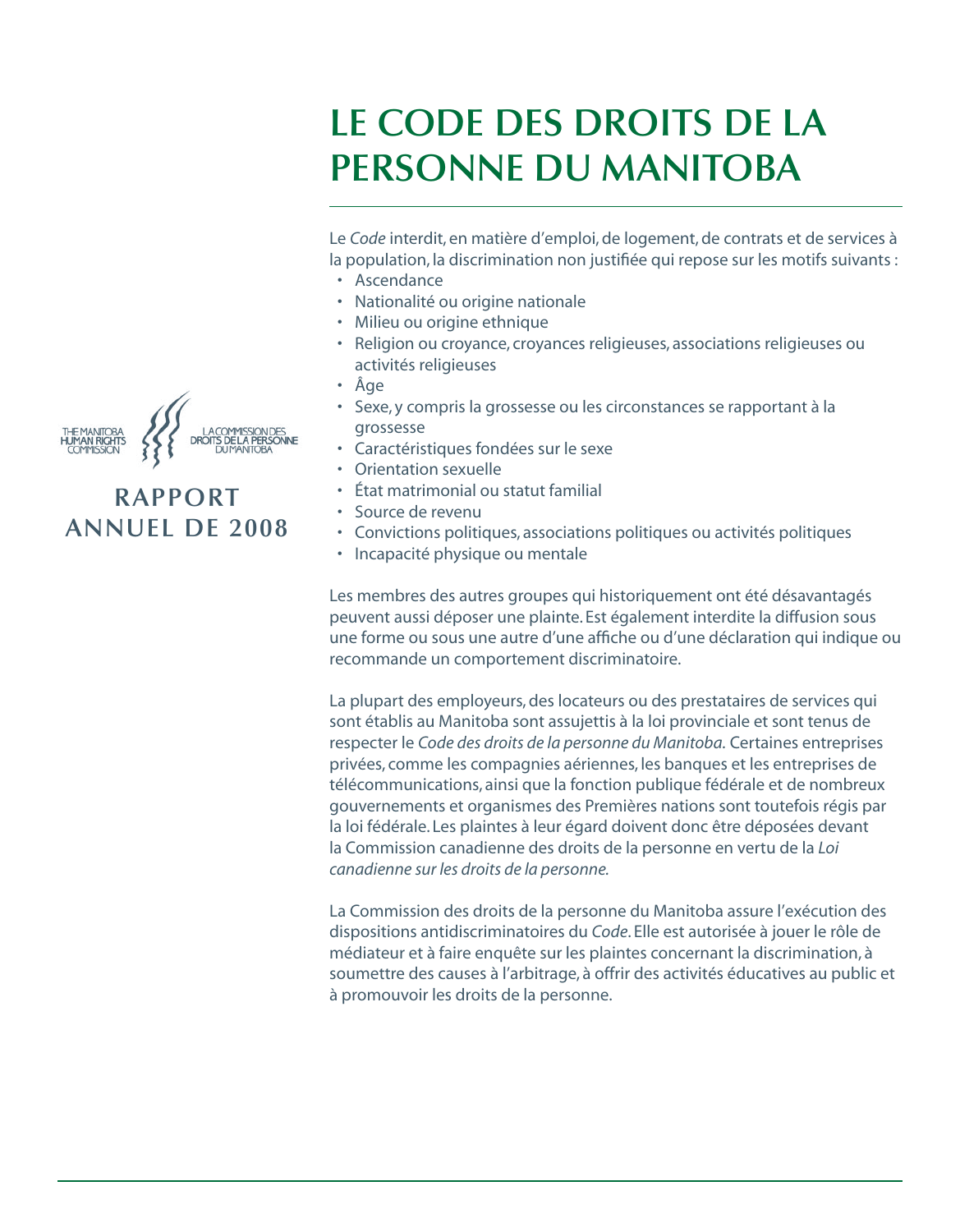# LE CODE DES DROITS DE LA PERSONNE DU MANITOBA

Le *Code* interdit, en matière d'emploi, de logement, de contrats et de services à la population, la discrimination non justifiée qui repose sur les motifs suivants :

- Ascendance
- Nationalité ou origine nationale
- Milieu ou origine ethnique
- Religion ou croyance, croyances religieuses, associations religieuses ou activités religieuses
- Âge
- Sexe, y compris la grossesse ou les circonstances se rapportant à la grossesse
- Caractéristiques fondées sur le sexe
- Orientation sexuelle
- État matrimonial ou statut familial
- Source de revenu
- Convictions politiques, associations politiques ou activités politiques
- Incapacité physique ou mentale

Les membres des autres groupes qui historiquement ont été désavantagés peuvent aussi déposer une plainte. Est également interdite la diffusion sous une forme ou sous une autre d'une affiche ou d'une déclaration qui indique ou recommande un comportement discriminatoire.

La plupart des employeurs, des locateurs ou des prestataires de services qui sont établis au Manitoba sont assujettis à la loi provinciale et sont tenus de respecter le *Code des droits de la personne du Manitoba.* Certaines entreprises privées, comme les compagnies aériennes, les banques et les entreprises de télécommunications, ainsi que la fonction publique fédérale et de nombreux gouvernements et organismes des Premières nations sont toutefois régis par la loi fédérale. Les plaintes à leur égard doivent donc être déposées devant la Commission canadienne des droits de la personne en vertu de la *Loi canadienne sur les droits de la personne.*

La Commission des droits de la personne du Manitoba assure l'exécution des dispositions antidiscriminatoires du *Code*. Elle est autorisée à jouer le rôle de médiateur et à faire enquête sur les plaintes concernant la discrimination, à soumettre des causes à l'arbitrage, à offrir des activités éducatives au public et à promouvoir les droits de la personne.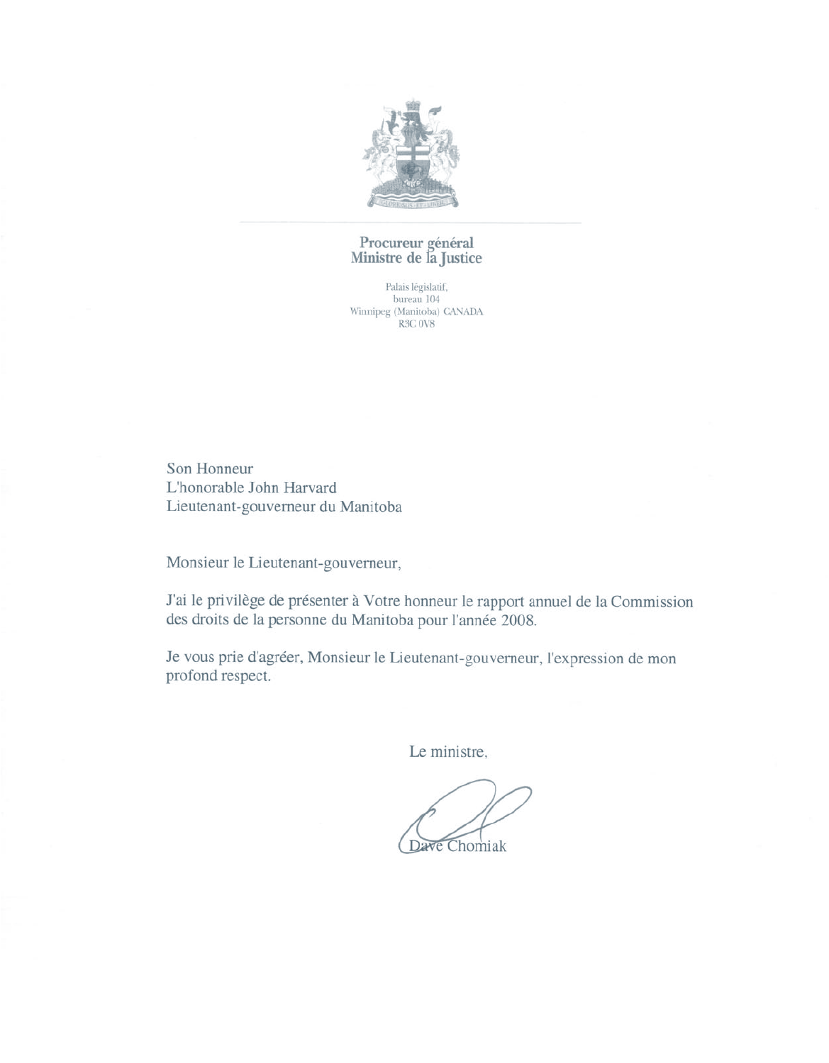**Procureur général**
**Ministre de la Justice**

Palais législatif,
bureau 104
Winnipeg (Manitoba) CANADA
R3C 0V8

Son Honneur
L'honorable John Harvard
Lieutenant-gouverneur du Manitoba

Monsieur le Lieutenant-gouverneur,

J'ai le privilège de présenter à Votre honneur le rapport annuel de la Commission des droits de la personne du Manitoba pour l'année 2008.

Je vous prie d'agréer, Monsieur le Lieutenant-gouverneur, l'expression de mon profond respect.

Le ministre,

Dave Chomiak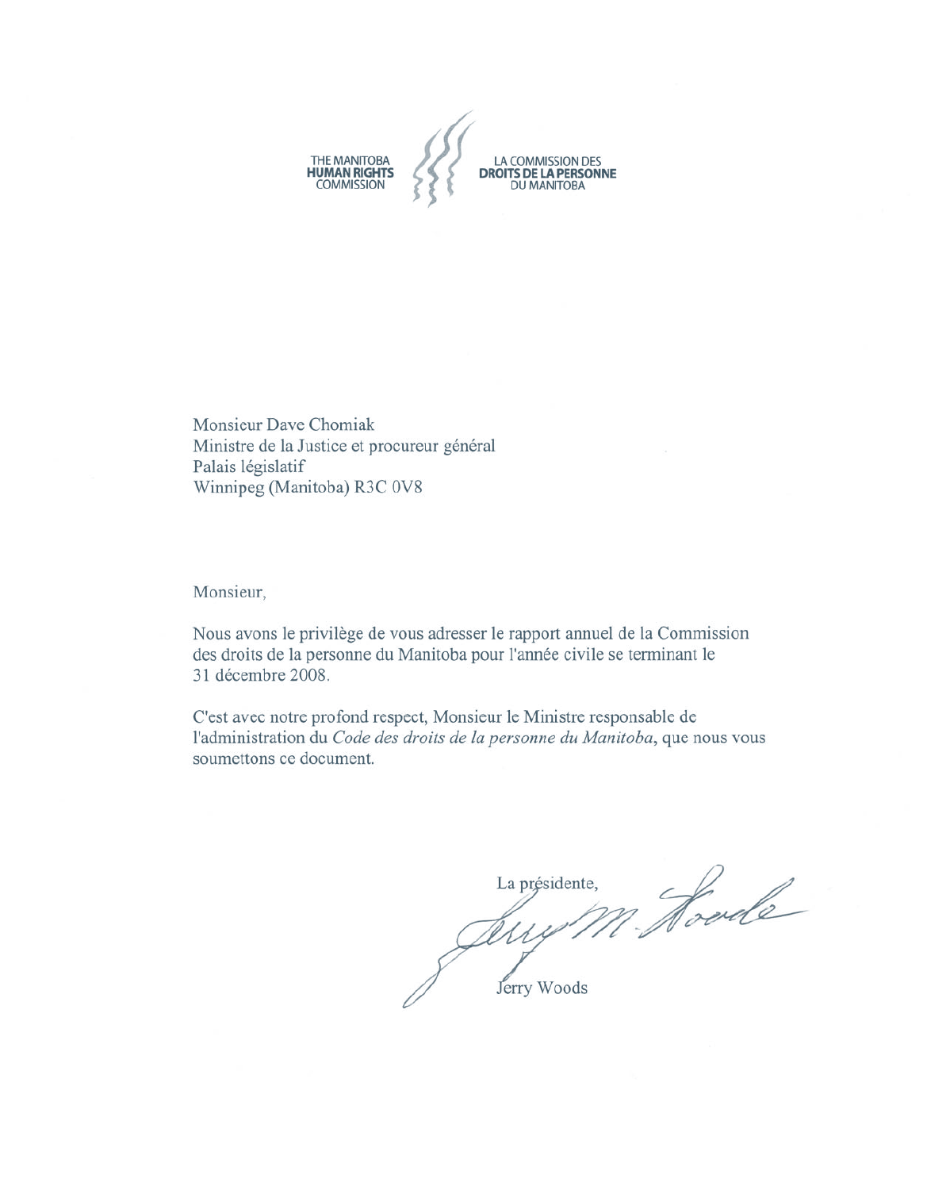THE MANITOBA **HUMAN RIGHTS** COMMISSION

LA COMMISSION DES **DROITS DE LA PERSONNE** DU MANITOBA

Monsieur Dave Chomiak
Ministre de la Justice et procureur général
Palais législatif
Winnipeg (Manitoba) R3C 0V8

Monsieur,

Nous avons le privilège de vous adresser le rapport annuel de la Commission des droits de la personne du Manitoba pour l'année civile se terminant le 31 décembre 2008.

C'est avec notre profond respect, Monsieur le Ministre responsable de l'administration du *Code des droits de la personne du Manitoba*, que nous vous soumettons ce document.

La présidente,

Jerry Woods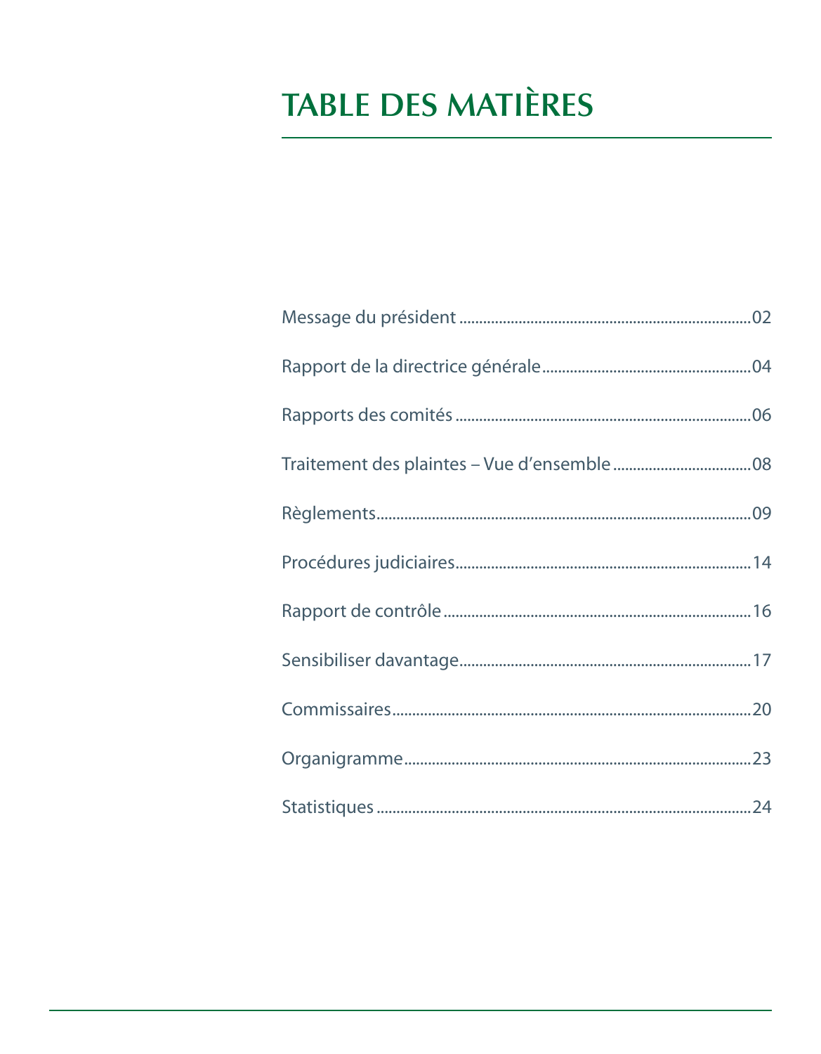# TABLE DES MATIÈRES

Message du président ........................................................................02

Rapport de la directrice générale....................................................04

Rapports des comités ........................................................................06

Traitement des plaintes – Vue d'ensemble ..................................08

Règlements............................................................................................09

Procédures judiciaires........................................................................14

Rapport de contrôle ...........................................................................16

Sensibiliser davantage........................................................................17

Commissaires........................................................................................20

Organigramme.....................................................................................23

Statistiques ...........................................................................................24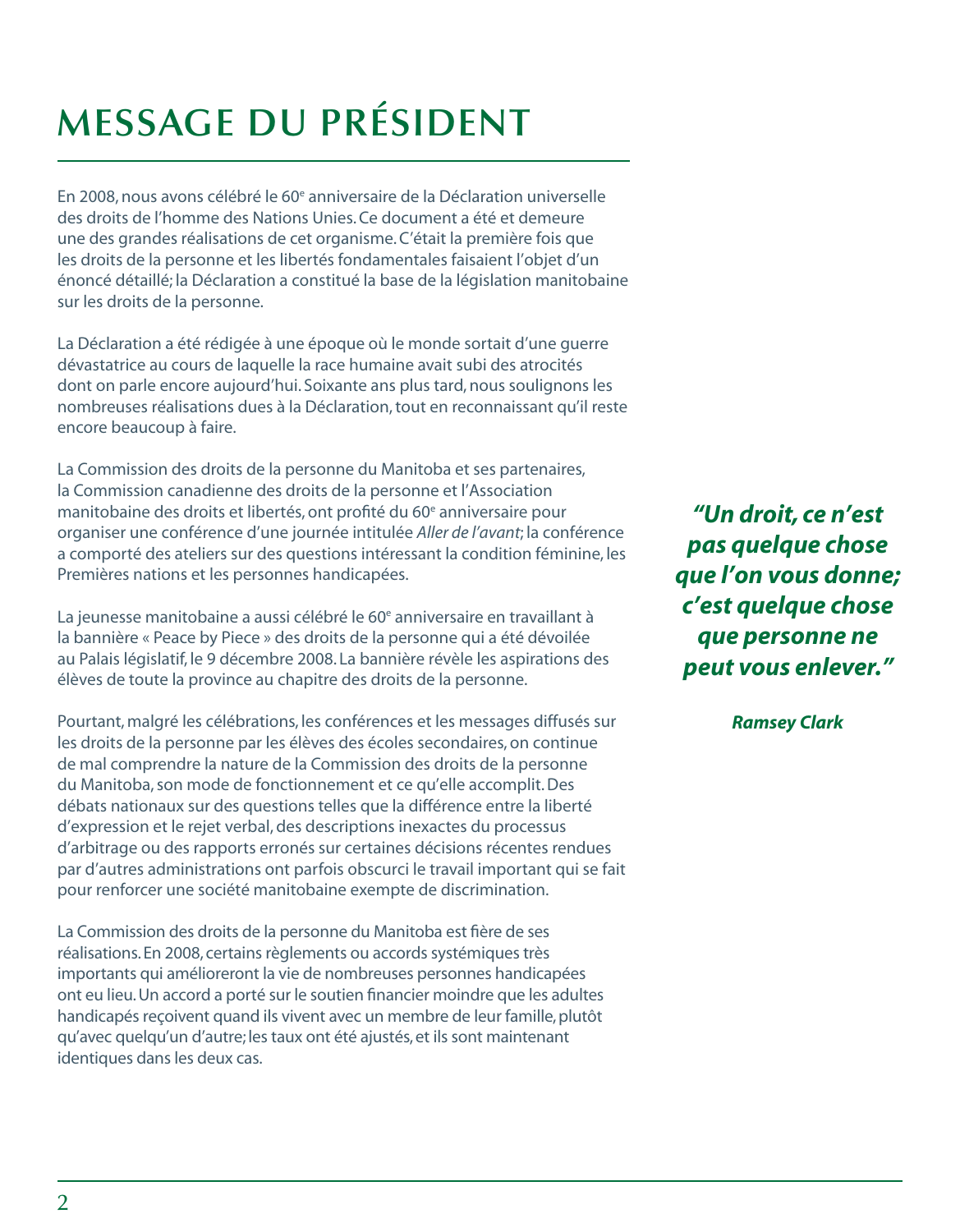# MESSAGE DU PRÉSIDENT

En 2008, nous avons célébré le 60e anniversaire de la Déclaration universelle des droits de l'homme des Nations Unies. Ce document a été et demeure une des grandes réalisations de cet organisme. C'était la première fois que les droits de la personne et les libertés fondamentales faisaient l'objet d'un énoncé détaillé; la Déclaration a constitué la base de la législation manitobaine sur les droits de la personne.

La Déclaration a été rédigée à une époque où le monde sortait d'une guerre dévastatrice au cours de laquelle la race humaine avait subi des atrocités dont on parle encore aujourd'hui. Soixante ans plus tard, nous soulignons les nombreuses réalisations dues à la Déclaration, tout en reconnaissant qu'il reste encore beaucoup à faire.

La Commission des droits de la personne du Manitoba et ses partenaires, la Commission canadienne des droits de la personne et l'Association manitobaine des droits et libertés, ont profité du 60e anniversaire pour organiser une conférence d'une journée intitulée *Aller de l'avant*; la conférence a comporté des ateliers sur des questions intéressant la condition féminine, les Premières nations et les personnes handicapées.

La jeunesse manitobaine a aussi célébré le 60e anniversaire en travaillant à la bannière « Peace by Piece » des droits de la personne qui a été dévoilée au Palais législatif, le 9 décembre 2008. La bannière révèle les aspirations des élèves de toute la province au chapitre des droits de la personne.

Pourtant, malgré les célébrations, les conférences et les messages diffusés sur les droits de la personne par les élèves des écoles secondaires, on continue de mal comprendre la nature de la Commission des droits de la personne du Manitoba, son mode de fonctionnement et ce qu'elle accomplit. Des débats nationaux sur des questions telles que la différence entre la liberté d'expression et le rejet verbal, des descriptions inexactes du processus d'arbitrage ou des rapports erronés sur certaines décisions récentes rendues par d'autres administrations ont parfois obscurci le travail important qui se fait pour renforcer une société manitobaine exempte de discrimination.

La Commission des droits de la personne du Manitoba est fière de ses réalisations. En 2008, certains règlements ou accords systémiques très importants qui amélioreront la vie de nombreuses personnes handicapées ont eu lieu. Un accord a porté sur le soutien financier moindre que les adultes handicapés reçoivent quand ils vivent avec un membre de leur famille, plutôt qu'avec quelqu'un d'autre; les taux ont été ajustés, et ils sont maintenant identiques dans les deux cas.

***"Un droit, ce n'est pas quelque chose que l'on vous donne; c'est quelque chose que personne ne peut vous enlever."***

***Ramsey Clark***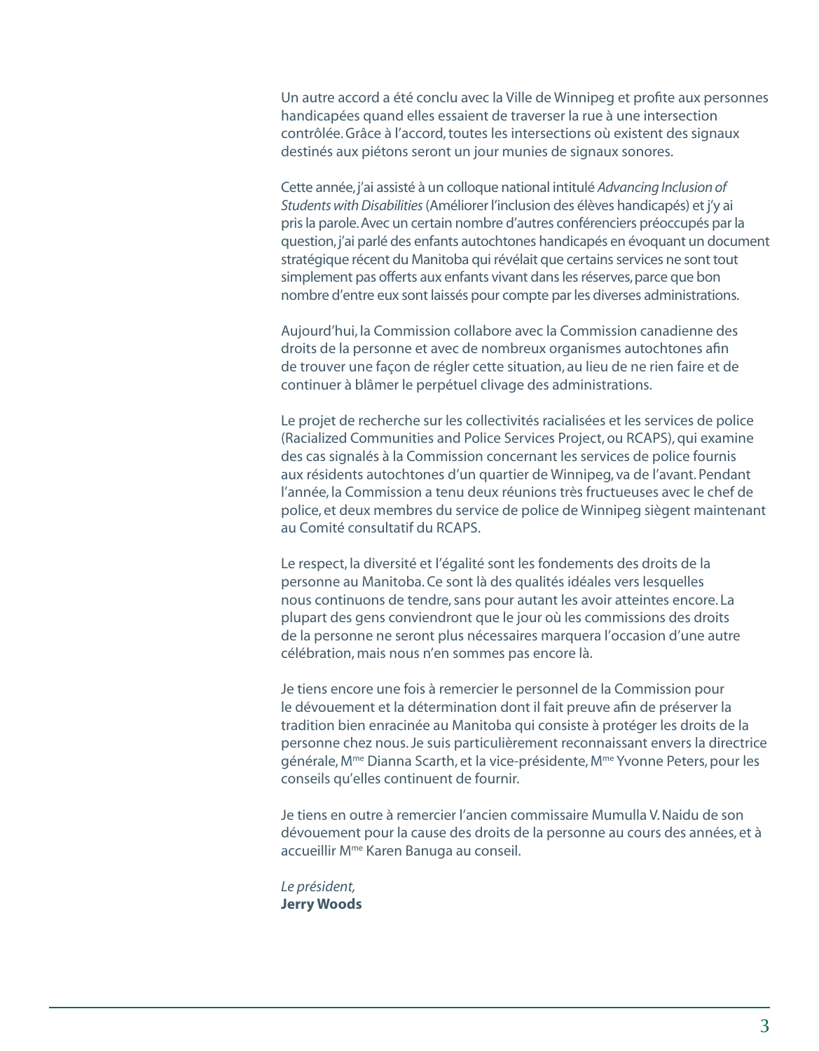Un autre accord a été conclu avec la Ville de Winnipeg et profite aux personnes handicapées quand elles essaient de traverser la rue à une intersection contrôlée. Grâce à l'accord, toutes les intersections où existent des signaux destinés aux piétons seront un jour munies de signaux sonores.

Cette année, j'ai assisté à un colloque national intitulé *Advancing Inclusion of Students with Disabilities* (Améliorer l'inclusion des élèves handicapés) et j'y ai pris la parole. Avec un certain nombre d'autres conférenciers préoccupés par la question, j'ai parlé des enfants autochtones handicapés en évoquant un document stratégique récent du Manitoba qui révélait que certains services ne sont tout simplement pas offerts aux enfants vivant dans les réserves, parce que bon nombre d'entre eux sont laissés pour compte par les diverses administrations.

Aujourd'hui, la Commission collabore avec la Commission canadienne des droits de la personne et avec de nombreux organismes autochtones afin de trouver une façon de régler cette situation, au lieu de ne rien faire et de continuer à blâmer le perpétuel clivage des administrations.

Le projet de recherche sur les collectivités racialisées et les services de police (Racialized Communities and Police Services Project, ou RCAPS), qui examine des cas signalés à la Commission concernant les services de police fournis aux résidents autochtones d'un quartier de Winnipeg, va de l'avant. Pendant l'année, la Commission a tenu deux réunions très fructueuses avec le chef de police, et deux membres du service de police de Winnipeg siègent maintenant au Comité consultatif du RCAPS.

Le respect, la diversité et l'égalité sont les fondements des droits de la personne au Manitoba. Ce sont là des qualités idéales vers lesquelles nous continuons de tendre, sans pour autant les avoir atteintes encore. La plupart des gens conviendront que le jour où les commissions des droits de la personne ne seront plus nécessaires marquera l'occasion d'une autre célébration, mais nous n'en sommes pas encore là.

Je tiens encore une fois à remercier le personnel de la Commission pour le dévouement et la détermination dont il fait preuve afin de préserver la tradition bien enracinée au Manitoba qui consiste à protéger les droits de la personne chez nous. Je suis particulièrement reconnaissant envers la directrice générale, Mme Dianna Scarth, et la vice-présidente, Mme Yvonne Peters, pour les conseils qu'elles continuent de fournir.

Je tiens en outre à remercier l'ancien commissaire Mumulla V. Naidu de son dévouement pour la cause des droits de la personne au cours des années, et à accueillir Mme Karen Banuga au conseil.

*Le président,*
**Jerry Woods**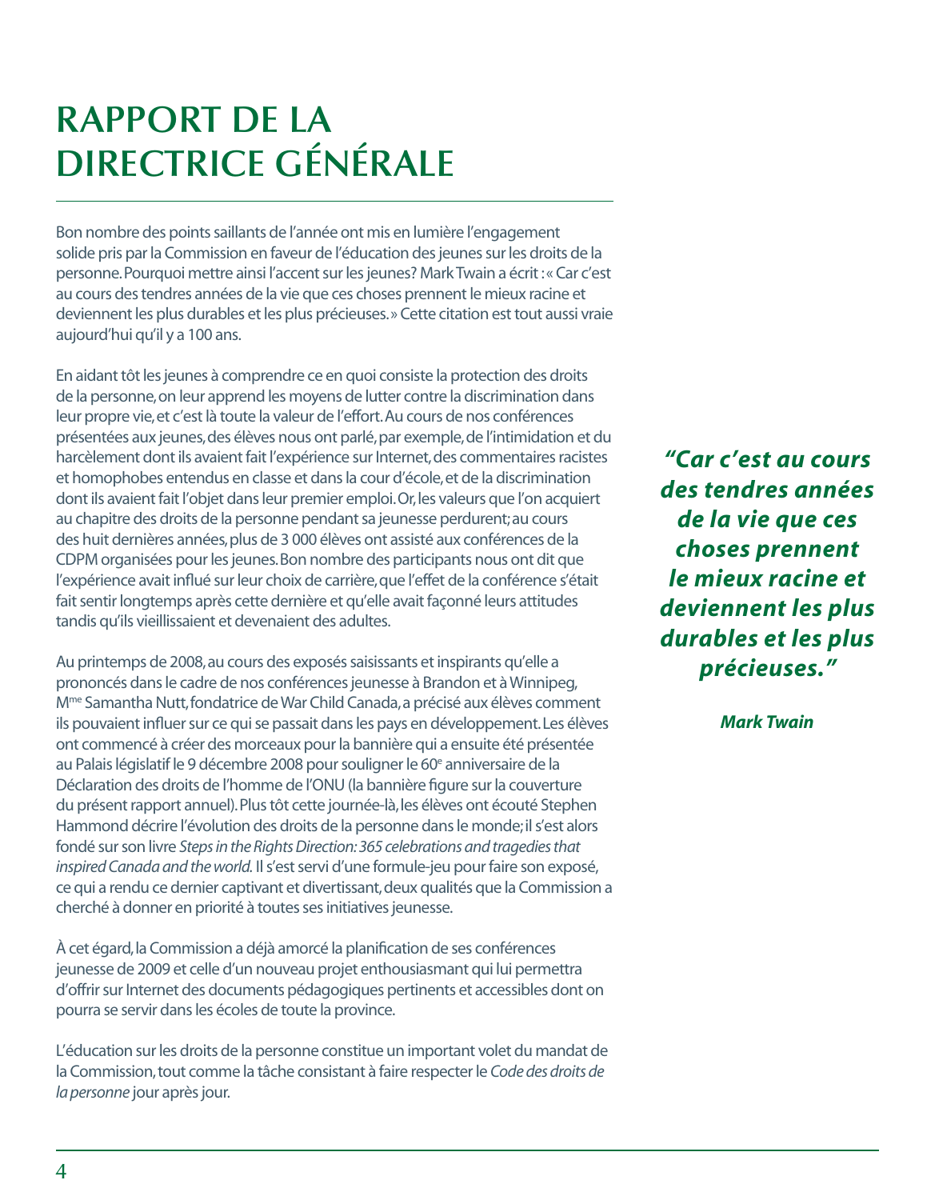# RAPPORT DE LA DIRECTRICE GÉNÉRALE

Bon nombre des points saillants de l'année ont mis en lumière l'engagement solide pris par la Commission en faveur de l'éducation des jeunes sur les droits de la personne. Pourquoi mettre ainsi l'accent sur les jeunes? Mark Twain a écrit : « Car c'est au cours des tendres années de la vie que ces choses prennent le mieux racine et deviennent les plus durables et les plus précieuses. » Cette citation est tout aussi vraie aujourd'hui qu'il y a 100 ans.

En aidant tôt les jeunes à comprendre ce en quoi consiste la protection des droits de la personne, on leur apprend les moyens de lutter contre la discrimination dans leur propre vie, et c'est là toute la valeur de l'effort. Au cours de nos conférences présentées aux jeunes, des élèves nous ont parlé, par exemple, de l'intimidation et du harcèlement dont ils avaient fait l'expérience sur Internet, des commentaires racistes et homophobes entendus en classe et dans la cour d'école, et de la discrimination dont ils avaient fait l'objet dans leur premier emploi. Or, les valeurs que l'on acquiert au chapitre des droits de la personne pendant sa jeunesse perdurent; au cours des huit dernières années, plus de 3 000 élèves ont assisté aux conférences de la CDPM organisées pour les jeunes. Bon nombre des participants nous ont dit que l'expérience avait influé sur leur choix de carrière, que l'effet de la conférence s'était fait sentir longtemps après cette dernière et qu'elle avait façonné leurs attitudes tandis qu'ils vieillissaient et devenaient des adultes.

***"Car c'est au cours des tendres années de la vie que ces choses prennent le mieux racine et deviennent les plus durables et les plus précieuses."***

***Mark Twain***

Au printemps de 2008, au cours des exposés saisissants et inspirants qu'elle a prononcés dans le cadre de nos conférences jeunesse à Brandon et à Winnipeg, M^me^ Samantha Nutt, fondatrice de War Child Canada, a précisé aux élèves comment ils pouvaient influer sur ce qui se passait dans les pays en développement. Les élèves ont commencé à créer des morceaux pour la bannière qui a ensuite été présentée au Palais législatif le 9 décembre 2008 pour souligner le 60^e^ anniversaire de la Déclaration des droits de l'homme de l'ONU (la bannière figure sur la couverture du présent rapport annuel). Plus tôt cette journée-là, les élèves ont écouté Stephen Hammond décrire l'évolution des droits de la personne dans le monde; il s'est alors fondé sur son livre *Steps in the Rights Direction: 365 celebrations and tragedies that inspired Canada and the world.* Il s'est servi d'une formule-jeu pour faire son exposé, ce qui a rendu ce dernier captivant et divertissant, deux qualités que la Commission a cherché à donner en priorité à toutes ses initiatives jeunesse.

À cet égard, la Commission a déjà amorcé la planification de ses conférences jeunesse de 2009 et celle d'un nouveau projet enthousiasmant qui lui permettra d'offrir sur Internet des documents pédagogiques pertinents et accessibles dont on pourra se servir dans les écoles de toute la province.

L'éducation sur les droits de la personne constitue un important volet du mandat de la Commission, tout comme la tâche consistant à faire respecter le *Code des droits de la personne* jour après jour.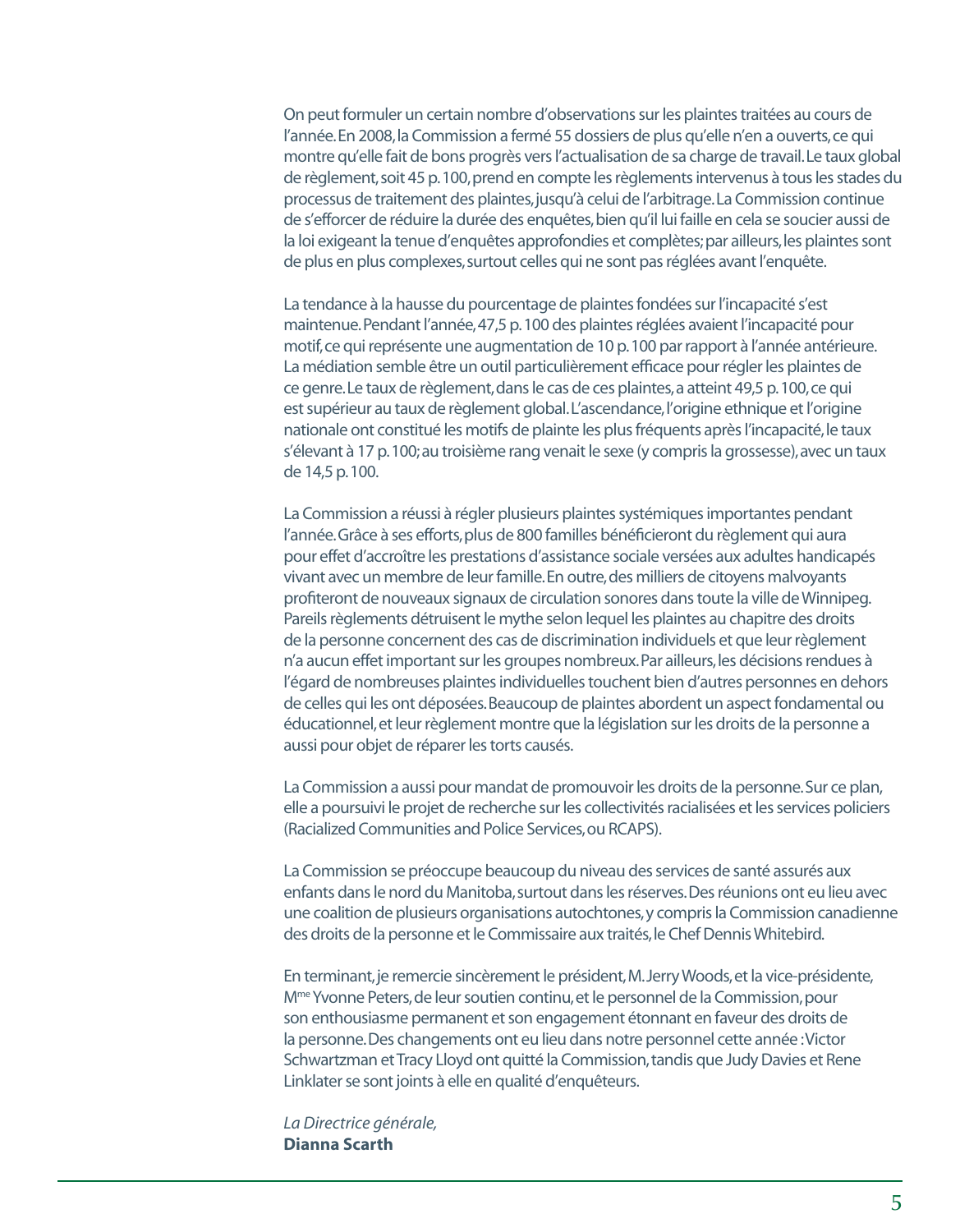On peut formuler un certain nombre d'observations sur les plaintes traitées au cours de l'année. En 2008, la Commission a fermé 55 dossiers de plus qu'elle n'en a ouverts, ce qui montre qu'elle fait de bons progrès vers l'actualisation de sa charge de travail. Le taux global de règlement, soit 45 p. 100, prend en compte les règlements intervenus à tous les stades du processus de traitement des plaintes, jusqu'à celui de l'arbitrage. La Commission continue de s'efforcer de réduire la durée des enquêtes, bien qu'il lui faille en cela se soucier aussi de la loi exigeant la tenue d'enquêtes approfondies et complètes; par ailleurs, les plaintes sont de plus en plus complexes, surtout celles qui ne sont pas réglées avant l'enquête.

La tendance à la hausse du pourcentage de plaintes fondées sur l'incapacité s'est maintenue. Pendant l'année, 47,5 p. 100 des plaintes réglées avaient l'incapacité pour motif, ce qui représente une augmentation de 10 p. 100 par rapport à l'année antérieure. La médiation semble être un outil particulièrement efficace pour régler les plaintes de ce genre. Le taux de règlement, dans le cas de ces plaintes, a atteint 49,5 p. 100, ce qui est supérieur au taux de règlement global. L'ascendance, l'origine ethnique et l'origine nationale ont constitué les motifs de plainte les plus fréquents après l'incapacité, le taux s'élevant à 17 p. 100; au troisième rang venait le sexe (y compris la grossesse), avec un taux de 14,5 p. 100.

La Commission a réussi à régler plusieurs plaintes systémiques importantes pendant l'année. Grâce à ses efforts, plus de 800 familles bénéficieront du règlement qui aura pour effet d'accroître les prestations d'assistance sociale versées aux adultes handicapés vivant avec un membre de leur famille. En outre, des milliers de citoyens malvoyants profiteront de nouveaux signaux de circulation sonores dans toute la ville de Winnipeg. Pareils règlements détruisent le mythe selon lequel les plaintes au chapitre des droits de la personne concernent des cas de discrimination individuels et que leur règlement n'a aucun effet important sur les groupes nombreux. Par ailleurs, les décisions rendues à l'égard de nombreuses plaintes individuelles touchent bien d'autres personnes en dehors de celles qui les ont déposées. Beaucoup de plaintes abordent un aspect fondamental ou éducationnel, et leur règlement montre que la législation sur les droits de la personne a aussi pour objet de réparer les torts causés.

La Commission a aussi pour mandat de promouvoir les droits de la personne. Sur ce plan, elle a poursuivi le projet de recherche sur les collectivités racialisées et les services policiers (Racialized Communities and Police Services, ou RCAPS).

La Commission se préoccupe beaucoup du niveau des services de santé assurés aux enfants dans le nord du Manitoba, surtout dans les réserves. Des réunions ont eu lieu avec une coalition de plusieurs organisations autochtones, y compris la Commission canadienne des droits de la personne et le Commissaire aux traités, le Chef Dennis Whitebird.

En terminant, je remercie sincèrement le président, M. Jerry Woods, et la vice-présidente, Mme Yvonne Peters, de leur soutien continu, et le personnel de la Commission, pour son enthousiasme permanent et son engagement étonnant en faveur des droits de la personne. Des changements ont eu lieu dans notre personnel cette année : Victor Schwartzman et Tracy Lloyd ont quitté la Commission, tandis que Judy Davies et Rene Linklater se sont joints à elle en qualité d'enquêteurs.

*La Directrice générale,*
**Dianna Scarth**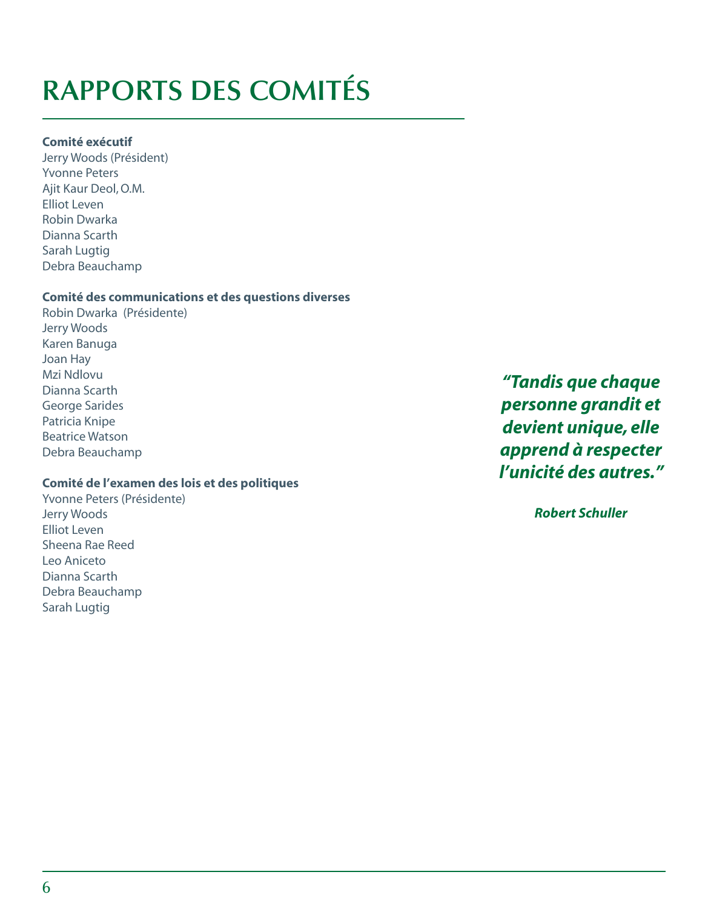# RAPPORTS DES COMITÉS

**Comité exécutif**
Jerry Woods (Président)
Yvonne Peters
Ajit Kaur Deol, O.M.
Elliot Leven
Robin Dwarka
Dianna Scarth
Sarah Lugtig
Debra Beauchamp

**Comité des communications et des questions diverses**
Robin Dwarka (Présidente)
Jerry Woods
Karen Banuga
Joan Hay
Mzi Ndlovu
Dianna Scarth
George Sarides
Patricia Knipe
Beatrice Watson
Debra Beauchamp

**Comité de l'examen des lois et des politiques**
Yvonne Peters (Présidente)
Jerry Woods
Elliot Leven
Sheena Rae Reed
Leo Aniceto
Dianna Scarth
Debra Beauchamp
Sarah Lugtig

***"Tandis que chaque personne grandit et devient unique, elle apprend à respecter l'unicité des autres."***

***Robert Schuller***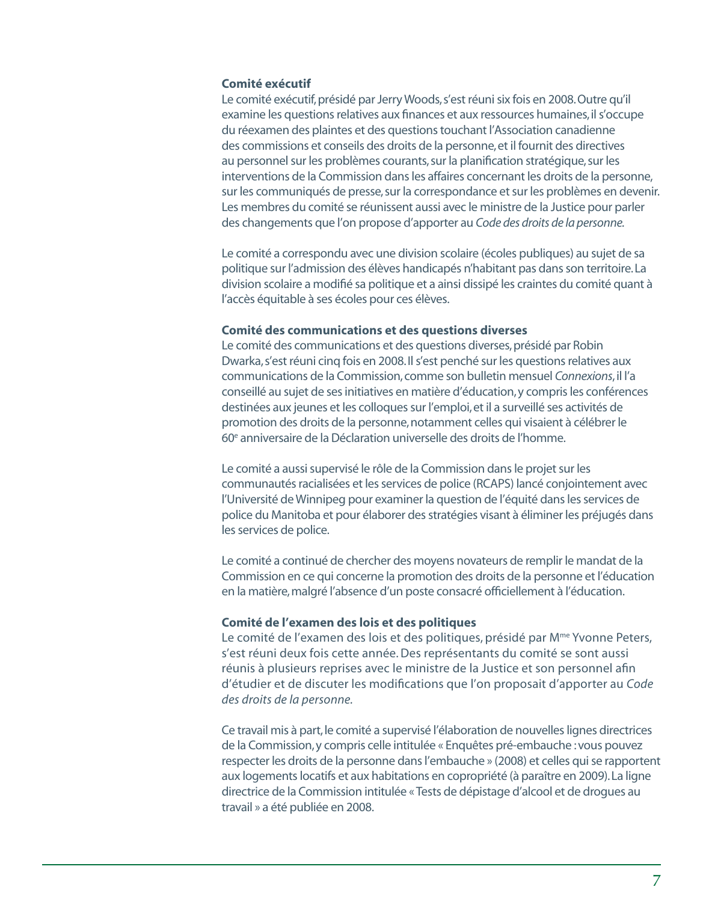### Comité exécutif

Le comité exécutif, présidé par Jerry Woods, s'est réuni six fois en 2008. Outre qu'il examine les questions relatives aux finances et aux ressources humaines, il s'occupe du réexamen des plaintes et des questions touchant l'Association canadienne des commissions et conseils des droits de la personne, et il fournit des directives au personnel sur les problèmes courants, sur la planification stratégique, sur les interventions de la Commission dans les affaires concernant les droits de la personne, sur les communiqués de presse, sur la correspondance et sur les problèmes en devenir. Les membres du comité se réunissent aussi avec le ministre de la Justice pour parler des changements que l'on propose d'apporter au *Code des droits de la personne*.

Le comité a correspondu avec une division scolaire (écoles publiques) au sujet de sa politique sur l'admission des élèves handicapés n'habitant pas dans son territoire. La division scolaire a modifié sa politique et a ainsi dissipé les craintes du comité quant à l'accès équitable à ses écoles pour ces élèves.

### Comité des communications et des questions diverses

Le comité des communications et des questions diverses, présidé par Robin Dwarka, s'est réuni cinq fois en 2008. Il s'est penché sur les questions relatives aux communications de la Commission, comme son bulletin mensuel *Connexions*, il l'a conseillé au sujet de ses initiatives en matière d'éducation, y compris les conférences destinées aux jeunes et les colloques sur l'emploi, et il a surveillé ses activités de promotion des droits de la personne, notamment celles qui visaient à célébrer le 60e anniversaire de la Déclaration universelle des droits de l'homme.

Le comité a aussi supervisé le rôle de la Commission dans le projet sur les communautés racialisées et les services de police (RCAPS) lancé conjointement avec l'Université de Winnipeg pour examiner la question de l'équité dans les services de police du Manitoba et pour élaborer des stratégies visant à éliminer les préjugés dans les services de police.

Le comité a continué de chercher des moyens novateurs de remplir le mandat de la Commission en ce qui concerne la promotion des droits de la personne et l'éducation en la matière, malgré l'absence d'un poste consacré officiellement à l'éducation.

### Comité de l'examen des lois et des politiques

Le comité de l'examen des lois et des politiques, présidé par Mme Yvonne Peters, s'est réuni deux fois cette année. Des représentants du comité se sont aussi réunis à plusieurs reprises avec le ministre de la Justice et son personnel afin d'étudier et de discuter les modifications que l'on proposait d'apporter au *Code des droits de la personne*.

Ce travail mis à part, le comité a supervisé l'élaboration de nouvelles lignes directrices de la Commission, y compris celle intitulée « Enquêtes pré-embauche : vous pouvez respecter les droits de la personne dans l'embauche » (2008) et celles qui se rapportent aux logements locatifs et aux habitations en copropriété (à paraître en 2009). La ligne directrice de la Commission intitulée « Tests de dépistage d'alcool et de drogues au travail » a été publiée en 2008.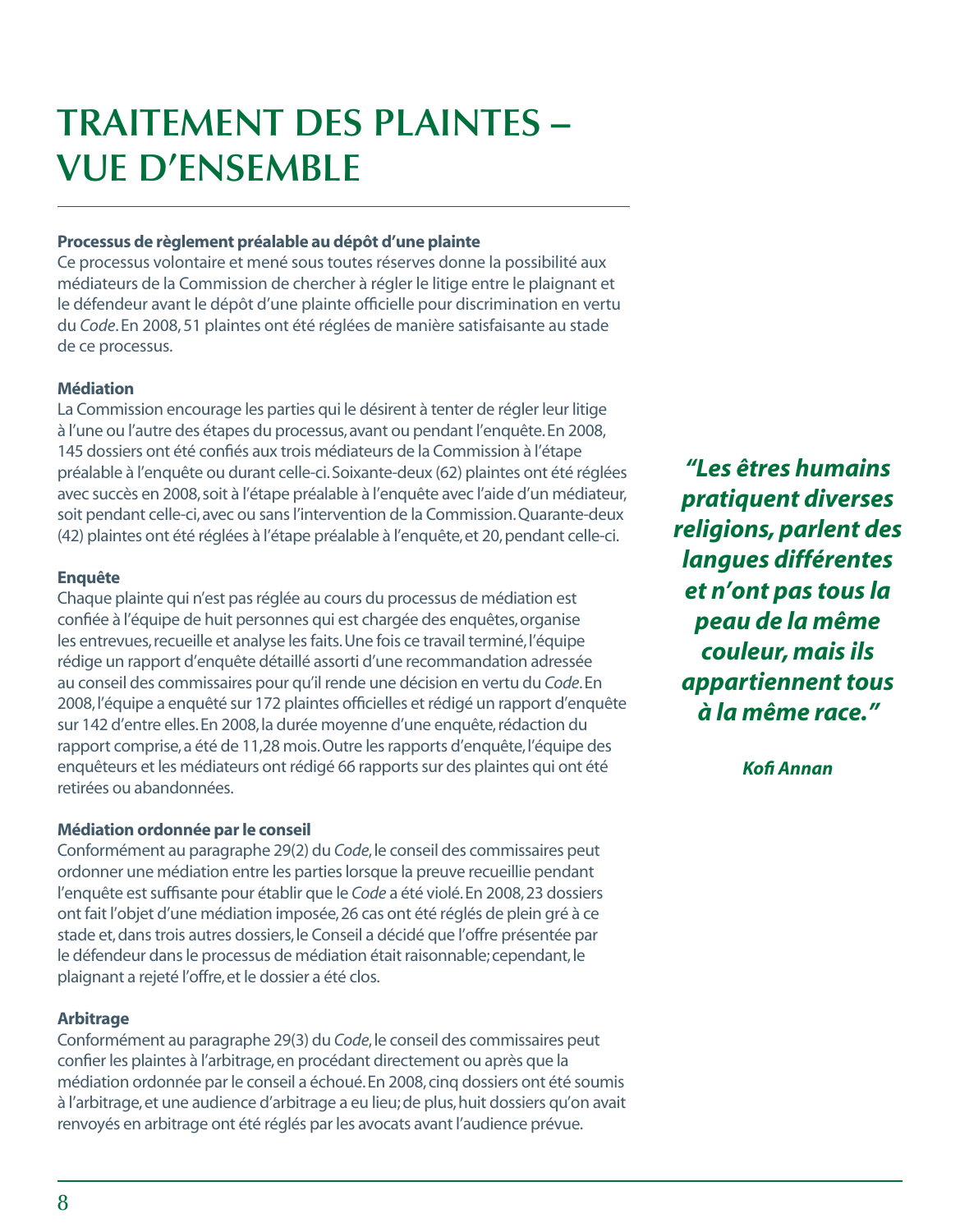# TRAITEMENT DES PLAINTES – VUE D'ENSEMBLE

**Processus de règlement préalable au dépôt d'une plainte**
Ce processus volontaire et mené sous toutes réserves donne la possibilité aux médiateurs de la Commission de chercher à régler le litige entre le plaignant et le défendeur avant le dépôt d'une plainte officielle pour discrimination en vertu du *Code*. En 2008, 51 plaintes ont été réglées de manière satisfaisante au stade de ce processus.

**Médiation**
La Commission encourage les parties qui le désirent à tenter de régler leur litige à l'une ou l'autre des étapes du processus, avant ou pendant l'enquête. En 2008, 145 dossiers ont été confiés aux trois médiateurs de la Commission à l'étape préalable à l'enquête ou durant celle-ci. Soixante-deux (62) plaintes ont été réglées avec succès en 2008, soit à l'étape préalable à l'enquête avec l'aide d'un médiateur, soit pendant celle-ci, avec ou sans l'intervention de la Commission. Quarante-deux (42) plaintes ont été réglées à l'étape préalable à l'enquête, et 20, pendant celle-ci.

**Enquête**
Chaque plainte qui n'est pas réglée au cours du processus de médiation est confiée à l'équipe de huit personnes qui est chargée des enquêtes, organise les entrevues, recueille et analyse les faits. Une fois ce travail terminé, l'équipe rédige un rapport d'enquête détaillé assorti d'une recommandation adressée au conseil des commissaires pour qu'il rende une décision en vertu du *Code*. En 2008, l'équipe a enquêté sur 172 plaintes officielles et rédigé un rapport d'enquête sur 142 d'entre elles. En 2008, la durée moyenne d'une enquête, rédaction du rapport comprise, a été de 11,28 mois. Outre les rapports d'enquête, l'équipe des enquêteurs et les médiateurs ont rédigé 66 rapports sur des plaintes qui ont été retirées ou abandonnées.

**Médiation ordonnée par le conseil**
Conformément au paragraphe 29(2) du *Code*, le conseil des commissaires peut ordonner une médiation entre les parties lorsque la preuve recueillie pendant l'enquête est suffisante pour établir que le *Code* a été violé. En 2008, 23 dossiers ont fait l'objet d'une médiation imposée, 26 cas ont été réglés de plein gré à ce stade et, dans trois autres dossiers, le Conseil a décidé que l'offre présentée par le défendeur dans le processus de médiation était raisonnable; cependant, le plaignant a rejeté l'offre, et le dossier a été clos.

**Arbitrage**
Conformément au paragraphe 29(3) du *Code*, le conseil des commissaires peut confier les plaintes à l'arbitrage, en procédant directement ou après que la médiation ordonnée par le conseil a échoué. En 2008, cinq dossiers ont été soumis à l'arbitrage, et une audience d'arbitrage a eu lieu; de plus, huit dossiers qu'on avait renvoyés en arbitrage ont été réglés par les avocats avant l'audience prévue.

***"Les êtres humains pratiquent diverses religions, parlent des langues différentes et n'ont pas tous la peau de la même couleur, mais ils appartiennent tous à la même race."***

***Kofi Annan***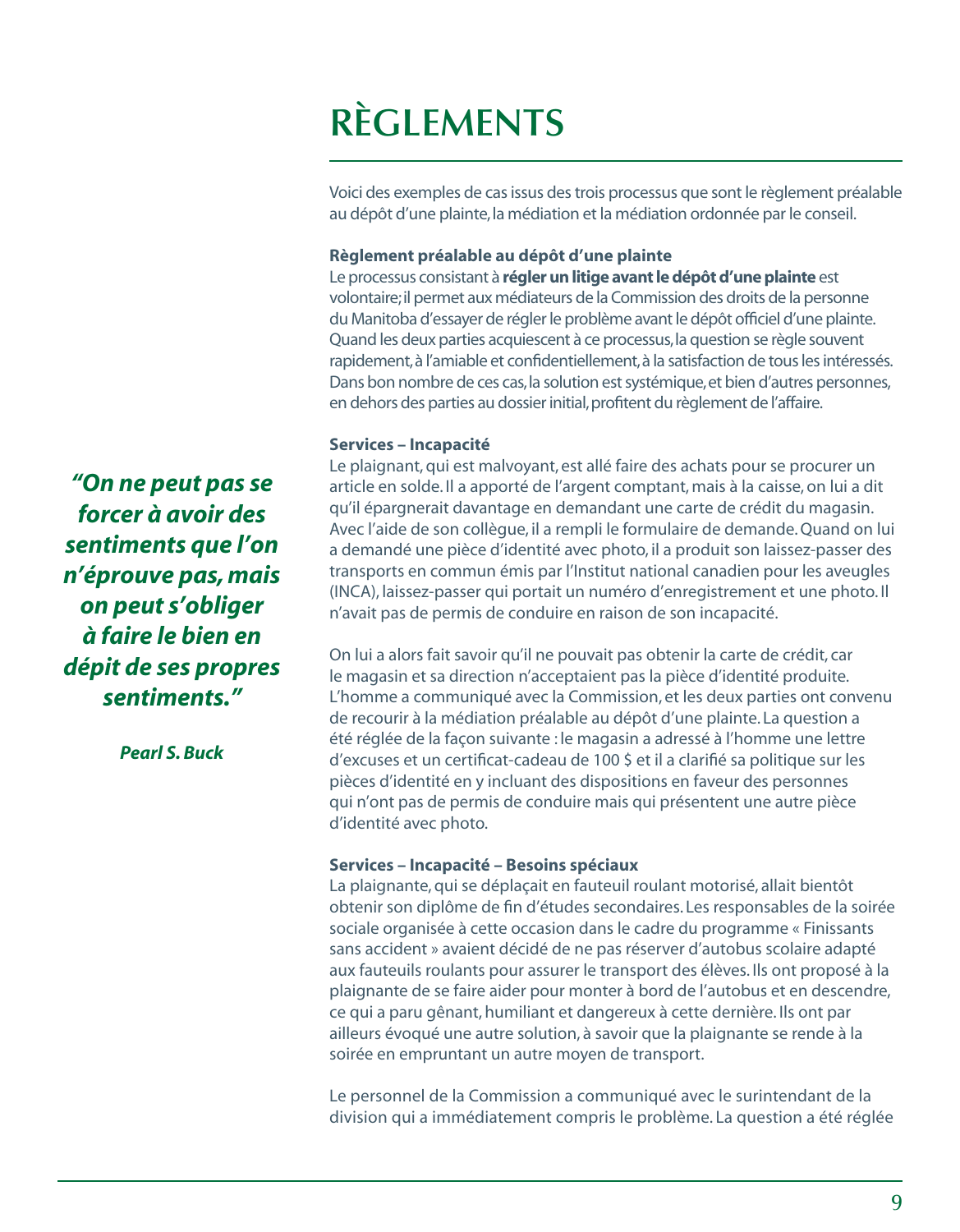# RÈGLEMENTS

Voici des exemples de cas issus des trois processus que sont le règlement préalable au dépôt d'une plainte, la médiation et la médiation ordonnée par le conseil.

**Règlement préalable au dépôt d'une plainte**

Le processus consistant à **régler un litige avant le dépôt d'une plainte** est volontaire; il permet aux médiateurs de la Commission des droits de la personne du Manitoba d'essayer de régler le problème avant le dépôt officiel d'une plainte. Quand les deux parties acquiescent à ce processus, la question se règle souvent rapidement, à l'amiable et confidentiellement, à la satisfaction de tous les intéressés. Dans bon nombre de ces cas, la solution est systémique, et bien d'autres personnes, en dehors des parties au dossier initial, profitent du règlement de l'affaire.

***"On ne peut pas se forcer à avoir des sentiments que l'on n'éprouve pas, mais on peut s'obliger à faire le bien en dépit de ses propres sentiments."***

***Pearl S. Buck***

**Services – Incapacité**

Le plaignant, qui est malvoyant, est allé faire des achats pour se procurer un article en solde. Il a apporté de l'argent comptant, mais à la caisse, on lui a dit qu'il épargnerait davantage en demandant une carte de crédit du magasin. Avec l'aide de son collègue, il a rempli le formulaire de demande. Quand on lui a demandé une pièce d'identité avec photo, il a produit son laissez-passer des transports en commun émis par l'Institut national canadien pour les aveugles (INCA), laissez-passer qui portait un numéro d'enregistrement et une photo. Il n'avait pas de permis de conduire en raison de son incapacité.

On lui a alors fait savoir qu'il ne pouvait pas obtenir la carte de crédit, car le magasin et sa direction n'acceptaient pas la pièce d'identité produite. L'homme a communiqué avec la Commission, et les deux parties ont convenu de recourir à la médiation préalable au dépôt d'une plainte. La question a été réglée de la façon suivante : le magasin a adressé à l'homme une lettre d'excuses et un certificat-cadeau de 100 $ et il a clarifié sa politique sur les pièces d'identité en y incluant des dispositions en faveur des personnes qui n'ont pas de permis de conduire mais qui présentent une autre pièce d'identité avec photo.

**Services – Incapacité – Besoins spéciaux**

La plaignante, qui se déplaçait en fauteuil roulant motorisé, allait bientôt obtenir son diplôme de fin d'études secondaires. Les responsables de la soirée sociale organisée à cette occasion dans le cadre du programme « Finissants sans accident » avaient décidé de ne pas réserver d'autobus scolaire adapté aux fauteuils roulants pour assurer le transport des élèves. Ils ont proposé à la plaignante de se faire aider pour monter à bord de l'autobus et en descendre, ce qui a paru gênant, humiliant et dangereux à cette dernière. Ils ont par ailleurs évoqué une autre solution, à savoir que la plaignante se rende à la soirée en empruntant un autre moyen de transport.

Le personnel de la Commission a communiqué avec le surintendant de la division qui a immédiatement compris le problème. La question a été réglée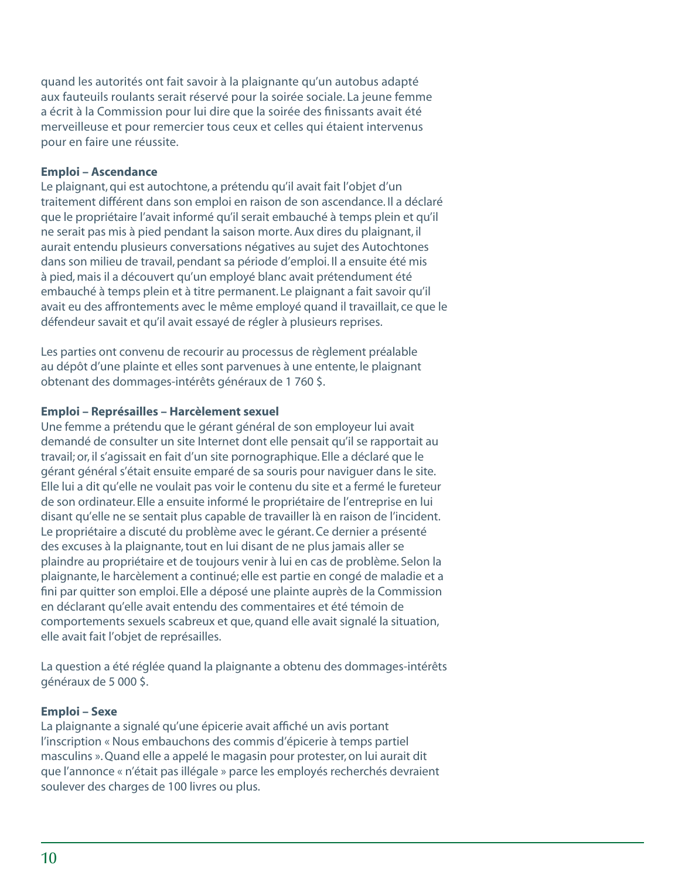quand les autorités ont fait savoir à la plaignante qu'un autobus adapté aux fauteuils roulants serait réservé pour la soirée sociale. La jeune femme a écrit à la Commission pour lui dire que la soirée des finissants avait été merveilleuse et pour remercier tous ceux et celles qui étaient intervenus pour en faire une réussite.

**Emploi – Ascendance**

Le plaignant, qui est autochtone, a prétendu qu'il avait fait l'objet d'un traitement différent dans son emploi en raison de son ascendance. Il a déclaré que le propriétaire l'avait informé qu'il serait embauché à temps plein et qu'il ne serait pas mis à pied pendant la saison morte. Aux dires du plaignant, il aurait entendu plusieurs conversations négatives au sujet des Autochtones dans son milieu de travail, pendant sa période d'emploi. Il a ensuite été mis à pied, mais il a découvert qu'un employé blanc avait prétendument été embauché à temps plein et à titre permanent. Le plaignant a fait savoir qu'il avait eu des affrontements avec le même employé quand il travaillait, ce que le défendeur savait et qu'il avait essayé de régler à plusieurs reprises.

Les parties ont convenu de recourir au processus de règlement préalable au dépôt d'une plainte et elles sont parvenues à une entente, le plaignant obtenant des dommages-intérêts généraux de 1 760 $.

**Emploi – Représailles – Harcèlement sexuel**

Une femme a prétendu que le gérant général de son employeur lui avait demandé de consulter un site Internet dont elle pensait qu'il se rapportait au travail; or, il s'agissait en fait d'un site pornographique. Elle a déclaré que le gérant général s'était ensuite emparé de sa souris pour naviguer dans le site. Elle lui a dit qu'elle ne voulait pas voir le contenu du site et a fermé le fureteur de son ordinateur. Elle a ensuite informé le propriétaire de l'entreprise en lui disant qu'elle ne se sentait plus capable de travailler là en raison de l'incident. Le propriétaire a discuté du problème avec le gérant. Ce dernier a présenté des excuses à la plaignante, tout en lui disant de ne plus jamais aller se plaindre au propriétaire et de toujours venir à lui en cas de problème. Selon la plaignante, le harcèlement a continué; elle est partie en congé de maladie et a fini par quitter son emploi. Elle a déposé une plainte auprès de la Commission en déclarant qu'elle avait entendu des commentaires et été témoin de comportements sexuels scabreux et que, quand elle avait signalé la situation, elle avait fait l'objet de représailles.

La question a été réglée quand la plaignante a obtenu des dommages-intérêts généraux de 5 000 $.

**Emploi – Sexe**

La plaignante a signalé qu'une épicerie avait affiché un avis portant l'inscription « Nous embauchons des commis d'épicerie à temps partiel masculins ». Quand elle a appelé le magasin pour protester, on lui aurait dit que l'annonce « n'était pas illégale » parce les employés recherchés devraient soulever des charges de 100 livres ou plus.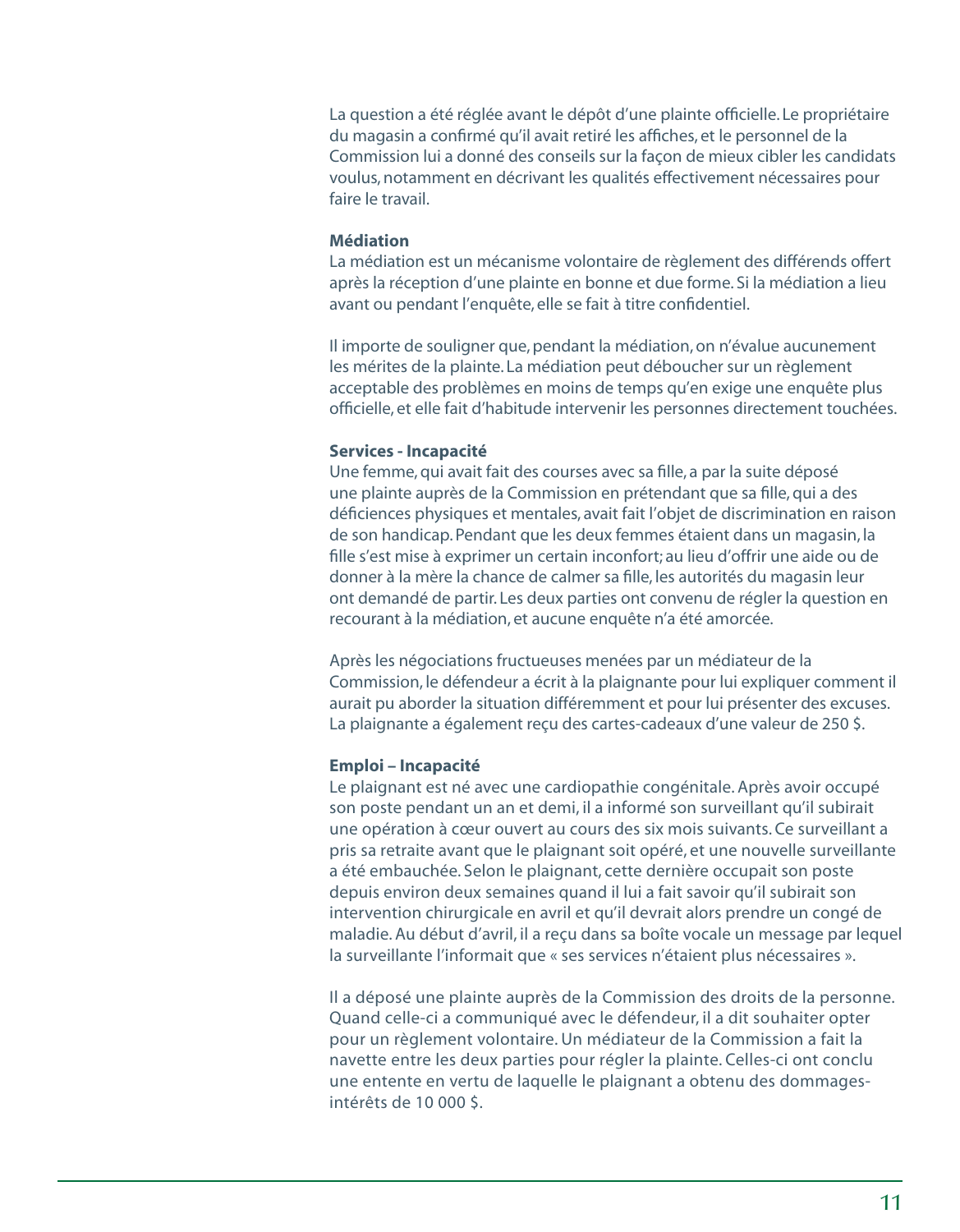La question a été réglée avant le dépôt d'une plainte officielle. Le propriétaire du magasin a confirmé qu'il avait retiré les affiches, et le personnel de la Commission lui a donné des conseils sur la façon de mieux cibler les candidats voulus, notamment en décrivant les qualités effectivement nécessaires pour faire le travail.

**Médiation**

La médiation est un mécanisme volontaire de règlement des différends offert après la réception d'une plainte en bonne et due forme. Si la médiation a lieu avant ou pendant l'enquête, elle se fait à titre confidentiel.

Il importe de souligner que, pendant la médiation, on n'évalue aucunement les mérites de la plainte. La médiation peut déboucher sur un règlement acceptable des problèmes en moins de temps qu'en exige une enquête plus officielle, et elle fait d'habitude intervenir les personnes directement touchées.

**Services - Incapacité**

Une femme, qui avait fait des courses avec sa fille, a par la suite déposé une plainte auprès de la Commission en prétendant que sa fille, qui a des déficiences physiques et mentales, avait fait l'objet de discrimination en raison de son handicap. Pendant que les deux femmes étaient dans un magasin, la fille s'est mise à exprimer un certain inconfort; au lieu d'offrir une aide ou de donner à la mère la chance de calmer sa fille, les autorités du magasin leur ont demandé de partir. Les deux parties ont convenu de régler la question en recourant à la médiation, et aucune enquête n'a été amorcée.

Après les négociations fructueuses menées par un médiateur de la Commission, le défendeur a écrit à la plaignante pour lui expliquer comment il aurait pu aborder la situation différemment et pour lui présenter des excuses. La plaignante a également reçu des cartes-cadeaux d'une valeur de 250 $.

**Emploi – Incapacité**

Le plaignant est né avec une cardiopathie congénitale. Après avoir occupé son poste pendant un an et demi, il a informé son surveillant qu'il subirait une opération à cœur ouvert au cours des six mois suivants. Ce surveillant a pris sa retraite avant que le plaignant soit opéré, et une nouvelle surveillante a été embauchée. Selon le plaignant, cette dernière occupait son poste depuis environ deux semaines quand il lui a fait savoir qu'il subirait son intervention chirurgicale en avril et qu'il devrait alors prendre un congé de maladie. Au début d'avril, il a reçu dans sa boîte vocale un message par lequel la surveillante l'informait que « ses services n'étaient plus nécessaires ».

Il a déposé une plainte auprès de la Commission des droits de la personne. Quand celle-ci a communiqué avec le défendeur, il a dit souhaiter opter pour un règlement volontaire. Un médiateur de la Commission a fait la navette entre les deux parties pour régler la plainte. Celles-ci ont conclu une entente en vertu de laquelle le plaignant a obtenu des dommages-intérêts de 10 000 $.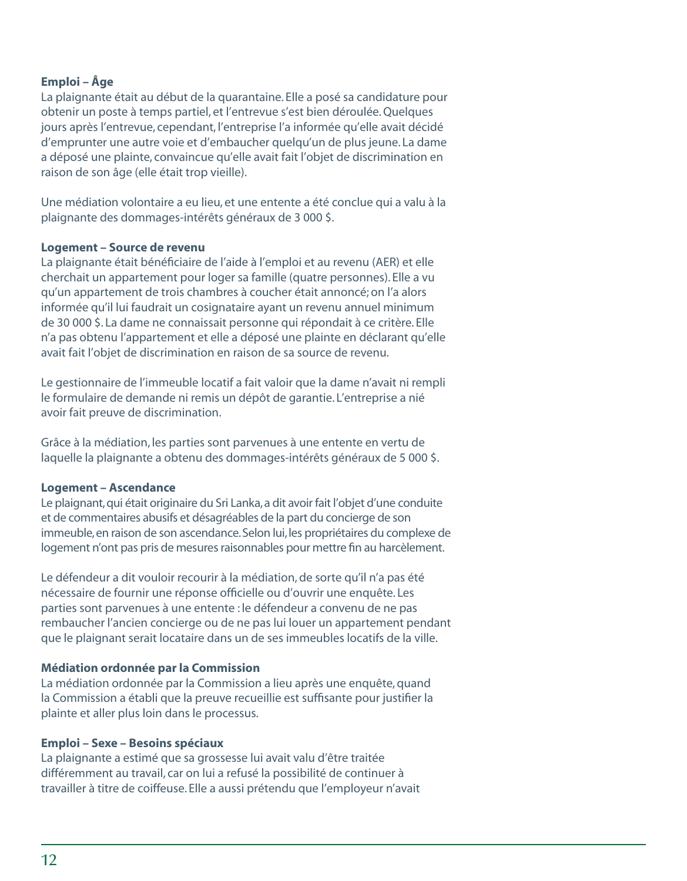**Emploi – Âge**

La plaignante était au début de la quarantaine. Elle a posé sa candidature pour obtenir un poste à temps partiel, et l'entrevue s'est bien déroulée. Quelques jours après l'entrevue, cependant, l'entreprise l'a informée qu'elle avait décidé d'emprunter une autre voie et d'embaucher quelqu'un de plus jeune. La dame a déposé une plainte, convaincue qu'elle avait fait l'objet de discrimination en raison de son âge (elle était trop vieille).

Une médiation volontaire a eu lieu, et une entente a été conclue qui a valu à la plaignante des dommages-intérêts généraux de 3 000 $.

**Logement – Source de revenu**

La plaignante était bénéficiaire de l'aide à l'emploi et au revenu (AER) et elle cherchait un appartement pour loger sa famille (quatre personnes). Elle a vu qu'un appartement de trois chambres à coucher était annoncé; on l'a alors informée qu'il lui faudrait un cosignataire ayant un revenu annuel minimum de 30 000 $. La dame ne connaissait personne qui répondait à ce critère. Elle n'a pas obtenu l'appartement et elle a déposé une plainte en déclarant qu'elle avait fait l'objet de discrimination en raison de sa source de revenu.

Le gestionnaire de l'immeuble locatif a fait valoir que la dame n'avait ni rempli le formulaire de demande ni remis un dépôt de garantie. L'entreprise a nié avoir fait preuve de discrimination.

Grâce à la médiation, les parties sont parvenues à une entente en vertu de laquelle la plaignante a obtenu des dommages-intérêts généraux de 5 000 $.

**Logement – Ascendance**

Le plaignant, qui était originaire du Sri Lanka, a dit avoir fait l'objet d'une conduite et de commentaires abusifs et désagréables de la part du concierge de son immeuble, en raison de son ascendance. Selon lui, les propriétaires du complexe de logement n'ont pas pris de mesures raisonnables pour mettre fin au harcèlement.

Le défendeur a dit vouloir recourir à la médiation, de sorte qu'il n'a pas été nécessaire de fournir une réponse officielle ou d'ouvrir une enquête. Les parties sont parvenues à une entente : le défendeur a convenu de ne pas rembaucher l'ancien concierge ou de ne pas lui louer un appartement pendant que le plaignant serait locataire dans un de ses immeubles locatifs de la ville.

**Médiation ordonnée par la Commission**

La médiation ordonnée par la Commission a lieu après une enquête, quand la Commission a établi que la preuve recueillie est suffisante pour justifier la plainte et aller plus loin dans le processus.

**Emploi – Sexe – Besoins spéciaux**

La plaignante a estimé que sa grossesse lui avait valu d'être traitée différemment au travail, car on lui a refusé la possibilité de continuer à travailler à titre de coiffeuse. Elle a aussi prétendu que l'employeur n'avait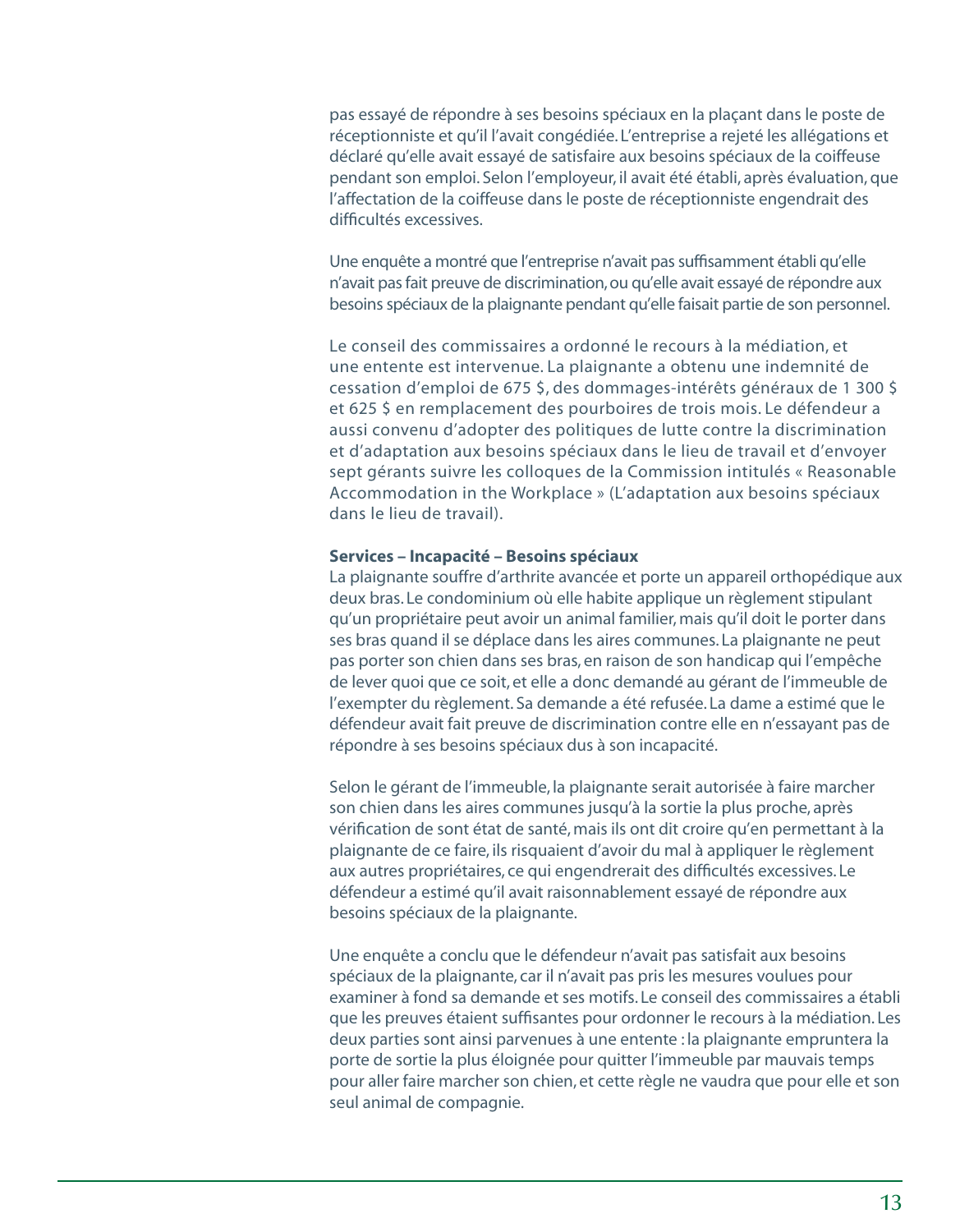pas essayé de répondre à ses besoins spéciaux en la plaçant dans le poste de réceptionniste et qu'il l'avait congédiée. L'entreprise a rejeté les allégations et déclaré qu'elle avait essayé de satisfaire aux besoins spéciaux de la coiffeuse pendant son emploi. Selon l'employeur, il avait été établi, après évaluation, que l'affectation de la coiffeuse dans le poste de réceptionniste engendrait des difficultés excessives.

Une enquête a montré que l'entreprise n'avait pas suffisamment établi qu'elle n'avait pas fait preuve de discrimination, ou qu'elle avait essayé de répondre aux besoins spéciaux de la plaignante pendant qu'elle faisait partie de son personnel.

Le conseil des commissaires a ordonné le recours à la médiation, et une entente est intervenue. La plaignante a obtenu une indemnité de cessation d'emploi de 675 $, des dommages-intérêts généraux de 1 300 $ et 625 $ en remplacement des pourboires de trois mois. Le défendeur a aussi convenu d'adopter des politiques de lutte contre la discrimination et d'adaptation aux besoins spéciaux dans le lieu de travail et d'envoyer sept gérants suivre les colloques de la Commission intitulés « Reasonable Accommodation in the Workplace » (L'adaptation aux besoins spéciaux dans le lieu de travail).

**Services – Incapacité – Besoins spéciaux**

La plaignante souffre d'arthrite avancée et porte un appareil orthopédique aux deux bras. Le condominium où elle habite applique un règlement stipulant qu'un propriétaire peut avoir un animal familier, mais qu'il doit le porter dans ses bras quand il se déplace dans les aires communes. La plaignante ne peut pas porter son chien dans ses bras, en raison de son handicap qui l'empêche de lever quoi que ce soit, et elle a donc demandé au gérant de l'immeuble de l'exempter du règlement. Sa demande a été refusée. La dame a estimé que le défendeur avait fait preuve de discrimination contre elle en n'essayant pas de répondre à ses besoins spéciaux dus à son incapacité.

Selon le gérant de l'immeuble, la plaignante serait autorisée à faire marcher son chien dans les aires communes jusqu'à la sortie la plus proche, après vérification de sont état de santé, mais ils ont dit croire qu'en permettant à la plaignante de ce faire, ils risquaient d'avoir du mal à appliquer le règlement aux autres propriétaires, ce qui engendrerait des difficultés excessives. Le défendeur a estimé qu'il avait raisonnablement essayé de répondre aux besoins spéciaux de la plaignante.

Une enquête a conclu que le défendeur n'avait pas satisfait aux besoins spéciaux de la plaignante, car il n'avait pas pris les mesures voulues pour examiner à fond sa demande et ses motifs. Le conseil des commissaires a établi que les preuves étaient suffisantes pour ordonner le recours à la médiation. Les deux parties sont ainsi parvenues à une entente : la plaignante empruntera la porte de sortie la plus éloignée pour quitter l'immeuble par mauvais temps pour aller faire marcher son chien, et cette règle ne vaudra que pour elle et son seul animal de compagnie.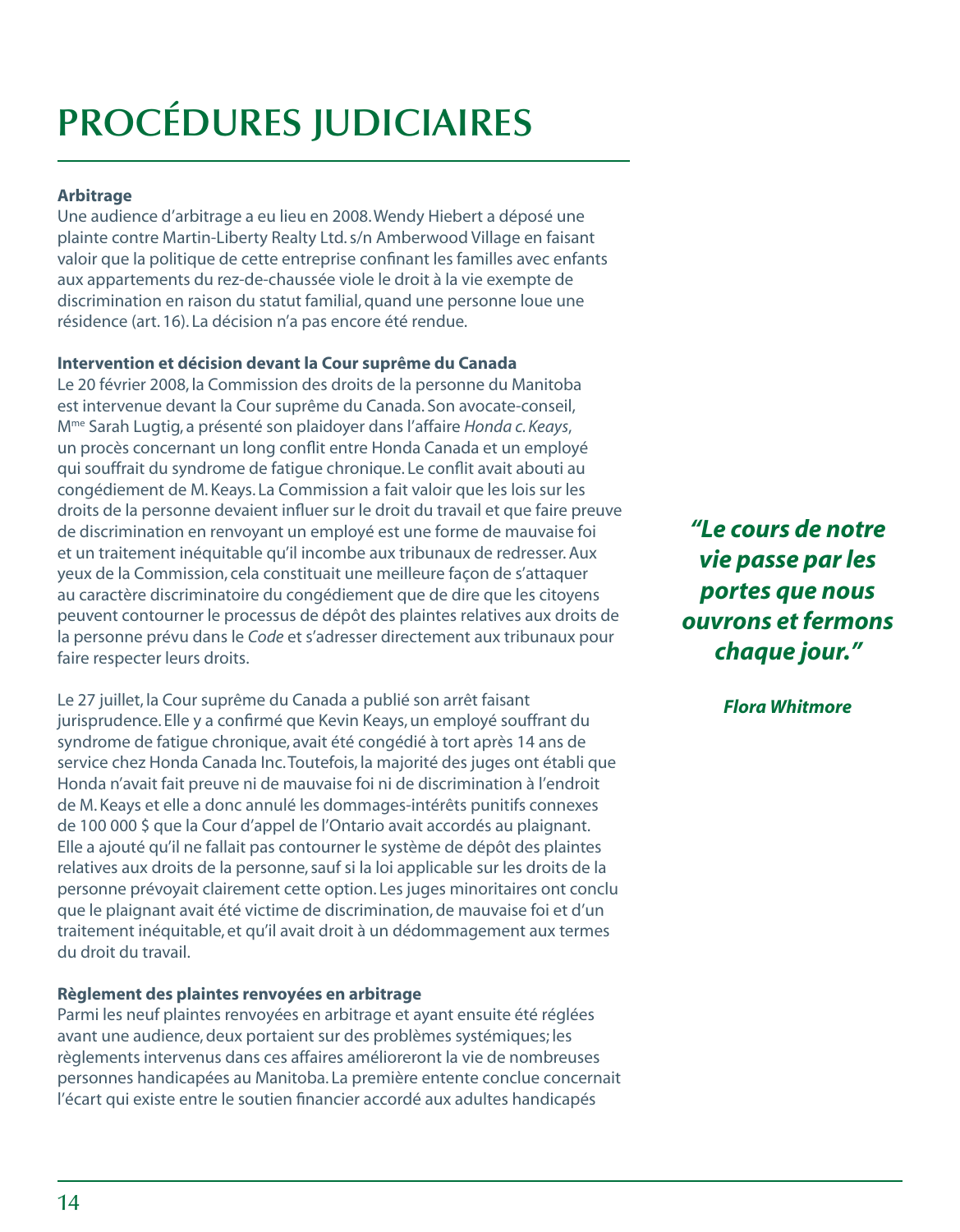# PROCÉDURES JUDICIAIRES

**Arbitrage**

Une audience d'arbitrage a eu lieu en 2008. Wendy Hiebert a déposé une plainte contre Martin-Liberty Realty Ltd. s/n Amberwood Village en faisant valoir que la politique de cette entreprise confinant les familles avec enfants aux appartements du rez-de-chaussée viole le droit à la vie exempte de discrimination en raison du statut familial, quand une personne loue une résidence (art. 16). La décision n'a pas encore été rendue.

**Intervention et décision devant la Cour suprême du Canada**

Le 20 février 2008, la Commission des droits de la personne du Manitoba est intervenue devant la Cour suprême du Canada. Son avocate-conseil, M[me] Sarah Lugtig, a présenté son plaidoyer dans l'affaire *Honda c. Keays*, un procès concernant un long conflit entre Honda Canada et un employé qui souffrait du syndrome de fatigue chronique. Le conflit avait abouti au congédiement de M. Keays. La Commission a fait valoir que les lois sur les droits de la personne devaient influer sur le droit du travail et que faire preuve de discrimination en renvoyant un employé est une forme de mauvaise foi et un traitement inéquitable qu'il incombe aux tribunaux de redresser. Aux yeux de la Commission, cela constituait une meilleure façon de s'attaquer au caractère discriminatoire du congédiement que de dire que les citoyens peuvent contourner le processus de dépôt des plaintes relatives aux droits de la personne prévu dans le *Code* et s'adresser directement aux tribunaux pour faire respecter leurs droits.

Le 27 juillet, la Cour suprême du Canada a publié son arrêt faisant jurisprudence. Elle y a confirmé que Kevin Keays, un employé souffrant du syndrome de fatigue chronique, avait été congédié à tort après 14 ans de service chez Honda Canada Inc. Toutefois, la majorité des juges ont établi que Honda n'avait fait preuve ni de mauvaise foi ni de discrimination à l'endroit de M. Keays et elle a donc annulé les dommages-intérêts punitifs connexes de 100 000 $ que la Cour d'appel de l'Ontario avait accordés au plaignant. Elle a ajouté qu'il ne fallait pas contourner le système de dépôt des plaintes relatives aux droits de la personne, sauf si la loi applicable sur les droits de la personne prévoyait clairement cette option. Les juges minoritaires ont conclu que le plaignant avait été victime de discrimination, de mauvaise foi et d'un traitement inéquitable, et qu'il avait droit à un dédommagement aux termes du droit du travail.

> ***"Le cours de notre vie passe par les portes que nous ouvrons et fermons chaque jour."***
>
> ***Flora Whitmore***

**Règlement des plaintes renvoyées en arbitrage**

Parmi les neuf plaintes renvoyées en arbitrage et ayant ensuite été réglées avant une audience, deux portaient sur des problèmes systémiques; les règlements intervenus dans ces affaires amélioreront la vie de nombreuses personnes handicapées au Manitoba. La première entente conclue concernait l'écart qui existe entre le soutien financier accordé aux adultes handicapés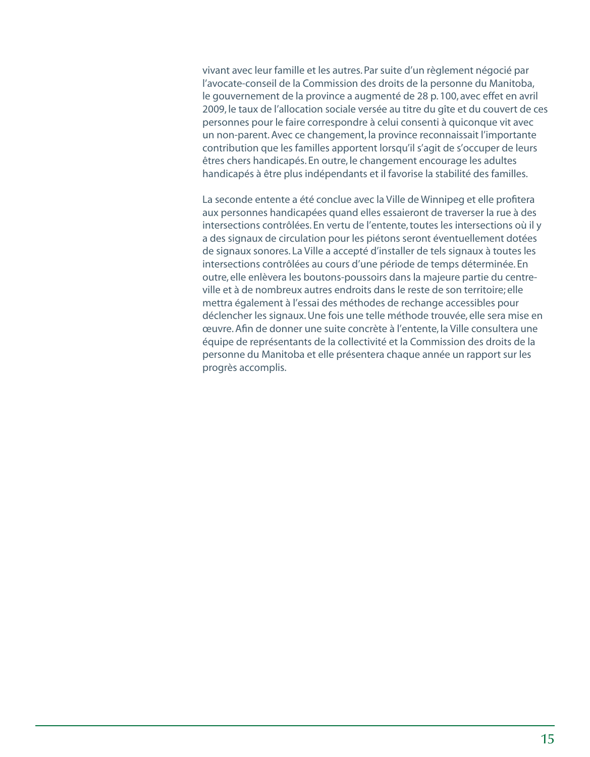vivant avec leur famille et les autres. Par suite d'un règlement négocié par l'avocate-conseil de la Commission des droits de la personne du Manitoba, le gouvernement de la province a augmenté de 28 p. 100, avec effet en avril 2009, le taux de l'allocation sociale versée au titre du gîte et du couvert de ces personnes pour le faire correspondre à celui consenti à quiconque vit avec un non-parent. Avec ce changement, la province reconnaissait l'importante contribution que les familles apportent lorsqu'il s'agit de s'occuper de leurs êtres chers handicapés. En outre, le changement encourage les adultes handicapés à être plus indépendants et il favorise la stabilité des familles.

La seconde entente a été conclue avec la Ville de Winnipeg et elle profitera aux personnes handicapées quand elles essaieront de traverser la rue à des intersections contrôlées. En vertu de l'entente, toutes les intersections où il y a des signaux de circulation pour les piétons seront éventuellement dotées de signaux sonores. La Ville a accepté d'installer de tels signaux à toutes les intersections contrôlées au cours d'une période de temps déterminée. En outre, elle enlèvera les boutons-poussoirs dans la majeure partie du centre-ville et à de nombreux autres endroits dans le reste de son territoire; elle mettra également à l'essai des méthodes de rechange accessibles pour déclencher les signaux. Une fois une telle méthode trouvée, elle sera mise en œuvre. Afin de donner une suite concrète à l'entente, la Ville consultera une équipe de représentants de la collectivité et la Commission des droits de la personne du Manitoba et elle présentera chaque année un rapport sur les progrès accomplis.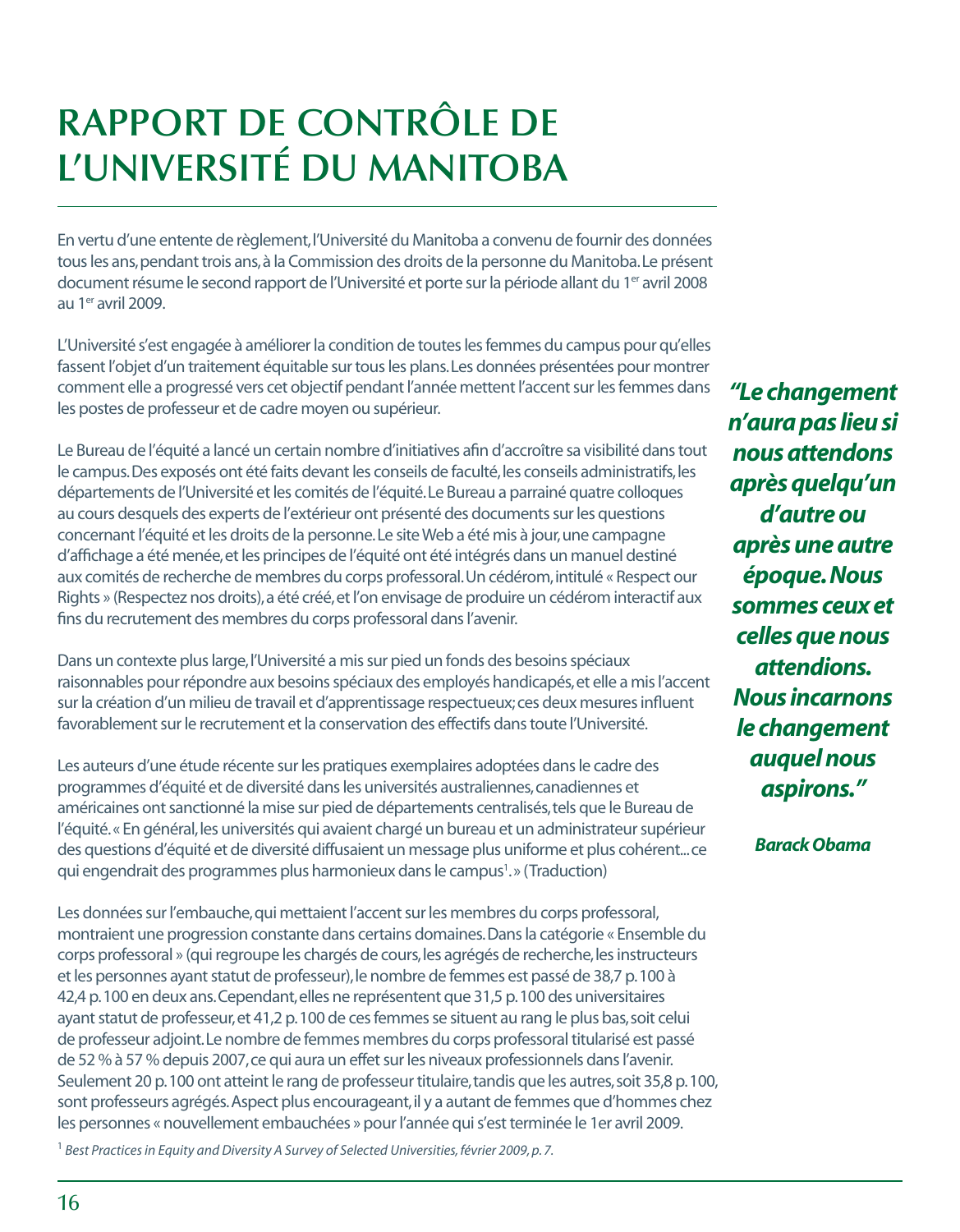# RAPPORT DE CONTRÔLE DE L'UNIVERSITÉ DU MANITOBA

En vertu d'une entente de règlement, l'Université du Manitoba a convenu de fournir des données tous les ans, pendant trois ans, à la Commission des droits de la personne du Manitoba. Le présent document résume le second rapport de l'Université et porte sur la période allant du 1er avril 2008 au 1er avril 2009.

L'Université s'est engagée à améliorer la condition de toutes les femmes du campus pour qu'elles fassent l'objet d'un traitement équitable sur tous les plans. Les données présentées pour montrer comment elle a progressé vers cet objectif pendant l'année mettent l'accent sur les femmes dans les postes de professeur et de cadre moyen ou supérieur.

Le Bureau de l'équité a lancé un certain nombre d'initiatives afin d'accroître sa visibilité dans tout le campus. Des exposés ont été faits devant les conseils de faculté, les conseils administratifs, les départements de l'Université et les comités de l'équité. Le Bureau a parrainé quatre colloques au cours desquels des experts de l'extérieur ont présenté des documents sur les questions concernant l'équité et les droits de la personne. Le site Web a été mis à jour, une campagne d'affichage a été menée, et les principes de l'équité ont été intégrés dans un manuel destiné aux comités de recherche de membres du corps professoral. Un cédérom, intitulé « Respect our Rights » (Respectez nos droits), a été créé, et l'on envisage de produire un cédérom interactif aux fins du recrutement des membres du corps professoral dans l'avenir.

Dans un contexte plus large, l'Université a mis sur pied un fonds des besoins spéciaux raisonnables pour répondre aux besoins spéciaux des employés handicapés, et elle a mis l'accent sur la création d'un milieu de travail et d'apprentissage respectueux; ces deux mesures influent favorablement sur le recrutement et la conservation des effectifs dans toute l'Université.

Les auteurs d'une étude récente sur les pratiques exemplaires adoptées dans le cadre des programmes d'équité et de diversité dans les universités australiennes, canadiennes et américaines ont sanctionné la mise sur pied de départements centralisés, tels que le Bureau de l'équité. « En général, les universités qui avaient chargé un bureau et un administrateur supérieur des questions d'équité et de diversité diffusaient un message plus uniforme et plus cohérent... ce qui engendrait des programmes plus harmonieux dans le campus[1]. » (Traduction)

Les données sur l'embauche, qui mettaient l'accent sur les membres du corps professoral, montraient une progression constante dans certains domaines. Dans la catégorie « Ensemble du corps professoral » (qui regroupe les chargés de cours, les agrégés de recherche, les instructeurs et les personnes ayant statut de professeur), le nombre de femmes est passé de 38,7 p. 100 à 42,4 p. 100 en deux ans. Cependant, elles ne représentent que 31,5 p. 100 des universitaires ayant statut de professeur, et 41,2 p. 100 de ces femmes se situent au rang le plus bas, soit celui de professeur adjoint. Le nombre de femmes membres du corps professoral titularisé est passé de 52 % à 57 % depuis 2007, ce qui aura un effet sur les niveaux professionnels dans l'avenir. Seulement 20 p. 100 ont atteint le rang de professeur titulaire, tandis que les autres, soit 35,8 p. 100, sont professeurs agrégés. Aspect plus encourageant, il y a autant de femmes que d'hommes chez les personnes « nouvellement embauchées » pour l'année qui s'est terminée le 1er avril 2009.

> ***"Le changement n'aura pas lieu si nous attendons après quelqu'un d'autre ou après une autre époque. Nous sommes ceux et celles que nous attendions. Nous incarnons le changement auquel nous aspirons."***
>
> ***Barack Obama***

[1] *Best Practices in Equity and Diversity A Survey of Selected Universities, février 2009, p. 7.*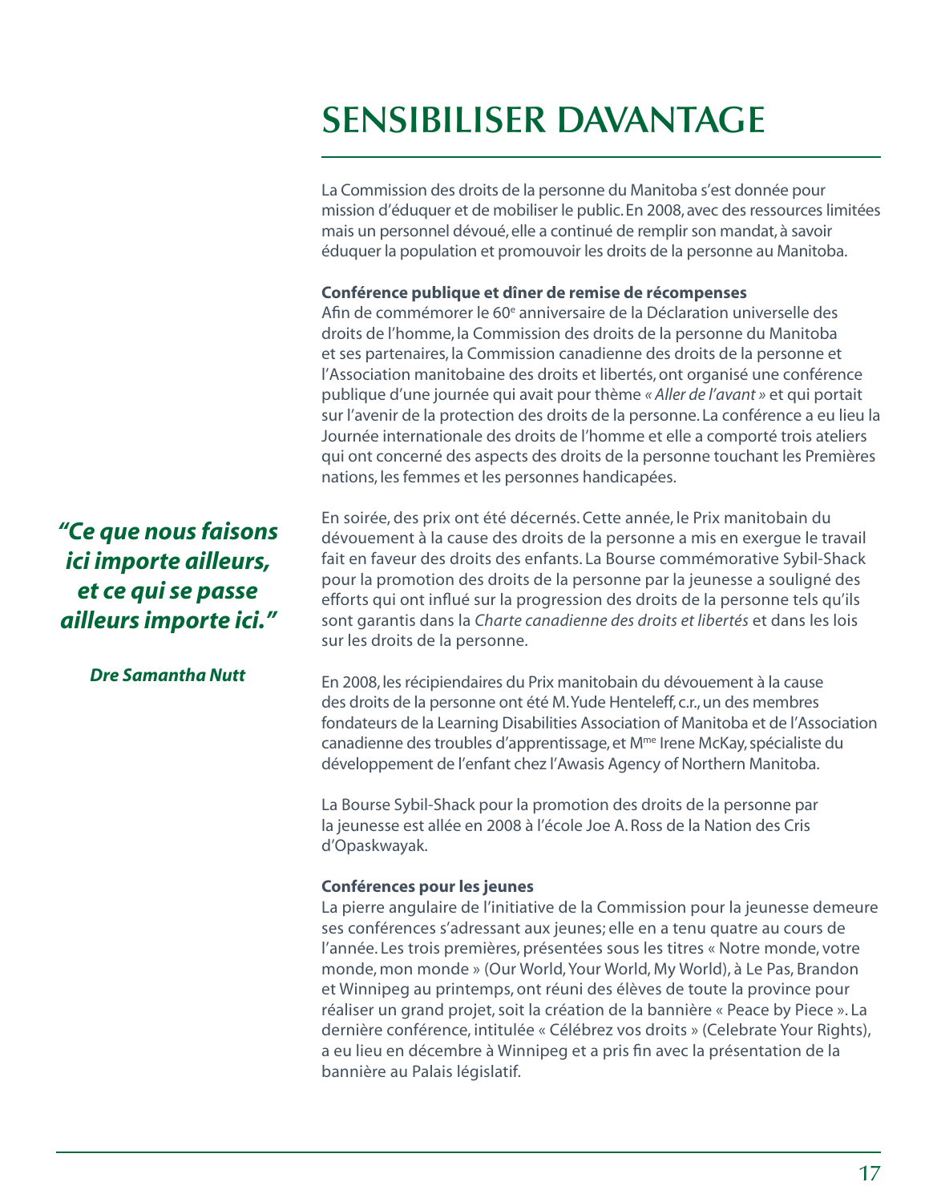# SENSIBILISER DAVANTAGE

La Commission des droits de la personne du Manitoba s'est donnée pour mission d'éduquer et de mobiliser le public. En 2008, avec des ressources limitées mais un personnel dévoué, elle a continué de remplir son mandat, à savoir éduquer la population et promouvoir les droits de la personne au Manitoba.

**Conférence publique et dîner de remise de récompenses**

Afin de commémorer le 60e anniversaire de la Déclaration universelle des droits de l'homme, la Commission des droits de la personne du Manitoba et ses partenaires, la Commission canadienne des droits de la personne et l'Association manitobaine des droits et libertés, ont organisé une conférence publique d'une journée qui avait pour thème *« Aller de l'avant »* et qui portait sur l'avenir de la protection des droits de la personne. La conférence a eu lieu la Journée internationale des droits de l'homme et elle a comporté trois ateliers qui ont concerné des aspects des droits de la personne touchant les Premières nations, les femmes et les personnes handicapées.

***"Ce que nous faisons ici importe ailleurs, et ce qui se passe ailleurs importe ici."***

***Dre Samantha Nutt***

En soirée, des prix ont été décernés. Cette année, le Prix manitobain du dévouement à la cause des droits de la personne a mis en exergue le travail fait en faveur des droits des enfants. La Bourse commémorative Sybil-Shack pour la promotion des droits de la personne par la jeunesse a souligné des efforts qui ont influé sur la progression des droits de la personne tels qu'ils sont garantis dans la *Charte canadienne des droits et libertés* et dans les lois sur les droits de la personne.

En 2008, les récipiendaires du Prix manitobain du dévouement à la cause des droits de la personne ont été M. Yude Henteleff, c.r., un des membres fondateurs de la Learning Disabilities Association of Manitoba et de l'Association canadienne des troubles d'apprentissage, et Mme Irene McKay, spécialiste du développement de l'enfant chez l'Awasis Agency of Northern Manitoba.

La Bourse Sybil-Shack pour la promotion des droits de la personne par la jeunesse est allée en 2008 à l'école Joe A. Ross de la Nation des Cris d'Opaskwayak.

**Conférences pour les jeunes**

La pierre angulaire de l'initiative de la Commission pour la jeunesse demeure ses conférences s'adressant aux jeunes; elle en a tenu quatre au cours de l'année. Les trois premières, présentées sous les titres « Notre monde, votre monde, mon monde » (Our World, Your World, My World), à Le Pas, Brandon et Winnipeg au printemps, ont réuni des élèves de toute la province pour réaliser un grand projet, soit la création de la bannière « Peace by Piece ». La dernière conférence, intitulée « Célébrez vos droits » (Celebrate Your Rights), a eu lieu en décembre à Winnipeg et a pris fin avec la présentation de la bannière au Palais législatif.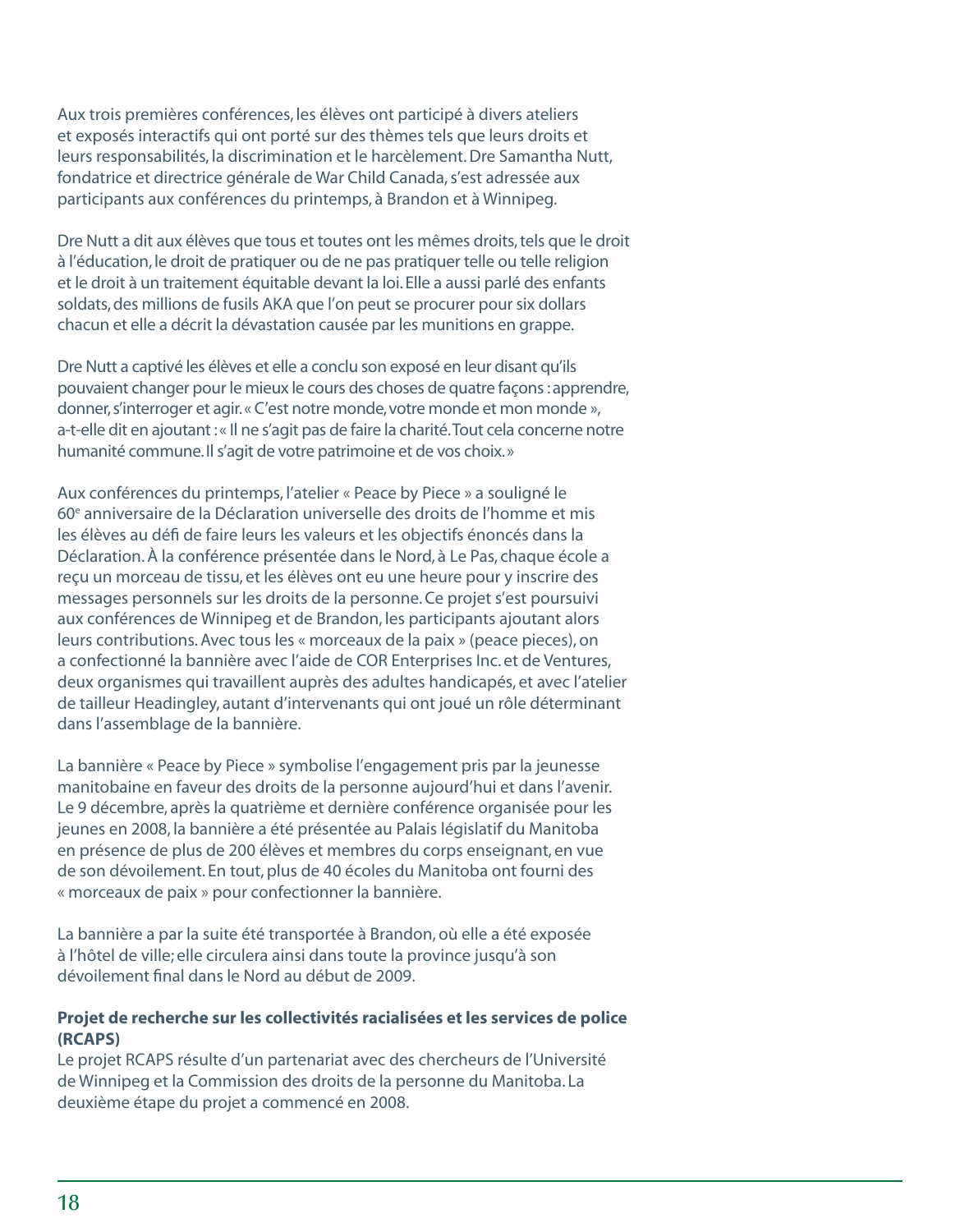Aux trois premières conférences, les élèves ont participé à divers ateliers et exposés interactifs qui ont porté sur des thèmes tels que leurs droits et leurs responsabilités, la discrimination et le harcèlement. Dre Samantha Nutt, fondatrice et directrice générale de War Child Canada, s'est adressée aux participants aux conférences du printemps, à Brandon et à Winnipeg.

Dre Nutt a dit aux élèves que tous et toutes ont les mêmes droits, tels que le droit à l'éducation, le droit de pratiquer ou de ne pas pratiquer telle ou telle religion et le droit à un traitement équitable devant la loi. Elle a aussi parlé des enfants soldats, des millions de fusils AKA que l'on peut se procurer pour six dollars chacun et elle a décrit la dévastation causée par les munitions en grappe.

Dre Nutt a captivé les élèves et elle a conclu son exposé en leur disant qu'ils pouvaient changer pour le mieux le cours des choses de quatre façons : apprendre, donner, s'interroger et agir. « C'est notre monde, votre monde et mon monde », a-t-elle dit en ajoutant : « Il ne s'agit pas de faire la charité. Tout cela concerne notre humanité commune. Il s'agit de votre patrimoine et de vos choix. »

Aux conférences du printemps, l'atelier « Peace by Piece » a souligné le 60e anniversaire de la Déclaration universelle des droits de l'homme et mis les élèves au défi de faire leurs les valeurs et les objectifs énoncés dans la Déclaration. À la conférence présentée dans le Nord, à Le Pas, chaque école a reçu un morceau de tissu, et les élèves ont eu une heure pour y inscrire des messages personnels sur les droits de la personne. Ce projet s'est poursuivi aux conférences de Winnipeg et de Brandon, les participants ajoutant alors leurs contributions. Avec tous les « morceaux de la paix » (peace pieces), on a confectionné la bannière avec l'aide de COR Enterprises Inc. et de Ventures, deux organismes qui travaillent auprès des adultes handicapés, et avec l'atelier de tailleur Headingley, autant d'intervenants qui ont joué un rôle déterminant dans l'assemblage de la bannière.

La bannière « Peace by Piece » symbolise l'engagement pris par la jeunesse manitobaine en faveur des droits de la personne aujourd'hui et dans l'avenir. Le 9 décembre, après la quatrième et dernière conférence organisée pour les jeunes en 2008, la bannière a été présentée au Palais législatif du Manitoba en présence de plus de 200 élèves et membres du corps enseignant, en vue de son dévoilement. En tout, plus de 40 écoles du Manitoba ont fourni des « morceaux de paix » pour confectionner la bannière.

La bannière a par la suite été transportée à Brandon, où elle a été exposée à l'hôtel de ville; elle circulera ainsi dans toute la province jusqu'à son dévoilement final dans le Nord au début de 2009.

**Projet de recherche sur les collectivités racialisées et les services de police (RCAPS)**

Le projet RCAPS résulte d'un partenariat avec des chercheurs de l'Université de Winnipeg et la Commission des droits de la personne du Manitoba. La deuxième étape du projet a commencé en 2008.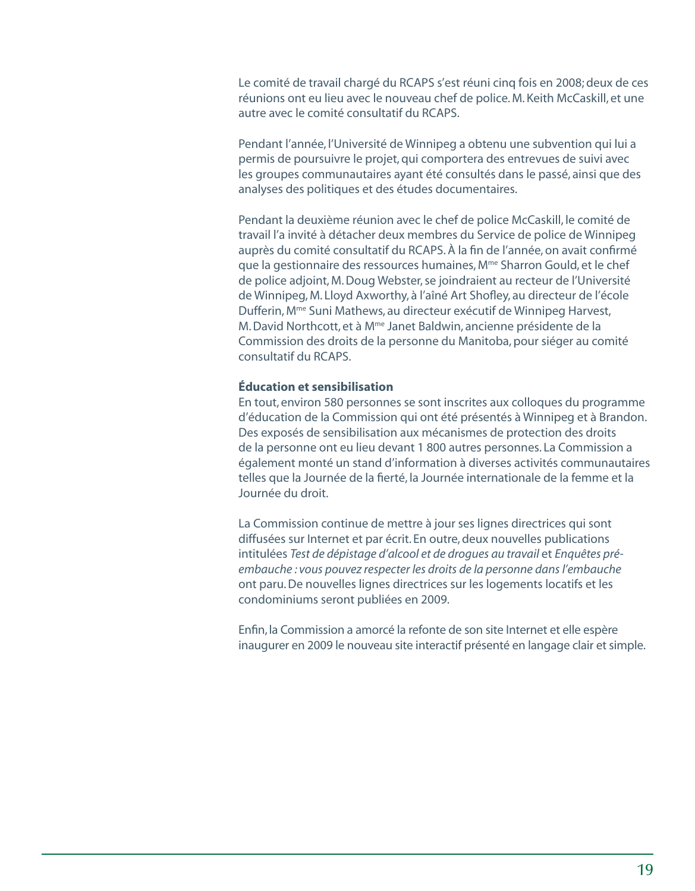Le comité de travail chargé du RCAPS s'est réuni cinq fois en 2008; deux de ces réunions ont eu lieu avec le nouveau chef de police. M. Keith McCaskill, et une autre avec le comité consultatif du RCAPS.

Pendant l'année, l'Université de Winnipeg a obtenu une subvention qui lui a permis de poursuivre le projet, qui comportera des entrevues de suivi avec les groupes communautaires ayant été consultés dans le passé, ainsi que des analyses des politiques et des études documentaires.

Pendant la deuxième réunion avec le chef de police McCaskill, le comité de travail l'a invité à détacher deux membres du Service de police de Winnipeg auprès du comité consultatif du RCAPS. À la fin de l'année, on avait confirmé que la gestionnaire des ressources humaines, Mme Sharron Gould, et le chef de police adjoint, M. Doug Webster, se joindraient au recteur de l'Université de Winnipeg, M. Lloyd Axworthy, à l'aîné Art Shofley, au directeur de l'école Dufferin, Mme Suni Mathews, au directeur exécutif de Winnipeg Harvest, M. David Northcott, et à Mme Janet Baldwin, ancienne présidente de la Commission des droits de la personne du Manitoba, pour siéger au comité consultatif du RCAPS.

**Éducation et sensibilisation**

En tout, environ 580 personnes se sont inscrites aux colloques du programme d'éducation de la Commission qui ont été présentés à Winnipeg et à Brandon. Des exposés de sensibilisation aux mécanismes de protection des droits de la personne ont eu lieu devant 1 800 autres personnes. La Commission a également monté un stand d'information à diverses activités communautaires telles que la Journée de la fierté, la Journée internationale de la femme et la Journée du droit.

La Commission continue de mettre à jour ses lignes directrices qui sont diffusées sur Internet et par écrit. En outre, deux nouvelles publications intitulées *Test de dépistage d'alcool et de drogues au travail* et *Enquêtes pré-embauche : vous pouvez respecter les droits de la personne dans l'embauche* ont paru. De nouvelles lignes directrices sur les logements locatifs et les condominiums seront publiées en 2009.

Enfin, la Commission a amorcé la refonte de son site Internet et elle espère inaugurer en 2009 le nouveau site interactif présenté en langage clair et simple.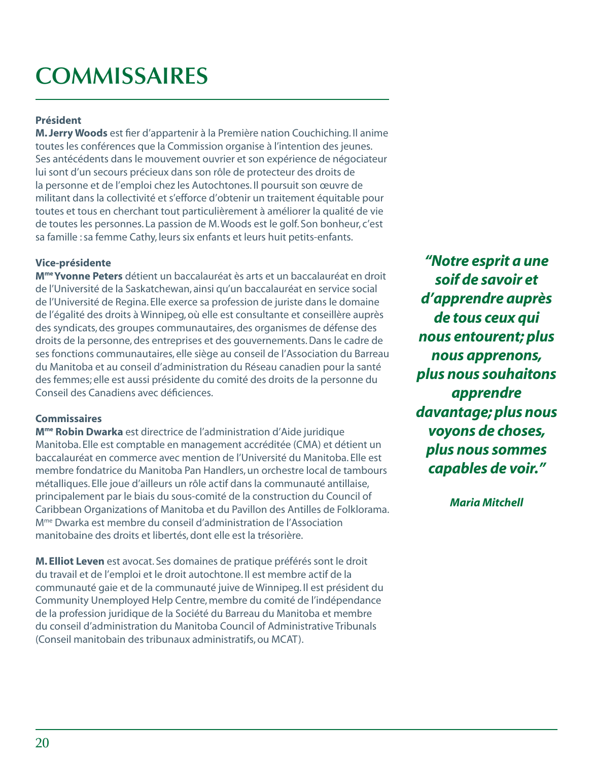# COMMISSAIRES

**Président**

**M. Jerry Woods** est fier d'appartenir à la Première nation Couchiching. Il anime toutes les conférences que la Commission organise à l'intention des jeunes. Ses antécédents dans le mouvement ouvrier et son expérience de négociateur lui sont d'un secours précieux dans son rôle de protecteur des droits de la personne et de l'emploi chez les Autochtones. Il poursuit son œuvre de militant dans la collectivité et s'efforce d'obtenir un traitement équitable pour toutes et tous en cherchant tout particulièrement à améliorer la qualité de vie de toutes les personnes. La passion de M. Woods est le golf. Son bonheur, c'est sa famille : sa femme Cathy, leurs six enfants et leurs huit petits-enfants.

**Vice-présidente**

**Mme Yvonne Peters** détient un baccalauréat ès arts et un baccalauréat en droit de l'Université de la Saskatchewan, ainsi qu'un baccalauréat en service social de l'Université de Regina. Elle exerce sa profession de juriste dans le domaine de l'égalité des droits à Winnipeg, où elle est consultante et conseillère auprès des syndicats, des groupes communautaires, des organismes de défense des droits de la personne, des entreprises et des gouvernements. Dans le cadre de ses fonctions communautaires, elle siège au conseil de l'Association du Barreau du Manitoba et au conseil d'administration du Réseau canadien pour la santé des femmes; elle est aussi présidente du comité des droits de la personne du Conseil des Canadiens avec déficiences.

**Commissaires**

**Mme Robin Dwarka** est directrice de l'administration d'Aide juridique Manitoba. Elle est comptable en management accréditée (CMA) et détient un baccalauréat en commerce avec mention de l'Université du Manitoba. Elle est membre fondatrice du Manitoba Pan Handlers, un orchestre local de tambours métalliques. Elle joue d'ailleurs un rôle actif dans la communauté antillaise, principalement par le biais du sous-comité de la construction du Council of Caribbean Organizations of Manitoba et du Pavillon des Antilles de Folklorama. Mme Dwarka est membre du conseil d'administration de l'Association manitobaine des droits et libertés, dont elle est la trésorière.

**M. Elliot Leven** est avocat. Ses domaines de pratique préférés sont le droit du travail et de l'emploi et le droit autochtone. Il est membre actif de la communauté gaie et de la communauté juive de Winnipeg. Il est président du Community Unemployed Help Centre, membre du comité de l'indépendance de la profession juridique de la Société du Barreau du Manitoba et membre du conseil d'administration du Manitoba Council of Administrative Tribunals (Conseil manitobain des tribunaux administratifs, ou MCAT).

> ***"Notre esprit a une soif de savoir et d'apprendre auprès de tous ceux qui nous entourent; plus nous apprenons, plus nous souhaitons apprendre davantage; plus nous voyons de choses, plus nous sommes capables de voir."***
>
> ***Maria Mitchell***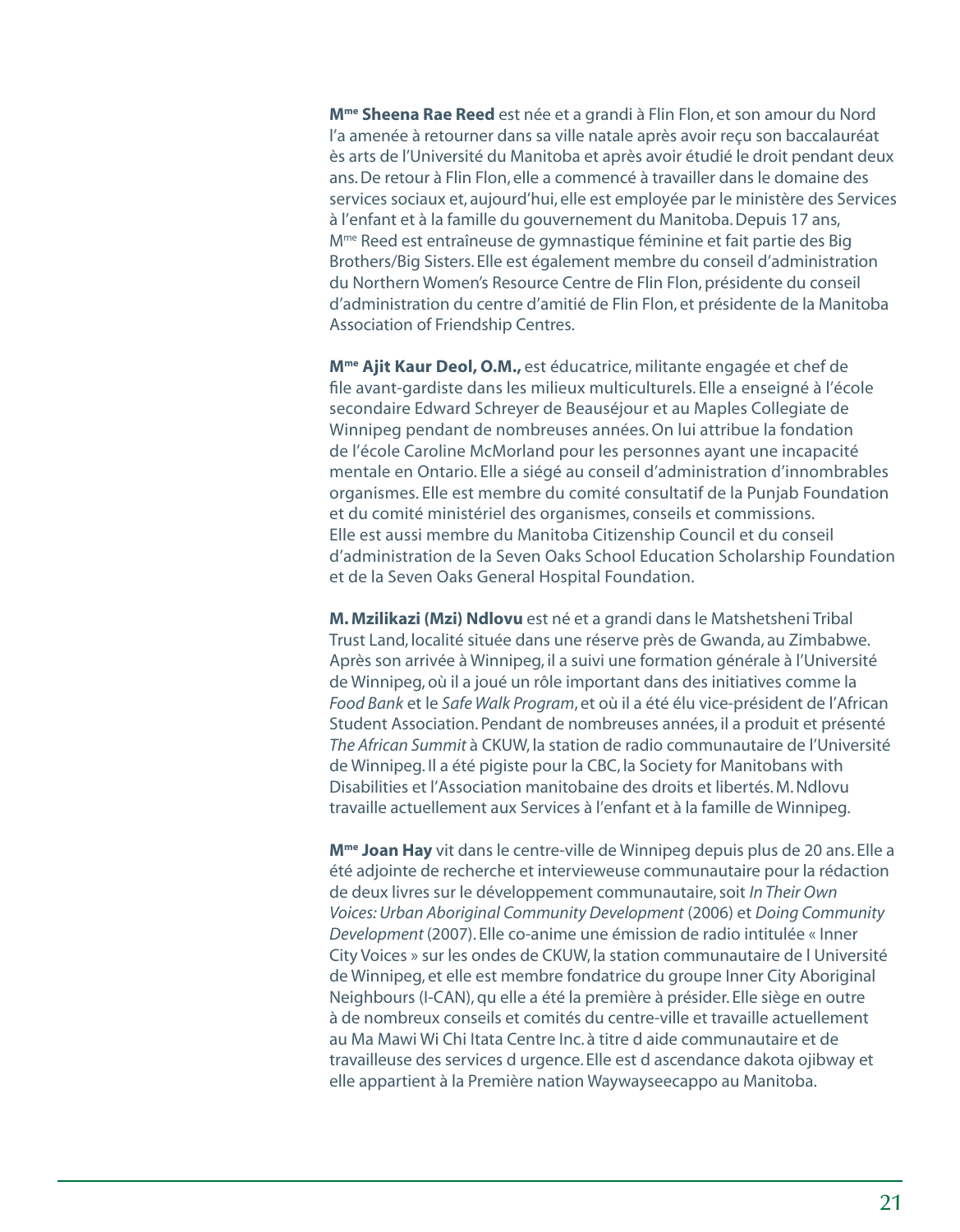**M^me^ Sheena Rae Reed** est née et a grandi à Flin Flon, et son amour du Nord l'a amenée à retourner dans sa ville natale après avoir reçu son baccalauréat ès arts de l'Université du Manitoba et après avoir étudié le droit pendant deux ans. De retour à Flin Flon, elle a commencé à travailler dans le domaine des services sociaux et, aujourd'hui, elle est employée par le ministère des Services à l'enfant et à la famille du gouvernement du Manitoba. Depuis 17 ans, M^me^ Reed est entraîneuse de gymnastique féminine et fait partie des Big Brothers/Big Sisters. Elle est également membre du conseil d'administration du Northern Women's Resource Centre de Flin Flon, présidente du conseil d'administration du centre d'amitié de Flin Flon, et présidente de la Manitoba Association of Friendship Centres.

**M^me^ Ajit Kaur Deol, O.M.,** est éducatrice, militante engagée et chef de file avant-gardiste dans les milieux multiculturels. Elle a enseigné à l'école secondaire Edward Schreyer de Beauséjour et au Maples Collegiate de Winnipeg pendant de nombreuses années. On lui attribue la fondation de l'école Caroline McMorland pour les personnes ayant une incapacité mentale en Ontario. Elle a siégé au conseil d'administration d'innombrables organismes. Elle est membre du comité consultatif de la Punjab Foundation et du comité ministériel des organismes, conseils et commissions. Elle est aussi membre du Manitoba Citizenship Council et du conseil d'administration de la Seven Oaks School Education Scholarship Foundation et de la Seven Oaks General Hospital Foundation.

**M. Mzilikazi (Mzi) Ndlovu** est né et a grandi dans le Matshetsheni Tribal Trust Land, localité située dans une réserve près de Gwanda, au Zimbabwe. Après son arrivée à Winnipeg, il a suivi une formation générale à l'Université de Winnipeg, où il a joué un rôle important dans des initiatives comme la *Food Bank* et le *Safe Walk Program*, et où il a été élu vice-président de l'African Student Association. Pendant de nombreuses années, il a produit et présenté *The African Summit* à CKUW, la station de radio communautaire de l'Université de Winnipeg. Il a été pigiste pour la CBC, la Society for Manitobans with Disabilities et l'Association manitobaine des droits et libertés. M. Ndlovu travaille actuellement aux Services à l'enfant et à la famille de Winnipeg.

**M^me^ Joan Hay** vit dans le centre-ville de Winnipeg depuis plus de 20 ans. Elle a été adjointe de recherche et intervieweuse communautaire pour la rédaction de deux livres sur le développement communautaire, soit *In Their Own Voices: Urban Aboriginal Community Development* (2006) et *Doing Community Development* (2007). Elle co-anime une émission de radio intitulée « Inner City Voices » sur les ondes de CKUW, la station communautaire de l Université de Winnipeg, et elle est membre fondatrice du groupe Inner City Aboriginal Neighbours (I-CAN), qu elle a été la première à présider. Elle siège en outre à de nombreux conseils et comités du centre-ville et travaille actuellement au Ma Mawi Wi Chi Itata Centre Inc. à titre d aide communautaire et de travailleuse des services d urgence. Elle est d ascendance dakota ojibway et elle appartient à la Première nation Waywayseecappo au Manitoba.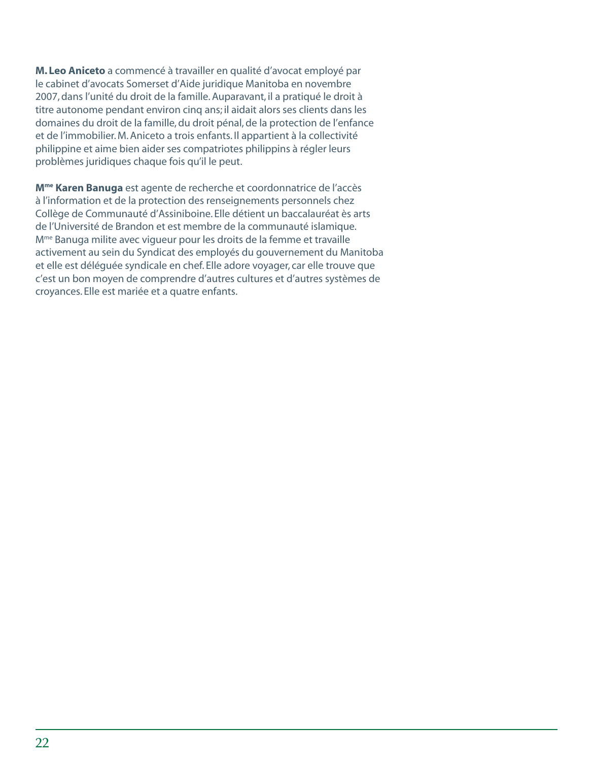**M. Leo Aniceto** a commencé à travailler en qualité d'avocat employé par le cabinet d'avocats Somerset d'Aide juridique Manitoba en novembre 2007, dans l'unité du droit de la famille. Auparavant, il a pratiqué le droit à titre autonome pendant environ cinq ans; il aidait alors ses clients dans les domaines du droit de la famille, du droit pénal, de la protection de l'enfance et de l'immobilier. M. Aniceto a trois enfants. Il appartient à la collectivité philippine et aime bien aider ses compatriotes philippins à régler leurs problèmes juridiques chaque fois qu'il le peut.

**Mme Karen Banuga** est agente de recherche et coordonnatrice de l'accès à l'information et de la protection des renseignements personnels chez Collège de Communauté d'Assiniboine. Elle détient un baccalauréat ès arts de l'Université de Brandon et est membre de la communauté islamique. Mme Banuga milite avec vigueur pour les droits de la femme et travaille activement au sein du Syndicat des employés du gouvernement du Manitoba et elle est déléguée syndicale en chef. Elle adore voyager, car elle trouve que c'est un bon moyen de comprendre d'autres cultures et d'autres systèmes de croyances. Elle est mariée et a quatre enfants.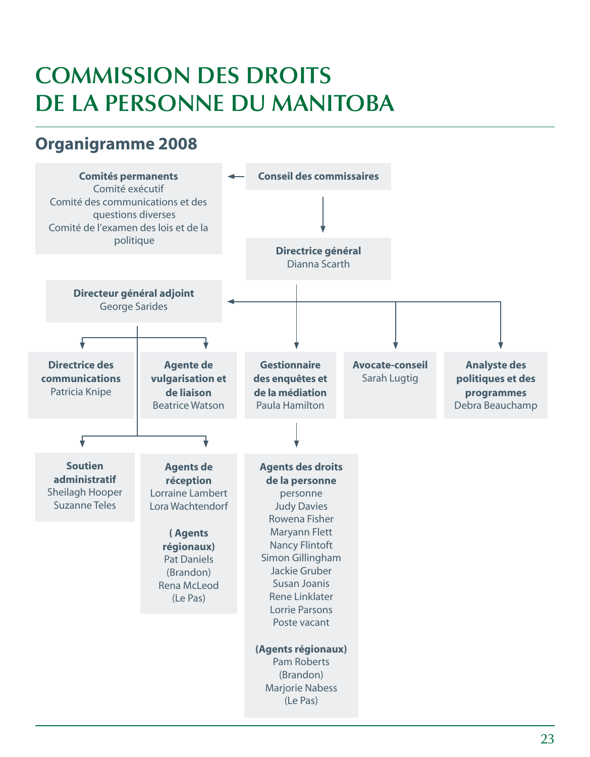# COMMISSION DES DROITS DE LA PERSONNE DU MANITOBA

## Organigramme 2008

**Conseil des commissaires**

**Comités permanents**
Comité exécutif
Comité des communications et des questions diverses
Comité de l'examen des lois et de la politique

**Directrice général**
Dianna Scarth

**Directeur général adjoint**
George Sarides

**Directrice des communications**
Patricia Knipe

**Agente de vulgarisation et de liaison**
Beatrice Watson

**Gestionnaire des enquêtes et de la médiation**
Paula Hamilton

**Avocate-conseil**
Sarah Lugtig

**Analyste des politiques et des programmes**
Debra Beauchamp

**Soutien administratif**
Sheilagh Hooper
Suzanne Teles

**Agents de réception**
Lorraine Lambert
Lora Wachtendorf

**( Agents régionaux)**
Pat Daniels
(Brandon)
Rena McLeod
(Le Pas)

**Agents des droits de la personne**
personne
Judy Davies
Rowena Fisher
Maryann Flett
Nancy Flintoft
Simon Gillingham
Jackie Gruber
Susan Joanis
Rene Linklater
Lorrie Parsons
Poste vacant

**(Agents régionaux)**
Pam Roberts
(Brandon)
Marjorie Nabess
(Le Pas)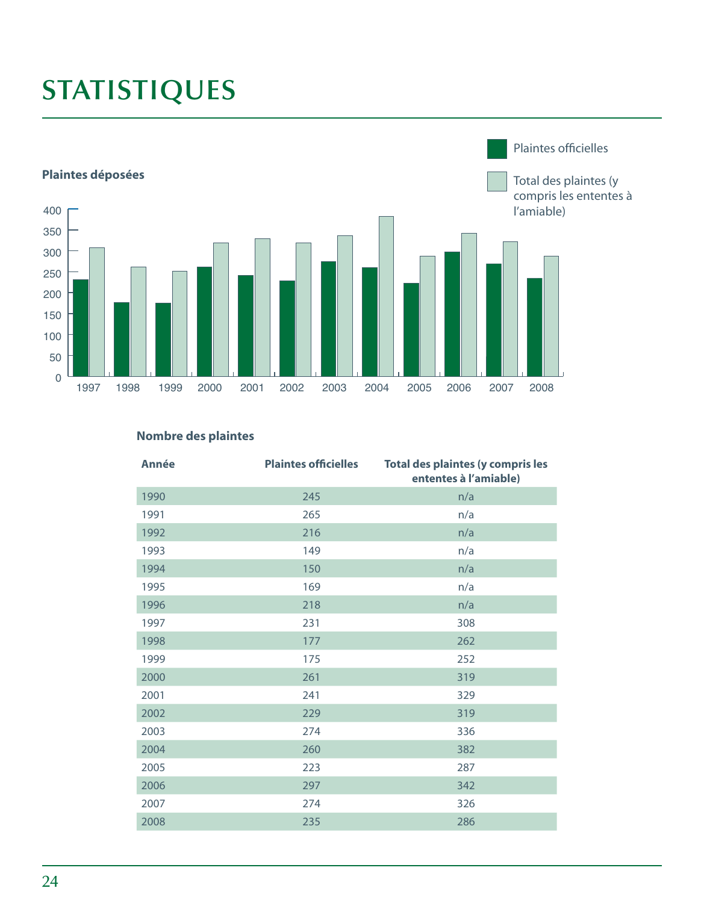# STATISTIQUES

**Plaintes déposées**

Plaintes officielles

Total des plaintes (y compris les ententes à l'amiable)

400
350
300
250
200
150
100
50
0

1997 1998 1999 2000 2001 2002 2003 2004 2005 2006 2007 2008

**Nombre des plaintes**

| Année | Plaintes officielles | Total des plaintes (y compris les ententes à l'amiable) |
|---|---|---|
| 1990 | 245 | n/a |
| 1991 | 265 | n/a |
| 1992 | 216 | n/a |
| 1993 | 149 | n/a |
| 1994 | 150 | n/a |
| 1995 | 169 | n/a |
| 1996 | 218 | n/a |
| 1997 | 231 | 308 |
| 1998 | 177 | 262 |
| 1999 | 175 | 252 |
| 2000 | 261 | 319 |
| 2001 | 241 | 329 |
| 2002 | 229 | 319 |
| 2003 | 274 | 336 |
| 2004 | 260 | 382 |
| 2005 | 223 | 287 |
| 2006 | 297 | 342 |
| 2007 | 274 | 326 |
| 2008 | 235 | 286 |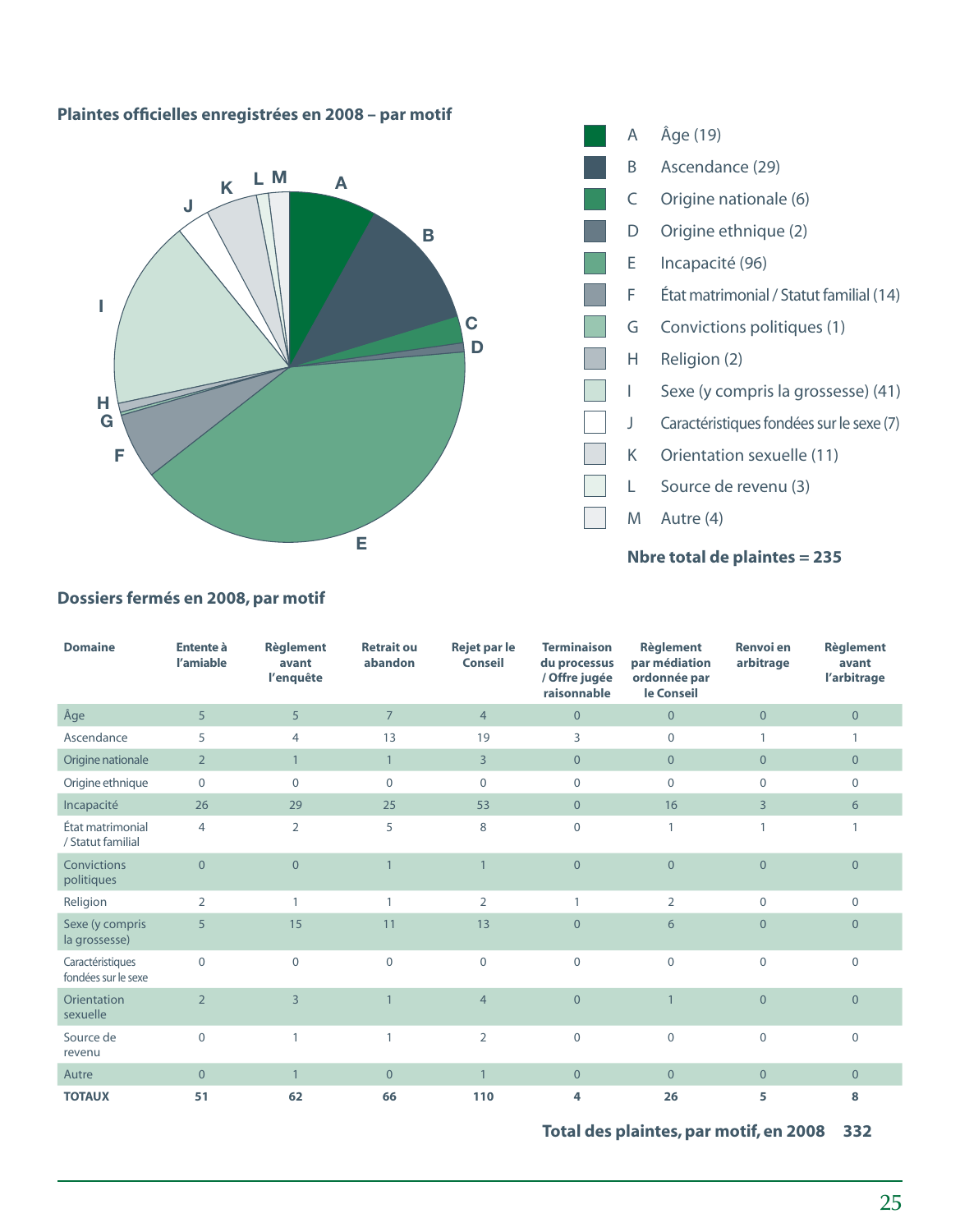### Plaintes officielles enregistrées en 2008 – par motif

- A Âge (19)
- B Ascendance (29)
- C Origine nationale (6)
- D Origine ethnique (2)
- E Incapacité (96)
- F État matrimonial / Statut familial (14)
- G Convictions politiques (1)
- H Religion (2)
- I Sexe (y compris la grossesse) (41)
- J Caractéristiques fondées sur le sexe (7)
- K Orientation sexuelle (11)
- L Source de revenu (3)
- M Autre (4)

**Nbre total de plaintes = 235**

### Dossiers fermés en 2008, par motif

| Domaine | Entente à l'amiable | Règlement avant l'enquête | Retrait ou abandon | Rejet par le Conseil | Terminaison du processus / Offre jugée raisonnable | Règlement par médiation ordonnée par le Conseil | Renvoi en arbitrage | Règlement avant l'arbitrage |
|---|---|---|---|---|---|---|---|---|
| Âge | 5 | 5 | 7 | 4 | 0 | 0 | 0 | 0 |
| Ascendance | 5 | 4 | 13 | 19 | 3 | 0 | 1 | 1 |
| Origine nationale | 2 | 1 | 1 | 3 | 0 | 0 | 0 | 0 |
| Origine ethnique | 0 | 0 | 0 | 0 | 0 | 0 | 0 | 0 |
| Incapacité | 26 | 29 | 25 | 53 | 0 | 16 | 3 | 6 |
| État matrimonial / Statut familial | 4 | 2 | 5 | 8 | 0 | 1 | 1 | 1 |
| Convictions politiques | 0 | 0 | 1 | 1 | 0 | 0 | 0 | 0 |
| Religion | 2 | 1 | 1 | 2 | 1 | 2 | 0 | 0 |
| Sexe (y compris la grossesse) | 5 | 15 | 11 | 13 | 0 | 6 | 0 | 0 |
| Caractéristiques fondées sur le sexe | 0 | 0 | 0 | 0 | 0 | 0 | 0 | 0 |
| Orientation sexuelle | 2 | 3 | 1 | 4 | 0 | 1 | 0 | 0 |
| Source de revenu | 0 | 1 | 1 | 2 | 0 | 0 | 0 | 0 |
| Autre | 0 | 1 | 0 | 1 | 0 | 0 | 0 | 0 |
| **TOTAUX** | **51** | **62** | **66** | **110** | **4** | **26** | **5** | **8** |

**Total des plaintes, par motif, en 2008 332**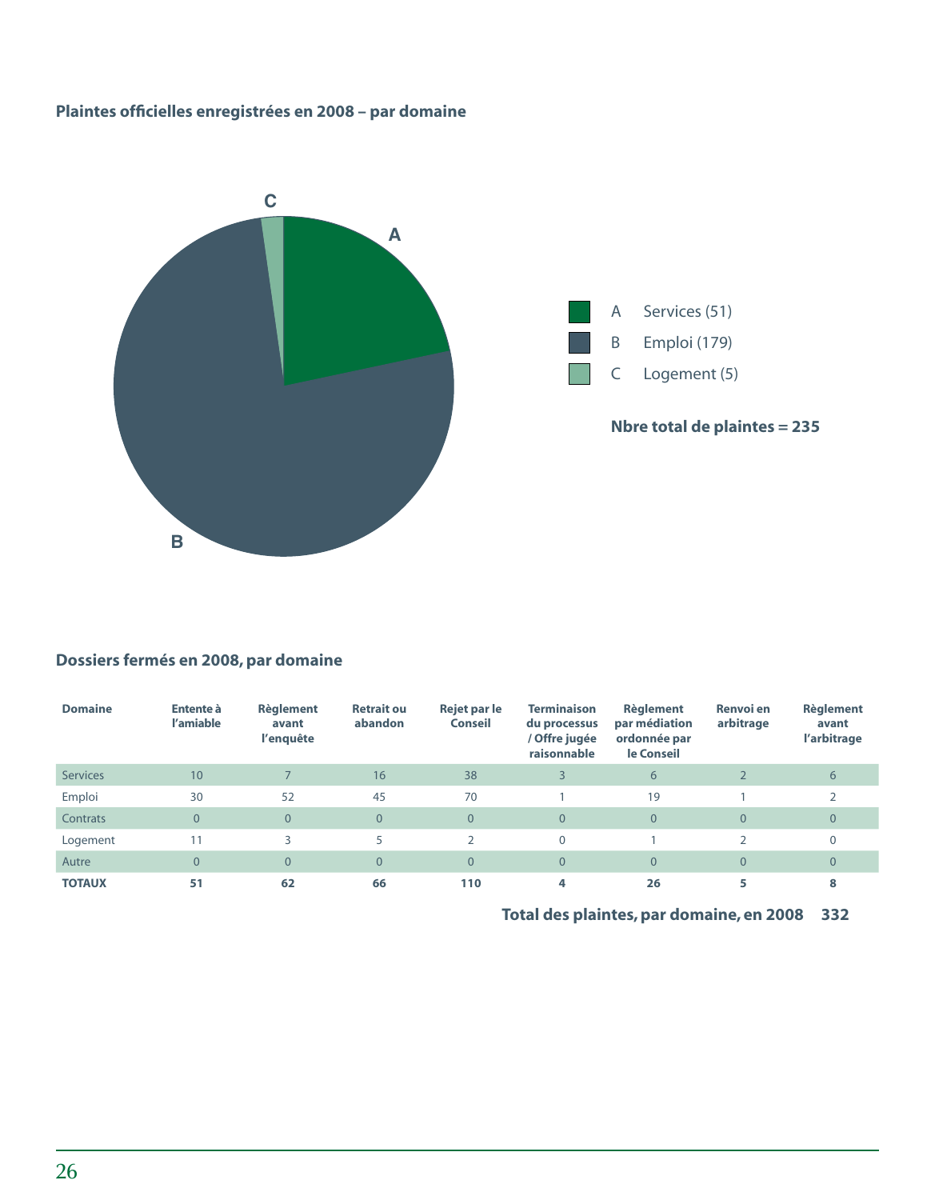**Plaintes officielles enregistrées en 2008 – par domaine**

A Services (51)
B Emploi (179)
C Logement (5)

**Nbre total de plaintes = 235**

**Dossiers fermés en 2008, par domaine**

| Domaine | Entente à l'amiable | Règlement avant l'enquête | Retrait ou abandon | Rejet par le Conseil | Terminaison du processus / Offre jugée raisonnable | Règlement par médiation ordonnée par le Conseil | Renvoi en arbitrage | Règlement avant l'arbitrage |
|---|---|---|---|---|---|---|---|---|
| Services | 10 | 7 | 16 | 38 | 3 | 6 | 2 | 6 |
| Emploi | 30 | 52 | 45 | 70 | 1 | 19 | 1 | 2 |
| Contrats | 0 | 0 | 0 | 0 | 0 | 0 | 0 | 0 |
| Logement | 11 | 3 | 5 | 2 | 0 | 1 | 2 | 0 |
| Autre | 0 | 0 | 0 | 0 | 0 | 0 | 0 | 0 |
| **TOTAUX** | **51** | **62** | **66** | **110** | **4** | **26** | **5** | **8** |

**Total des plaintes, par domaine, en 2008 332**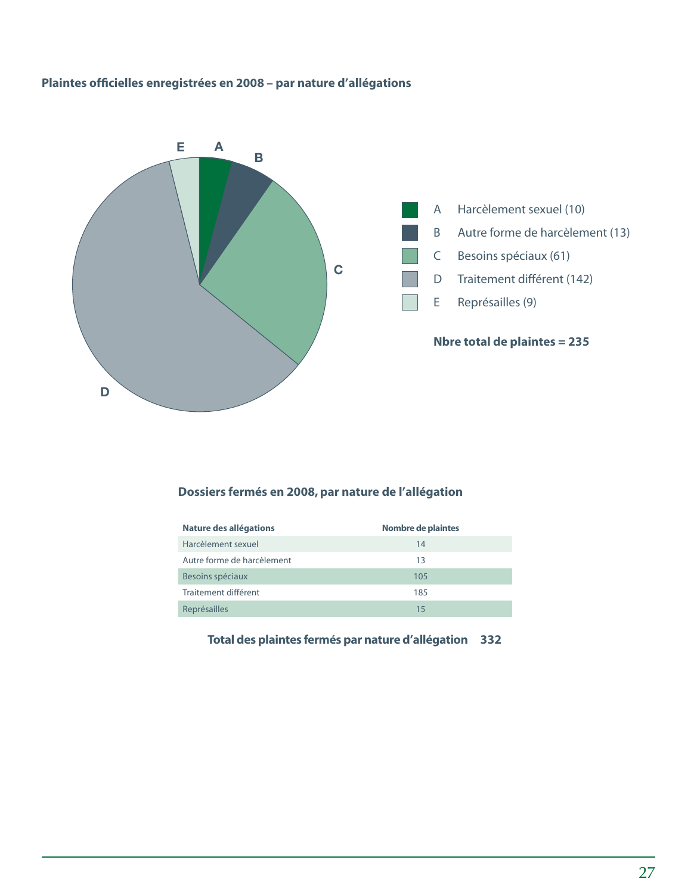**Plaintes officielles enregistrées en 2008 – par nature d'allégations**

- A Harcèlement sexuel (10)
- B Autre forme de harcèlement (13)
- C Besoins spéciaux (61)
- D Traitement différent (142)
- E Représailles (9)

**Nbre total de plaintes = 235**

**Dossiers fermés en 2008, par nature de l'allégation**

| Nature des allégations | Nombre de plaintes |
|---|---|
| Harcèlement sexuel | 14 |
| Autre forme de harcèlement | 13 |
| Besoins spéciaux | 105 |
| Traitement différent | 185 |
| Représailles | 15 |

**Total des plaintes fermés par nature d'allégation 332**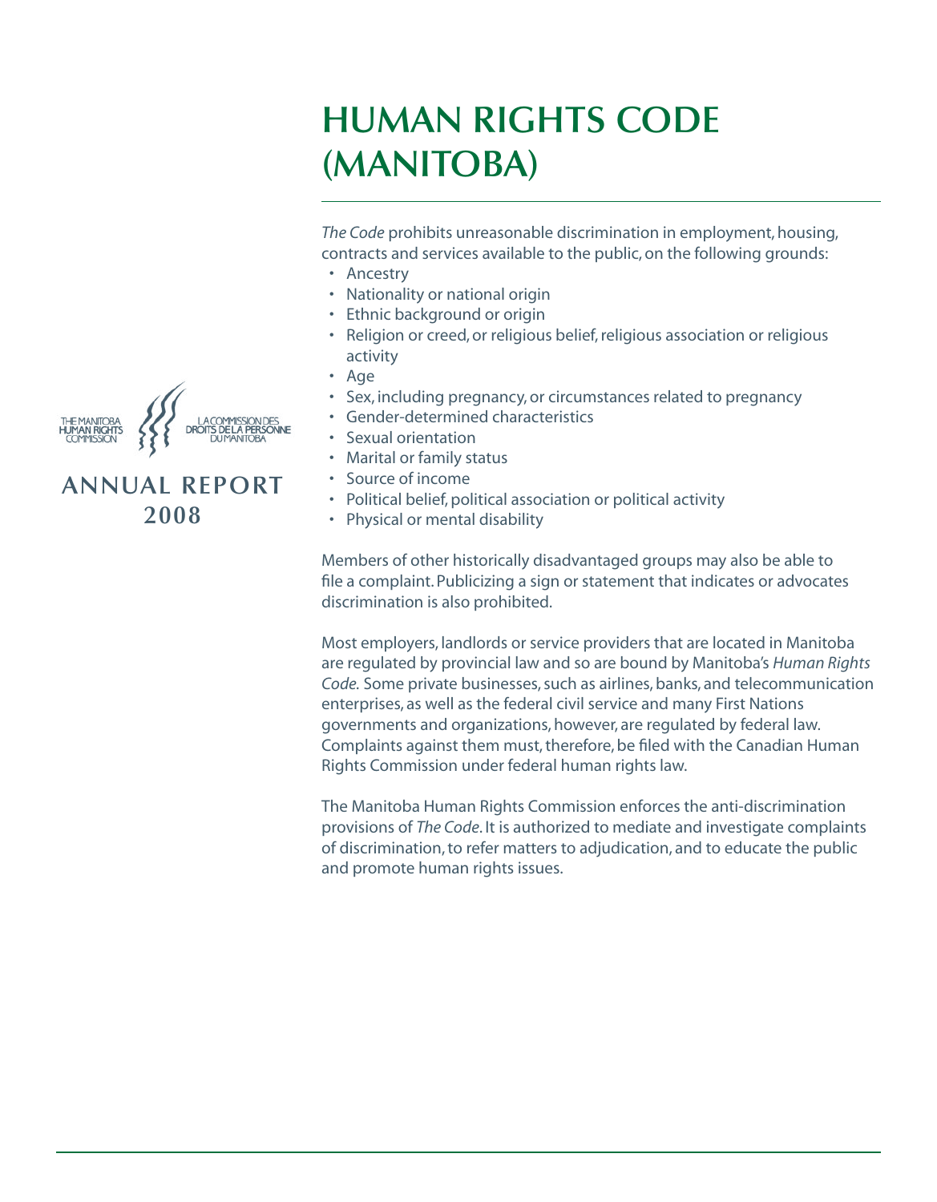# HUMAN RIGHTS CODE (MANITOBA)

THE MANITOBA HUMAN RIGHTS COMMISSION

LA COMMISSION DES DROITS DE LA PERSONNE DU MANITOBA

ANNUAL REPORT 2008

*The Code* prohibits unreasonable discrimination in employment, housing, contracts and services available to the public, on the following grounds:

- Ancestry
- Nationality or national origin
- Ethnic background or origin
- Religion or creed, or religious belief, religious association or religious activity
- Age
- Sex, including pregnancy, or circumstances related to pregnancy
- Gender-determined characteristics
- Sexual orientation
- Marital or family status
- Source of income
- Political belief, political association or political activity
- Physical or mental disability

Members of other historically disadvantaged groups may also be able to file a complaint. Publicizing a sign or statement that indicates or advocates discrimination is also prohibited.

Most employers, landlords or service providers that are located in Manitoba are regulated by provincial law and so are bound by Manitoba's *Human Rights Code.* Some private businesses, such as airlines, banks, and telecommunication enterprises, as well as the federal civil service and many First Nations governments and organizations, however, are regulated by federal law. Complaints against them must, therefore, be filed with the Canadian Human Rights Commission under federal human rights law.

The Manitoba Human Rights Commission enforces the anti-discrimination provisions of *The Code*. It is authorized to mediate and investigate complaints of discrimination, to refer matters to adjudication, and to educate the public and promote human rights issues.